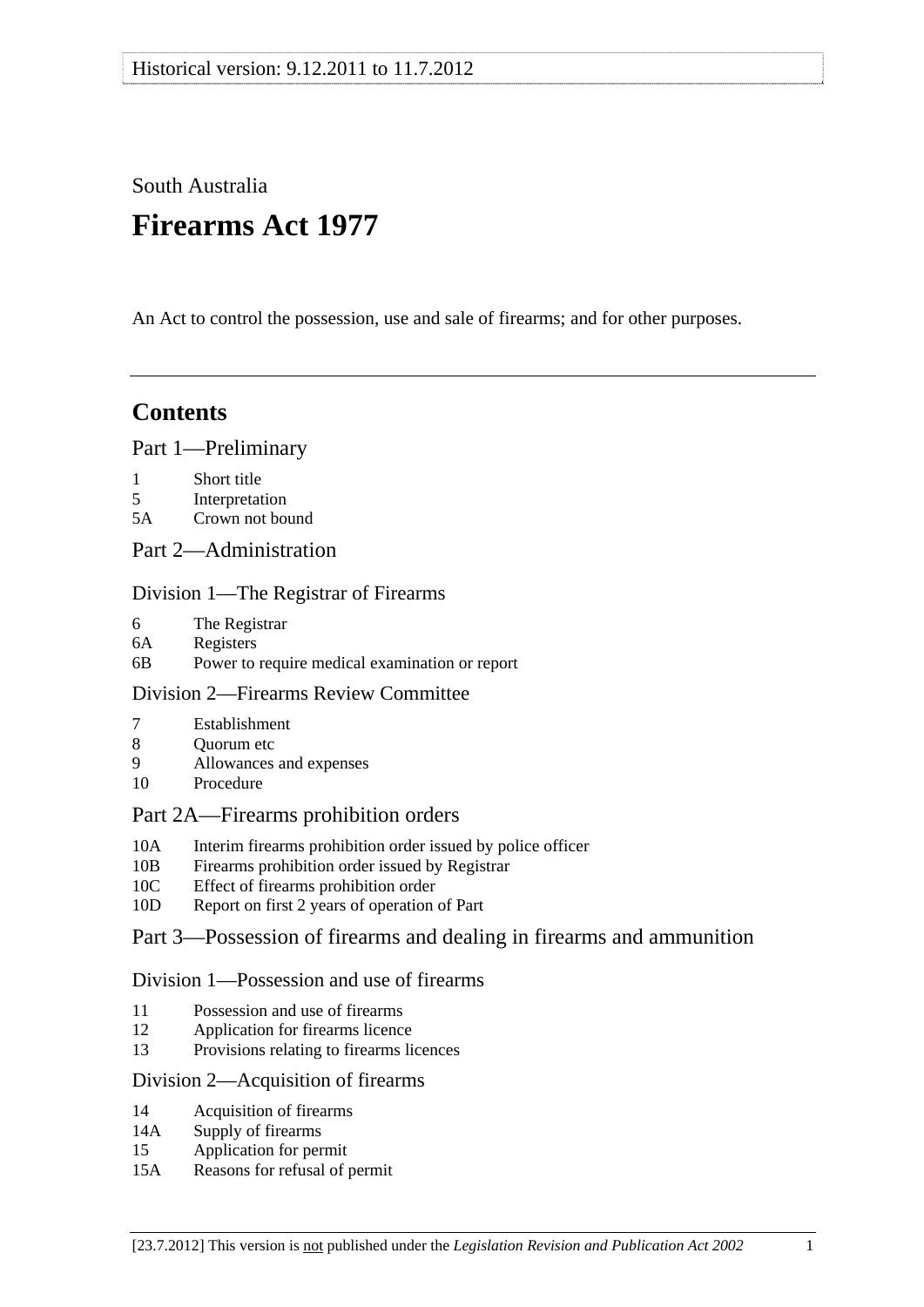Historical version: 9.12.2011 to 11.7.2012

South Australia

# Firearms Act 1977

An Act to control the possession, use and sale of firearms; and for other purposes.

---

## Contents

### Part 1—Preliminary

1 Short title
5 Interpretation
5A Crown not bound

### Part 2—Administration

#### Division 1—The Registrar of Firearms

6 The Registrar
6A Registers
6B Power to require medical examination or report

#### Division 2—Firearms Review Committee

7 Establishment
8 Quorum etc
9 Allowances and expenses
10 Procedure

### Part 2A—Firearms prohibition orders

10A Interim firearms prohibition order issued by police officer
10B Firearms prohibition order issued by Registrar
10C Effect of firearms prohibition order
10D Report on first 2 years of operation of Part

### Part 3—Possession of firearms and dealing in firearms and ammunition

#### Division 1—Possession and use of firearms

11 Possession and use of firearms
12 Application for firearms licence
13 Provisions relating to firearms licences

#### Division 2—Acquisition of firearms

14 Acquisition of firearms
14A Supply of firearms
15 Application for permit
15A Reasons for refusal of permit

[23.7.2012] This version is not published under the *Legislation Revision and Publication Act 2002*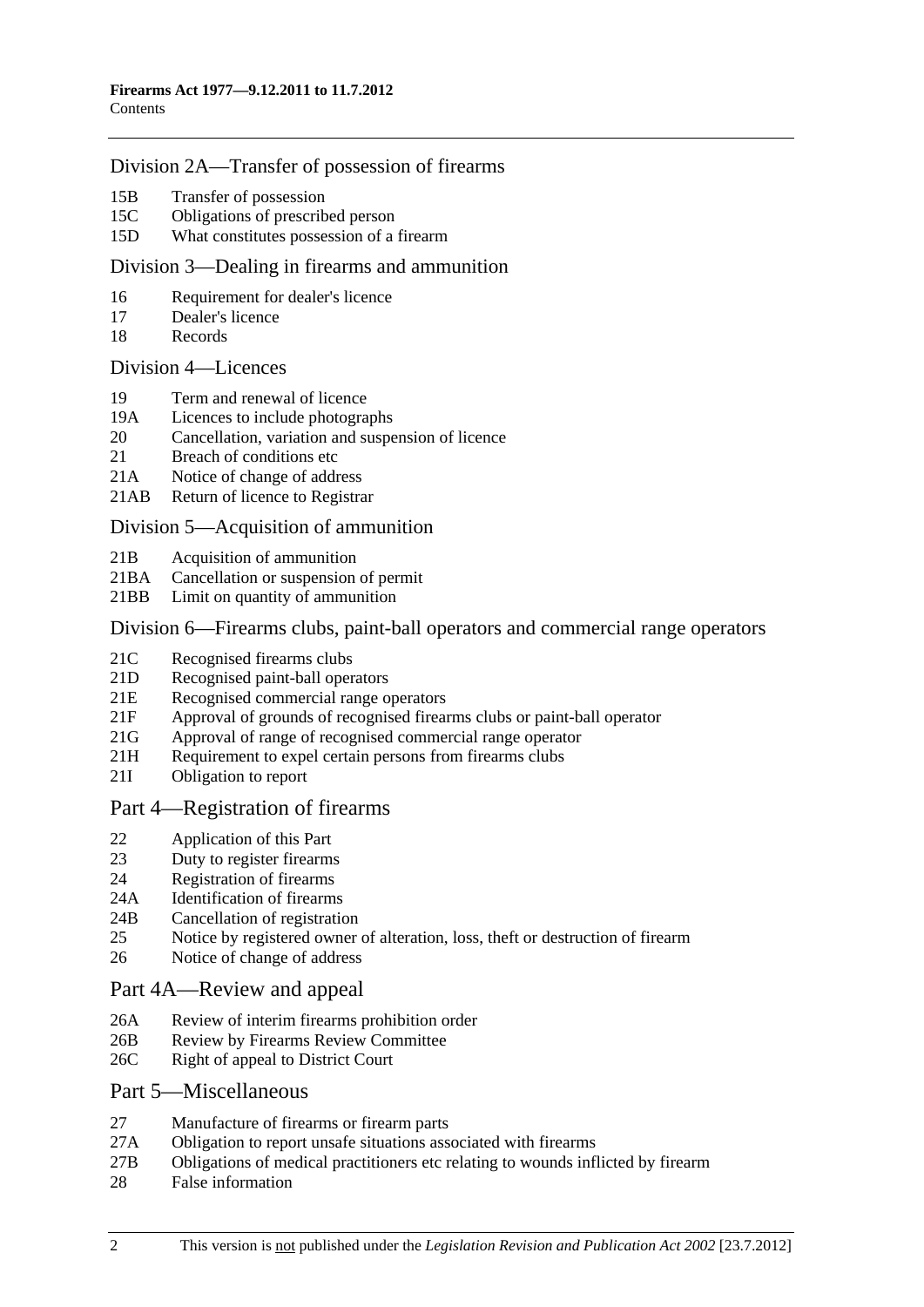## Division 2A—Transfer of possession of firearms

- 15B Transfer of possession
- 15C Obligations of prescribed person
- 15D What constitutes possession of a firearm

## Division 3—Dealing in firearms and ammunition

- 16 Requirement for dealer's licence
- 17 Dealer's licence
- 18 Records

## Division 4—Licences

- 19 Term and renewal of licence
- 19A Licences to include photographs
- 20 Cancellation, variation and suspension of licence
- 21 Breach of conditions etc
- 21A Notice of change of address
- 21AB Return of licence to Registrar

## Division 5—Acquisition of ammunition

- 21B Acquisition of ammunition
- 21BA Cancellation or suspension of permit
- 21BB Limit on quantity of ammunition

## Division 6—Firearms clubs, paint-ball operators and commercial range operators

- 21C Recognised firearms clubs
- 21D Recognised paint-ball operators
- 21E Recognised commercial range operators
- 21F Approval of grounds of recognised firearms clubs or paint-ball operator
- 21G Approval of range of recognised commercial range operator
- 21H Requirement to expel certain persons from firearms clubs
- 21I Obligation to report

# Part 4—Registration of firearms

- 22 Application of this Part
- 23 Duty to register firearms
- 24 Registration of firearms
- 24A Identification of firearms
- 24B Cancellation of registration
- 25 Notice by registered owner of alteration, loss, theft or destruction of firearm
- 26 Notice of change of address

# Part 4A—Review and appeal

- 26A Review of interim firearms prohibition order
- 26B Review by Firearms Review Committee
- 26C Right of appeal to District Court

# Part 5—Miscellaneous

- 27 Manufacture of firearms or firearm parts
- 27A Obligation to report unsafe situations associated with firearms
- 27B Obligations of medical practitioners etc relating to wounds inflicted by firearm
- 28 False information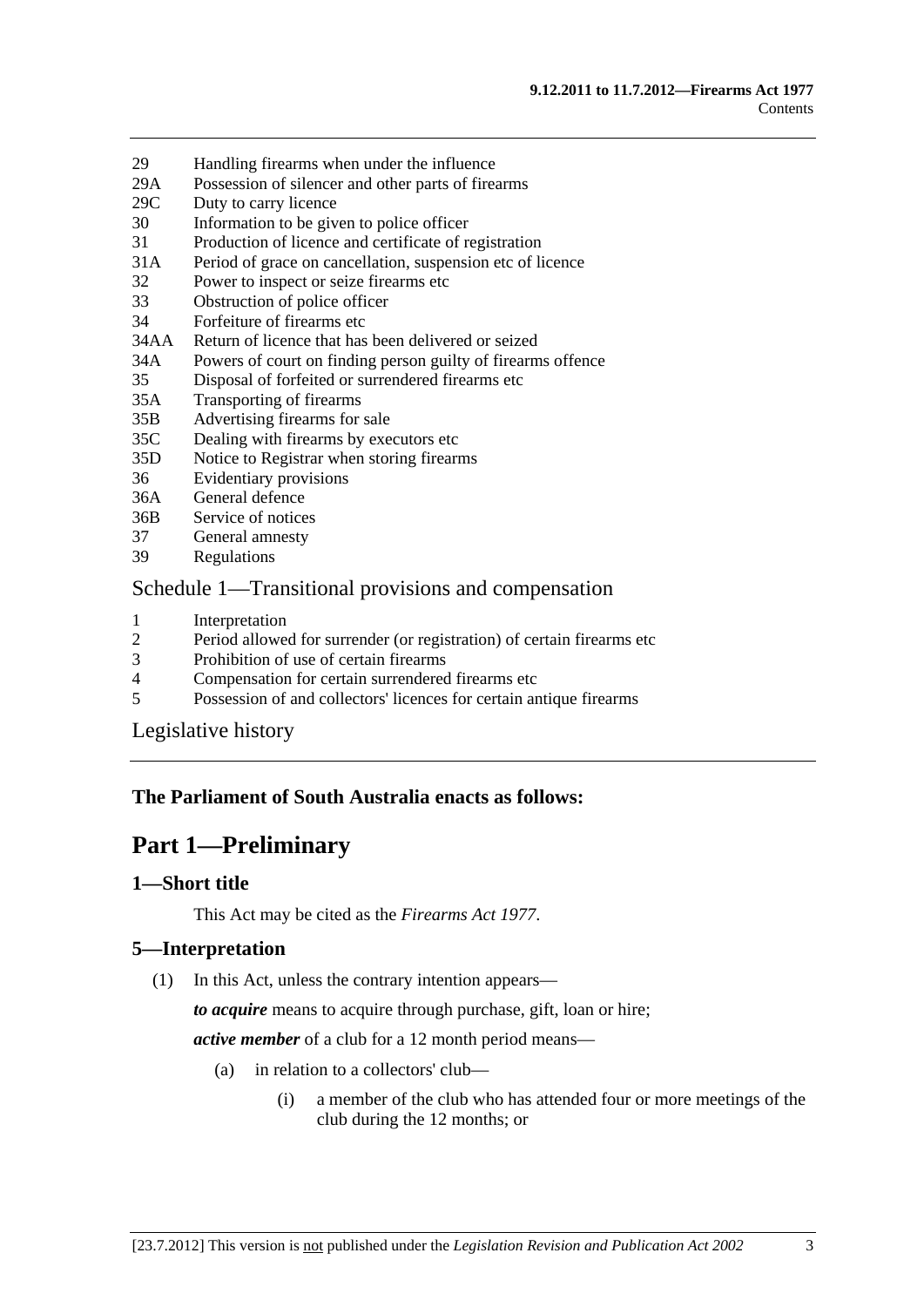29 Handling firearms when under the influence
29A Possession of silencer and other parts of firearms
29C Duty to carry licence
30 Information to be given to police officer
31 Production of licence and certificate of registration
31A Period of grace on cancellation, suspension etc of licence
32 Power to inspect or seize firearms etc
33 Obstruction of police officer
34 Forfeiture of firearms etc
34AA Return of licence that has been delivered or seized
34A Powers of court on finding person guilty of firearms offence
35 Disposal of forfeited or surrendered firearms etc
35A Transporting of firearms
35B Advertising firearms for sale
35C Dealing with firearms by executors etc
35D Notice to Registrar when storing firearms
36 Evidentiary provisions
36A General defence
36B Service of notices
37 General amnesty
39 Regulations

Schedule 1—Transitional provisions and compensation

1 Interpretation
2 Period allowed for surrender (or registration) of certain firearms etc
3 Prohibition of use of certain firearms
4 Compensation for certain surrendered firearms etc
5 Possession of and collectors' licences for certain antique firearms

Legislative history

**The Parliament of South Australia enacts as follows:**

# Part 1—Preliminary

## 1—Short title

This Act may be cited as the *Firearms Act 1977*.

## 5—Interpretation

(1) In this Act, unless the contrary intention appears—

***to acquire*** means to acquire through purchase, gift, loan or hire;

***active member*** of a club for a 12 month period means—

(a) in relation to a collectors' club—

(i) a member of the club who has attended four or more meetings of the club during the 12 months; or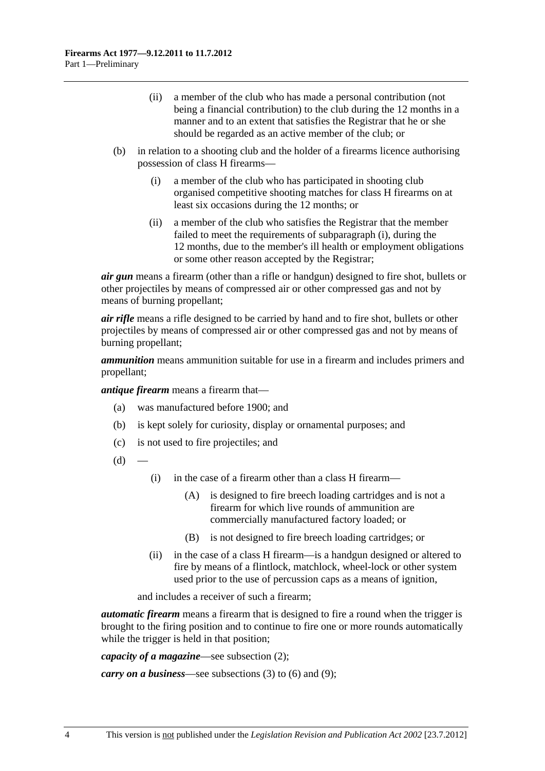(ii) a member of the club who has made a personal contribution (not being a financial contribution) to the club during the 12 months in a manner and to an extent that satisfies the Registrar that he or she should be regarded as an active member of the club; or

(b) in relation to a shooting club and the holder of a firearms licence authorising possession of class H firearms—

(i) a member of the club who has participated in shooting club organised competitive shooting matches for class H firearms on at least six occasions during the 12 months; or

(ii) a member of the club who satisfies the Registrar that the member failed to meet the requirements of subparagraph (i), during the 12 months, due to the member's ill health or employment obligations or some other reason accepted by the Registrar;

***air gun*** means a firearm (other than a rifle or handgun) designed to fire shot, bullets or other projectiles by means of compressed air or other compressed gas and not by means of burning propellant;

***air rifle*** means a rifle designed to be carried by hand and to fire shot, bullets or other projectiles by means of compressed air or other compressed gas and not by means of burning propellant;

***ammunition*** means ammunition suitable for use in a firearm and includes primers and propellant;

***antique firearm*** means a firearm that—

(a) was manufactured before 1900; and

(b) is kept solely for curiosity, display or ornamental purposes; and

(c) is not used to fire projectiles; and

(d) —

(i) in the case of a firearm other than a class H firearm—

(A) is designed to fire breech loading cartridges and is not a firearm for which live rounds of ammunition are commercially manufactured factory loaded; or

(B) is not designed to fire breech loading cartridges; or

(ii) in the case of a class H firearm—is a handgun designed or altered to fire by means of a flintlock, matchlock, wheel-lock or other system used prior to the use of percussion caps as a means of ignition,

and includes a receiver of such a firearm;

***automatic firearm*** means a firearm that is designed to fire a round when the trigger is brought to the firing position and to continue to fire one or more rounds automatically while the trigger is held in that position;

***capacity of a magazine***—see subsection (2);

***carry on a business***—see subsections (3) to (6) and (9);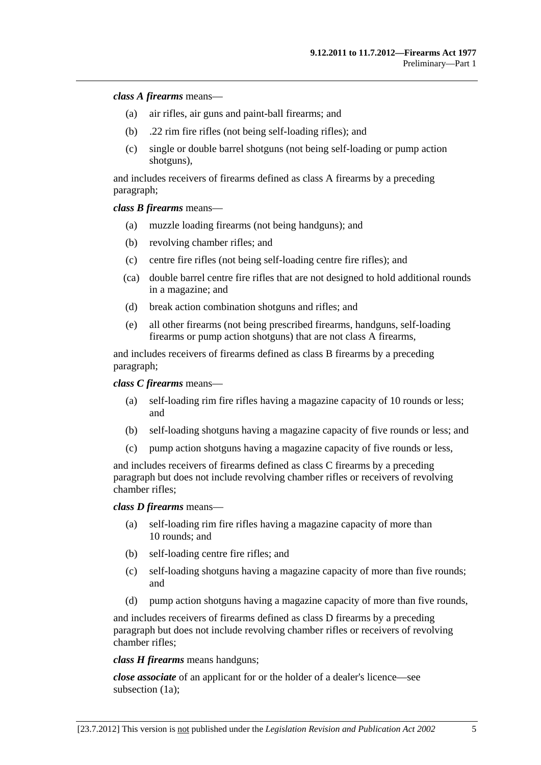***class A firearms*** means—

- (a) air rifles, air guns and paint-ball firearms; and
- (b) .22 rim fire rifles (not being self-loading rifles); and
- (c) single or double barrel shotguns (not being self-loading or pump action shotguns),

and includes receivers of firearms defined as class A firearms by a preceding paragraph;

***class B firearms*** means—

- (a) muzzle loading firearms (not being handguns); and
- (b) revolving chamber rifles; and
- (c) centre fire rifles (not being self-loading centre fire rifles); and
- (ca) double barrel centre fire rifles that are not designed to hold additional rounds in a magazine; and
- (d) break action combination shotguns and rifles; and
- (e) all other firearms (not being prescribed firearms, handguns, self-loading firearms or pump action shotguns) that are not class A firearms,

and includes receivers of firearms defined as class B firearms by a preceding paragraph;

***class C firearms*** means—

- (a) self-loading rim fire rifles having a magazine capacity of 10 rounds or less; and
- (b) self-loading shotguns having a magazine capacity of five rounds or less; and
- (c) pump action shotguns having a magazine capacity of five rounds or less,

and includes receivers of firearms defined as class C firearms by a preceding paragraph but does not include revolving chamber rifles or receivers of revolving chamber rifles;

***class D firearms*** means—

- (a) self-loading rim fire rifles having a magazine capacity of more than 10 rounds; and
- (b) self-loading centre fire rifles; and
- (c) self-loading shotguns having a magazine capacity of more than five rounds; and
- (d) pump action shotguns having a magazine capacity of more than five rounds,

and includes receivers of firearms defined as class D firearms by a preceding paragraph but does not include revolving chamber rifles or receivers of revolving chamber rifles;

***class H firearms*** means handguns;

***close associate*** of an applicant for or the holder of a dealer's licence—see subsection (1a);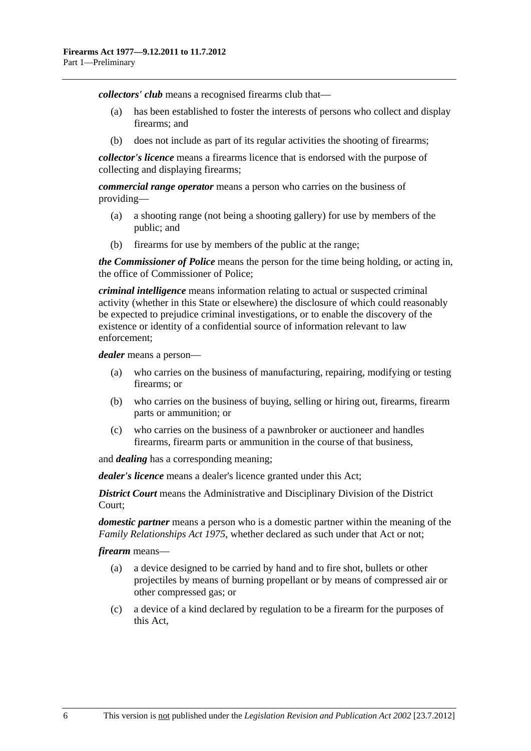***collectors' club*** means a recognised firearms club that—

(a) has been established to foster the interests of persons who collect and display firearms; and

(b) does not include as part of its regular activities the shooting of firearms;

***collector's licence*** means a firearms licence that is endorsed with the purpose of collecting and displaying firearms;

***commercial range operator*** means a person who carries on the business of providing—

(a) a shooting range (not being a shooting gallery) for use by members of the public; and

(b) firearms for use by members of the public at the range;

***the Commissioner of Police*** means the person for the time being holding, or acting in, the office of Commissioner of Police;

***criminal intelligence*** means information relating to actual or suspected criminal activity (whether in this State or elsewhere) the disclosure of which could reasonably be expected to prejudice criminal investigations, or to enable the discovery of the existence or identity of a confidential source of information relevant to law enforcement;

***dealer*** means a person—

(a) who carries on the business of manufacturing, repairing, modifying or testing firearms; or

(b) who carries on the business of buying, selling or hiring out, firearms, firearm parts or ammunition; or

(c) who carries on the business of a pawnbroker or auctioneer and handles firearms, firearm parts or ammunition in the course of that business,

and ***dealing*** has a corresponding meaning;

***dealer's licence*** means a dealer's licence granted under this Act;

***District Court*** means the Administrative and Disciplinary Division of the District Court;

***domestic partner*** means a person who is a domestic partner within the meaning of the *Family Relationships Act 1975*, whether declared as such under that Act or not;

***firearm*** means—

(a) a device designed to be carried by hand and to fire shot, bullets or other projectiles by means of burning propellant or by means of compressed air or other compressed gas; or

(c) a device of a kind declared by regulation to be a firearm for the purposes of this Act,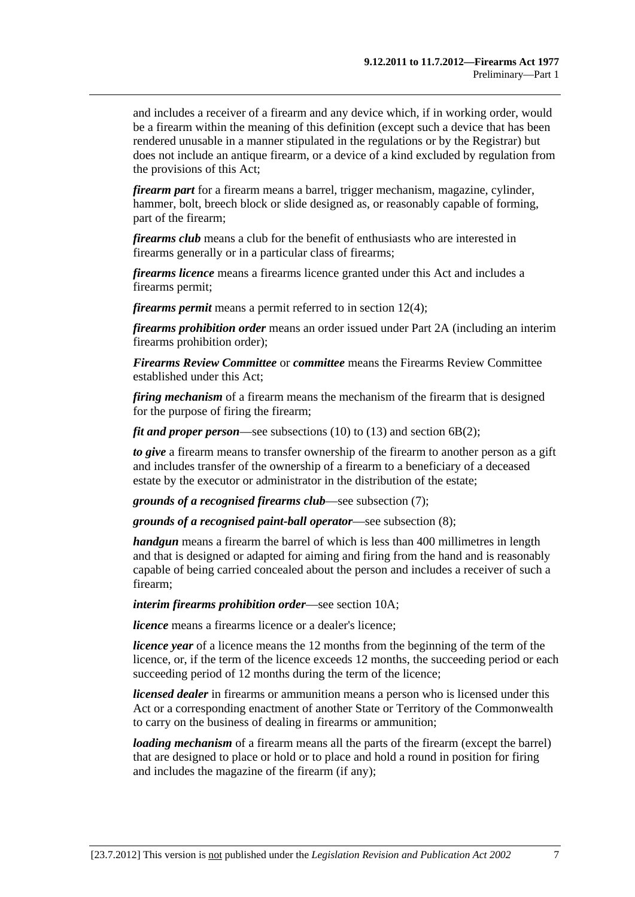and includes a receiver of a firearm and any device which, if in working order, would be a firearm within the meaning of this definition (except such a device that has been rendered unusable in a manner stipulated in the regulations or by the Registrar) but does not include an antique firearm, or a device of a kind excluded by regulation from the provisions of this Act;

***firearm part*** for a firearm means a barrel, trigger mechanism, magazine, cylinder, hammer, bolt, breech block or slide designed as, or reasonably capable of forming, part of the firearm;

***firearms club*** means a club for the benefit of enthusiasts who are interested in firearms generally or in a particular class of firearms;

***firearms licence*** means a firearms licence granted under this Act and includes a firearms permit;

***firearms permit*** means a permit referred to in section 12(4);

***firearms prohibition order*** means an order issued under Part 2A (including an interim firearms prohibition order);

***Firearms Review Committee*** or ***committee*** means the Firearms Review Committee established under this Act;

***firing mechanism*** of a firearm means the mechanism of the firearm that is designed for the purpose of firing the firearm;

***fit and proper person***—see subsections (10) to (13) and section 6B(2);

***to give*** a firearm means to transfer ownership of the firearm to another person as a gift and includes transfer of the ownership of a firearm to a beneficiary of a deceased estate by the executor or administrator in the distribution of the estate;

***grounds of a recognised firearms club***—see subsection (7);

***grounds of a recognised paint-ball operator***—see subsection (8);

***handgun*** means a firearm the barrel of which is less than 400 millimetres in length and that is designed or adapted for aiming and firing from the hand and is reasonably capable of being carried concealed about the person and includes a receiver of such a firearm;

***interim firearms prohibition order***—see section 10A;

***licence*** means a firearms licence or a dealer's licence;

***licence year*** of a licence means the 12 months from the beginning of the term of the licence, or, if the term of the licence exceeds 12 months, the succeeding period or each succeeding period of 12 months during the term of the licence;

***licensed dealer*** in firearms or ammunition means a person who is licensed under this Act or a corresponding enactment of another State or Territory of the Commonwealth to carry on the business of dealing in firearms or ammunition;

***loading mechanism*** of a firearm means all the parts of the firearm (except the barrel) that are designed to place or hold or to place and hold a round in position for firing and includes the magazine of the firearm (if any);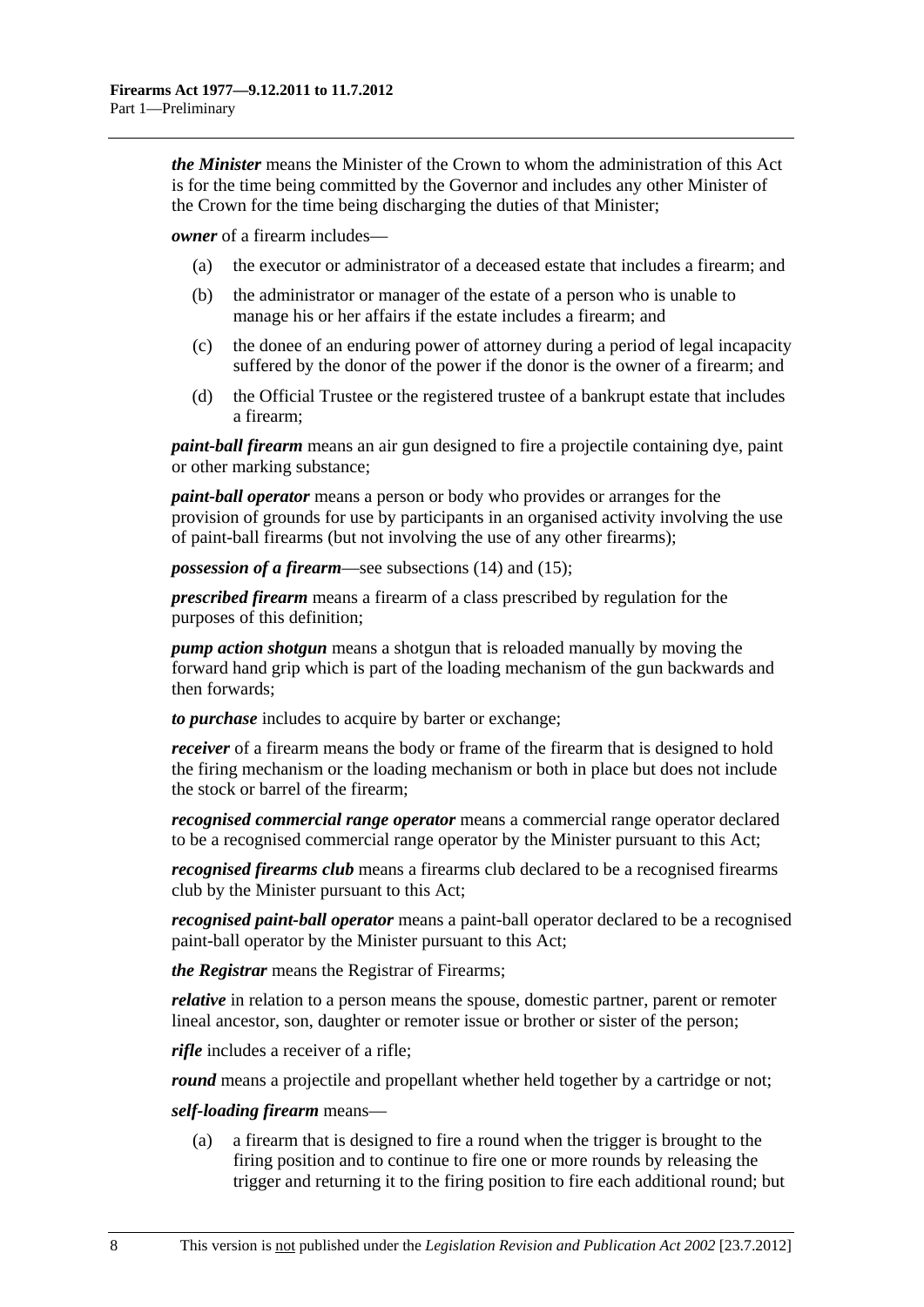***the Minister*** means the Minister of the Crown to whom the administration of this Act is for the time being committed by the Governor and includes any other Minister of the Crown for the time being discharging the duties of that Minister;

***owner*** of a firearm includes—

(a) the executor or administrator of a deceased estate that includes a firearm; and

(b) the administrator or manager of the estate of a person who is unable to manage his or her affairs if the estate includes a firearm; and

(c) the donee of an enduring power of attorney during a period of legal incapacity suffered by the donor of the power if the donor is the owner of a firearm; and

(d) the Official Trustee or the registered trustee of a bankrupt estate that includes a firearm;

***paint-ball firearm*** means an air gun designed to fire a projectile containing dye, paint or other marking substance;

***paint-ball operator*** means a person or body who provides or arranges for the provision of grounds for use by participants in an organised activity involving the use of paint-ball firearms (but not involving the use of any other firearms);

***possession of a firearm***—see subsections (14) and (15);

***prescribed firearm*** means a firearm of a class prescribed by regulation for the purposes of this definition;

***pump action shotgun*** means a shotgun that is reloaded manually by moving the forward hand grip which is part of the loading mechanism of the gun backwards and then forwards;

***to purchase*** includes to acquire by barter or exchange;

***receiver*** of a firearm means the body or frame of the firearm that is designed to hold the firing mechanism or the loading mechanism or both in place but does not include the stock or barrel of the firearm;

***recognised commercial range operator*** means a commercial range operator declared to be a recognised commercial range operator by the Minister pursuant to this Act;

***recognised firearms club*** means a firearms club declared to be a recognised firearms club by the Minister pursuant to this Act;

***recognised paint-ball operator*** means a paint-ball operator declared to be a recognised paint-ball operator by the Minister pursuant to this Act;

***the Registrar*** means the Registrar of Firearms;

***relative*** in relation to a person means the spouse, domestic partner, parent or remoter lineal ancestor, son, daughter or remoter issue or brother or sister of the person;

***rifle*** includes a receiver of a rifle;

***round*** means a projectile and propellant whether held together by a cartridge or not;

***self-loading firearm*** means—

(a) a firearm that is designed to fire a round when the trigger is brought to the firing position and to continue to fire one or more rounds by releasing the trigger and returning it to the firing position to fire each additional round; but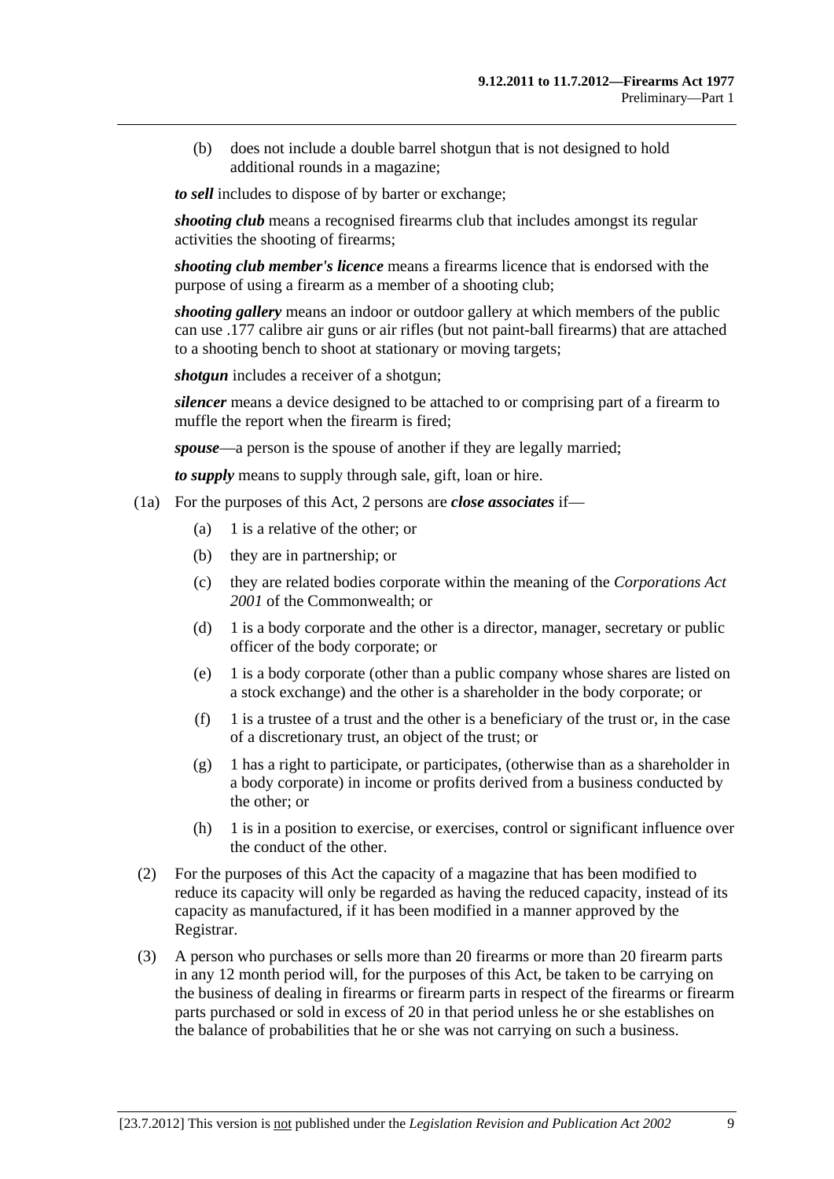(b) does not include a double barrel shotgun that is not designed to hold additional rounds in a magazine;

***to sell*** includes to dispose of by barter or exchange;

***shooting club*** means a recognised firearms club that includes amongst its regular activities the shooting of firearms;

***shooting club member's licence*** means a firearms licence that is endorsed with the purpose of using a firearm as a member of a shooting club;

***shooting gallery*** means an indoor or outdoor gallery at which members of the public can use .177 calibre air guns or air rifles (but not paint-ball firearms) that are attached to a shooting bench to shoot at stationary or moving targets;

***shotgun*** includes a receiver of a shotgun;

***silencer*** means a device designed to be attached to or comprising part of a firearm to muffle the report when the firearm is fired;

***spouse***—a person is the spouse of another if they are legally married;

***to supply*** means to supply through sale, gift, loan or hire.

(1a) For the purposes of this Act, 2 persons are ***close associates*** if—

(a) 1 is a relative of the other; or

(b) they are in partnership; or

(c) they are related bodies corporate within the meaning of the *Corporations Act 2001* of the Commonwealth; or

(d) 1 is a body corporate and the other is a director, manager, secretary or public officer of the body corporate; or

(e) 1 is a body corporate (other than a public company whose shares are listed on a stock exchange) and the other is a shareholder in the body corporate; or

(f) 1 is a trustee of a trust and the other is a beneficiary of the trust or, in the case of a discretionary trust, an object of the trust; or

(g) 1 has a right to participate, or participates, (otherwise than as a shareholder in a body corporate) in income or profits derived from a business conducted by the other; or

(h) 1 is in a position to exercise, or exercises, control or significant influence over the conduct of the other.

(2) For the purposes of this Act the capacity of a magazine that has been modified to reduce its capacity will only be regarded as having the reduced capacity, instead of its capacity as manufactured, if it has been modified in a manner approved by the Registrar.

(3) A person who purchases or sells more than 20 firearms or more than 20 firearm parts in any 12 month period will, for the purposes of this Act, be taken to be carrying on the business of dealing in firearms or firearm parts in respect of the firearms or firearm parts purchased or sold in excess of 20 in that period unless he or she establishes on the balance of probabilities that he or she was not carrying on such a business.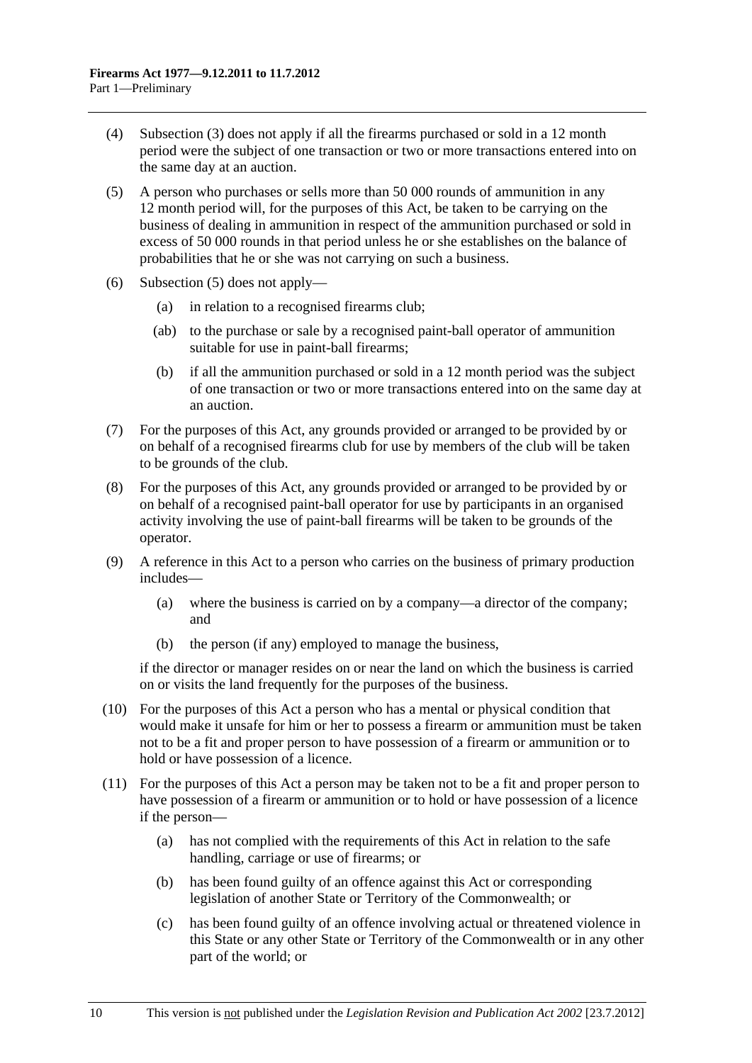(4) Subsection (3) does not apply if all the firearms purchased or sold in a 12 month period were the subject of one transaction or two or more transactions entered into on the same day at an auction.

(5) A person who purchases or sells more than 50 000 rounds of ammunition in any 12 month period will, for the purposes of this Act, be taken to be carrying on the business of dealing in ammunition in respect of the ammunition purchased or sold in excess of 50 000 rounds in that period unless he or she establishes on the balance of probabilities that he or she was not carrying on such a business.

(6) Subsection (5) does not apply—

(a) in relation to a recognised firearms club;

(ab) to the purchase or sale by a recognised paint-ball operator of ammunition suitable for use in paint-ball firearms;

(b) if all the ammunition purchased or sold in a 12 month period was the subject of one transaction or two or more transactions entered into on the same day at an auction.

(7) For the purposes of this Act, any grounds provided or arranged to be provided by or on behalf of a recognised firearms club for use by members of the club will be taken to be grounds of the club.

(8) For the purposes of this Act, any grounds provided or arranged to be provided by or on behalf of a recognised paint-ball operator for use by participants in an organised activity involving the use of paint-ball firearms will be taken to be grounds of the operator.

(9) A reference in this Act to a person who carries on the business of primary production includes—

(a) where the business is carried on by a company—a director of the company; and

(b) the person (if any) employed to manage the business,

if the director or manager resides on or near the land on which the business is carried on or visits the land frequently for the purposes of the business.

(10) For the purposes of this Act a person who has a mental or physical condition that would make it unsafe for him or her to possess a firearm or ammunition must be taken not to be a fit and proper person to have possession of a firearm or ammunition or to hold or have possession of a licence.

(11) For the purposes of this Act a person may be taken not to be a fit and proper person to have possession of a firearm or ammunition or to hold or have possession of a licence if the person—

(a) has not complied with the requirements of this Act in relation to the safe handling, carriage or use of firearms; or

(b) has been found guilty of an offence against this Act or corresponding legislation of another State or Territory of the Commonwealth; or

(c) has been found guilty of an offence involving actual or threatened violence in this State or any other State or Territory of the Commonwealth or in any other part of the world; or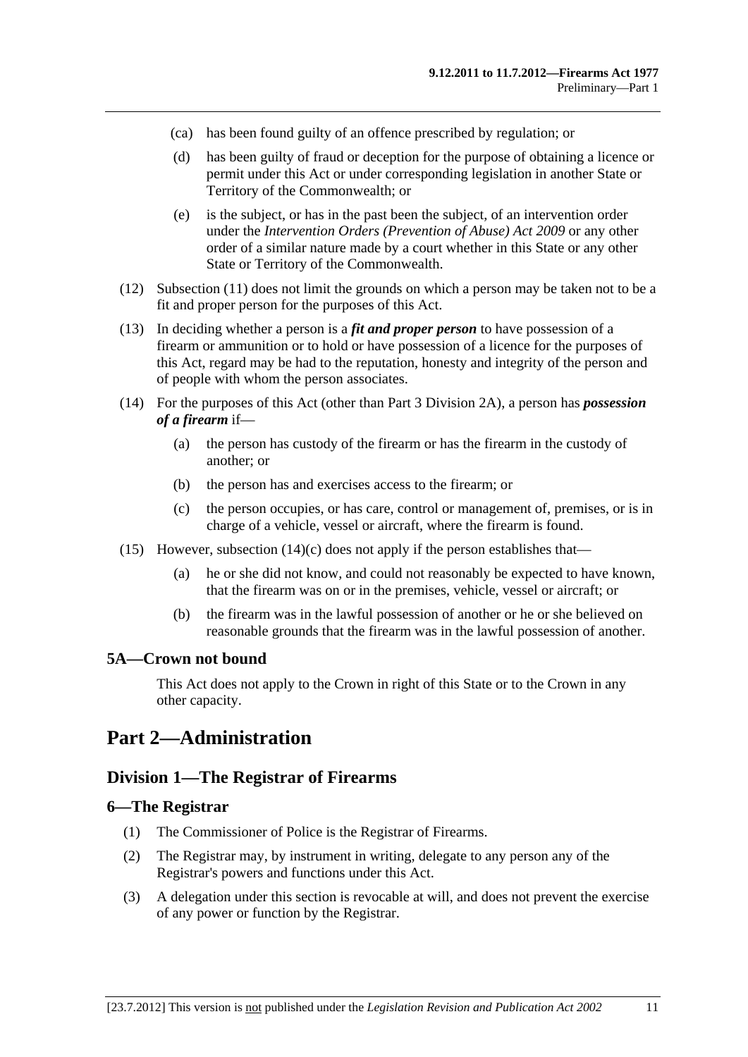(ca) has been found guilty of an offence prescribed by regulation; or

(d) has been guilty of fraud or deception for the purpose of obtaining a licence or permit under this Act or under corresponding legislation in another State or Territory of the Commonwealth; or

(e) is the subject, or has in the past been the subject, of an intervention order under the *Intervention Orders (Prevention of Abuse) Act 2009* or any other order of a similar nature made by a court whether in this State or any other State or Territory of the Commonwealth.

(12) Subsection (11) does not limit the grounds on which a person may be taken not to be a fit and proper person for the purposes of this Act.

(13) In deciding whether a person is a ***fit and proper person*** to have possession of a firearm or ammunition or to hold or have possession of a licence for the purposes of this Act, regard may be had to the reputation, honesty and integrity of the person and of people with whom the person associates.

(14) For the purposes of this Act (other than Part 3 Division 2A), a person has ***possession of a firearm*** if—

(a) the person has custody of the firearm or has the firearm in the custody of another; or

(b) the person has and exercises access to the firearm; or

(c) the person occupies, or has care, control or management of, premises, or is in charge of a vehicle, vessel or aircraft, where the firearm is found.

(15) However, subsection (14)(c) does not apply if the person establishes that—

(a) he or she did not know, and could not reasonably be expected to have known, that the firearm was on or in the premises, vehicle, vessel or aircraft; or

(b) the firearm was in the lawful possession of another or he or she believed on reasonable grounds that the firearm was in the lawful possession of another.

### 5A—Crown not bound

This Act does not apply to the Crown in right of this State or to the Crown in any other capacity.

# Part 2—Administration

## Division 1—The Registrar of Firearms

### 6—The Registrar

(1) The Commissioner of Police is the Registrar of Firearms.

(2) The Registrar may, by instrument in writing, delegate to any person any of the Registrar's powers and functions under this Act.

(3) A delegation under this section is revocable at will, and does not prevent the exercise of any power or function by the Registrar.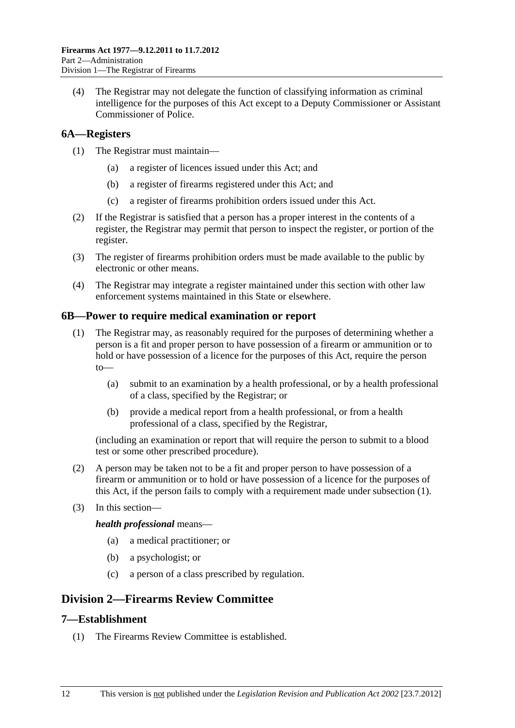(4) The Registrar may not delegate the function of classifying information as criminal intelligence for the purposes of this Act except to a Deputy Commissioner or Assistant Commissioner of Police.

## 6A—Registers

(1) The Registrar must maintain—

(a) a register of licences issued under this Act; and

(b) a register of firearms registered under this Act; and

(c) a register of firearms prohibition orders issued under this Act.

(2) If the Registrar is satisfied that a person has a proper interest in the contents of a register, the Registrar may permit that person to inspect the register, or portion of the register.

(3) The register of firearms prohibition orders must be made available to the public by electronic or other means.

(4) The Registrar may integrate a register maintained under this section with other law enforcement systems maintained in this State or elsewhere.

## 6B—Power to require medical examination or report

(1) The Registrar may, as reasonably required for the purposes of determining whether a person is a fit and proper person to have possession of a firearm or ammunition or to hold or have possession of a licence for the purposes of this Act, require the person to—

(a) submit to an examination by a health professional, or by a health professional of a class, specified by the Registrar; or

(b) provide a medical report from a health professional, or from a health professional of a class, specified by the Registrar,

(including an examination or report that will require the person to submit to a blood test or some other prescribed procedure).

(2) A person may be taken not to be a fit and proper person to have possession of a firearm or ammunition or to hold or have possession of a licence for the purposes of this Act, if the person fails to comply with a requirement made under subsection (1).

(3) In this section—

***health professional*** means—

(a) a medical practitioner; or

(b) a psychologist; or

(c) a person of a class prescribed by regulation.

# Division 2—Firearms Review Committee

## 7—Establishment

(1) The Firearms Review Committee is established.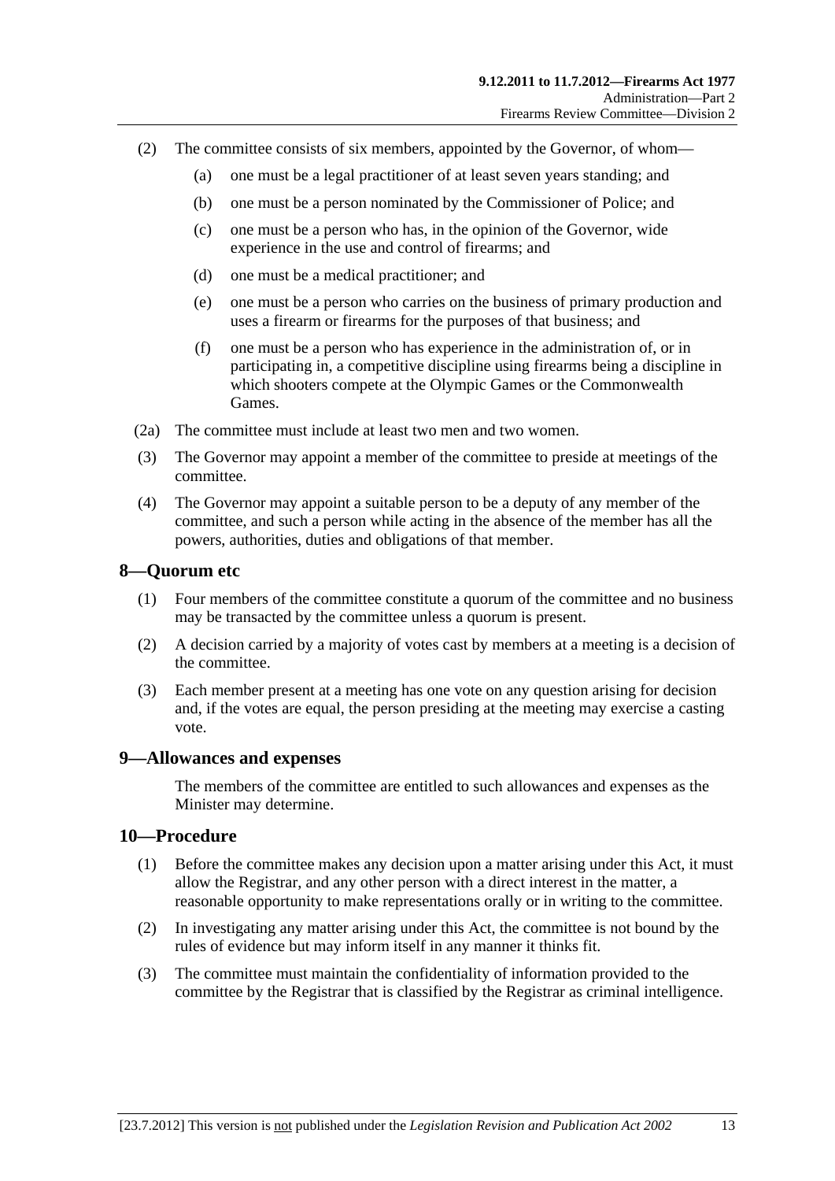(2) The committee consists of six members, appointed by the Governor, of whom—

- (a) one must be a legal practitioner of at least seven years standing; and
- (b) one must be a person nominated by the Commissioner of Police; and
- (c) one must be a person who has, in the opinion of the Governor, wide experience in the use and control of firearms; and
- (d) one must be a medical practitioner; and
- (e) one must be a person who carries on the business of primary production and uses a firearm or firearms for the purposes of that business; and
- (f) one must be a person who has experience in the administration of, or in participating in, a competitive discipline using firearms being a discipline in which shooters compete at the Olympic Games or the Commonwealth Games.

(2a) The committee must include at least two men and two women.

(3) The Governor may appoint a member of the committee to preside at meetings of the committee.

(4) The Governor may appoint a suitable person to be a deputy of any member of the committee, and such a person while acting in the absence of the member has all the powers, authorities, duties and obligations of that member.

## 8—Quorum etc

(1) Four members of the committee constitute a quorum of the committee and no business may be transacted by the committee unless a quorum is present.

(2) A decision carried by a majority of votes cast by members at a meeting is a decision of the committee.

(3) Each member present at a meeting has one vote on any question arising for decision and, if the votes are equal, the person presiding at the meeting may exercise a casting vote.

## 9—Allowances and expenses

The members of the committee are entitled to such allowances and expenses as the Minister may determine.

## 10—Procedure

(1) Before the committee makes any decision upon a matter arising under this Act, it must allow the Registrar, and any other person with a direct interest in the matter, a reasonable opportunity to make representations orally or in writing to the committee.

(2) In investigating any matter arising under this Act, the committee is not bound by the rules of evidence but may inform itself in any manner it thinks fit.

(3) The committee must maintain the confidentiality of information provided to the committee by the Registrar that is classified by the Registrar as criminal intelligence.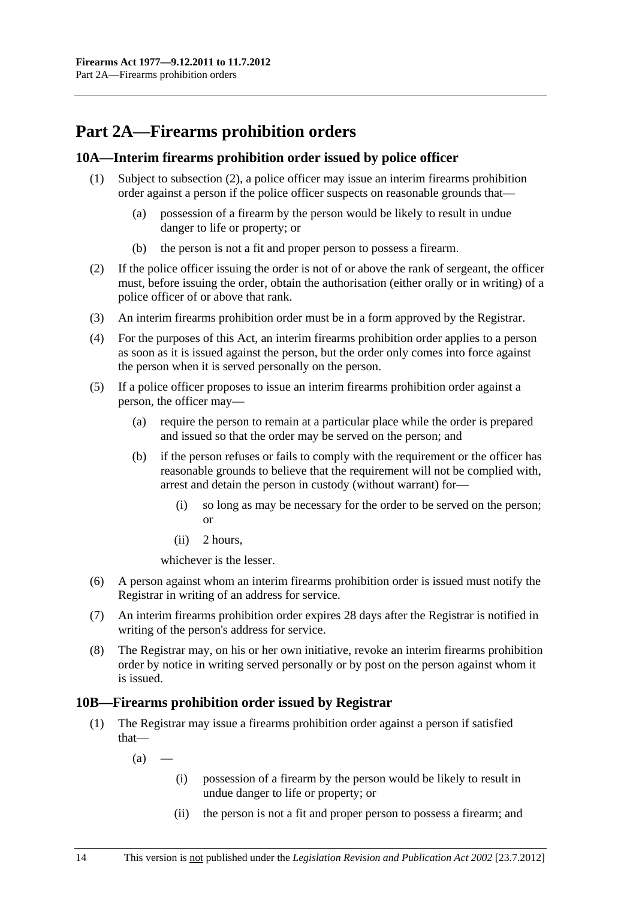# Part 2A—Firearms prohibition orders

## 10A—Interim firearms prohibition order issued by police officer

(1) Subject to subsection (2), a police officer may issue an interim firearms prohibition order against a person if the police officer suspects on reasonable grounds that—

  (a) possession of a firearm by the person would be likely to result in undue danger to life or property; or

  (b) the person is not a fit and proper person to possess a firearm.

(2) If the police officer issuing the order is not of or above the rank of sergeant, the officer must, before issuing the order, obtain the authorisation (either orally or in writing) of a police officer of or above that rank.

(3) An interim firearms prohibition order must be in a form approved by the Registrar.

(4) For the purposes of this Act, an interim firearms prohibition order applies to a person as soon as it is issued against the person, but the order only comes into force against the person when it is served personally on the person.

(5) If a police officer proposes to issue an interim firearms prohibition order against a person, the officer may—

  (a) require the person to remain at a particular place while the order is prepared and issued so that the order may be served on the person; and

  (b) if the person refuses or fails to comply with the requirement or the officer has reasonable grounds to believe that the requirement will not be complied with, arrest and detain the person in custody (without warrant) for—

    (i) so long as may be necessary for the order to be served on the person; or

    (ii) 2 hours,

  whichever is the lesser.

(6) A person against whom an interim firearms prohibition order is issued must notify the Registrar in writing of an address for service.

(7) An interim firearms prohibition order expires 28 days after the Registrar is notified in writing of the person's address for service.

(8) The Registrar may, on his or her own initiative, revoke an interim firearms prohibition order by notice in writing served personally or by post on the person against whom it is issued.

## 10B—Firearms prohibition order issued by Registrar

(1) The Registrar may issue a firearms prohibition order against a person if satisfied that—

  (a) —

    (i) possession of a firearm by the person would be likely to result in undue danger to life or property; or

    (ii) the person is not a fit and proper person to possess a firearm; and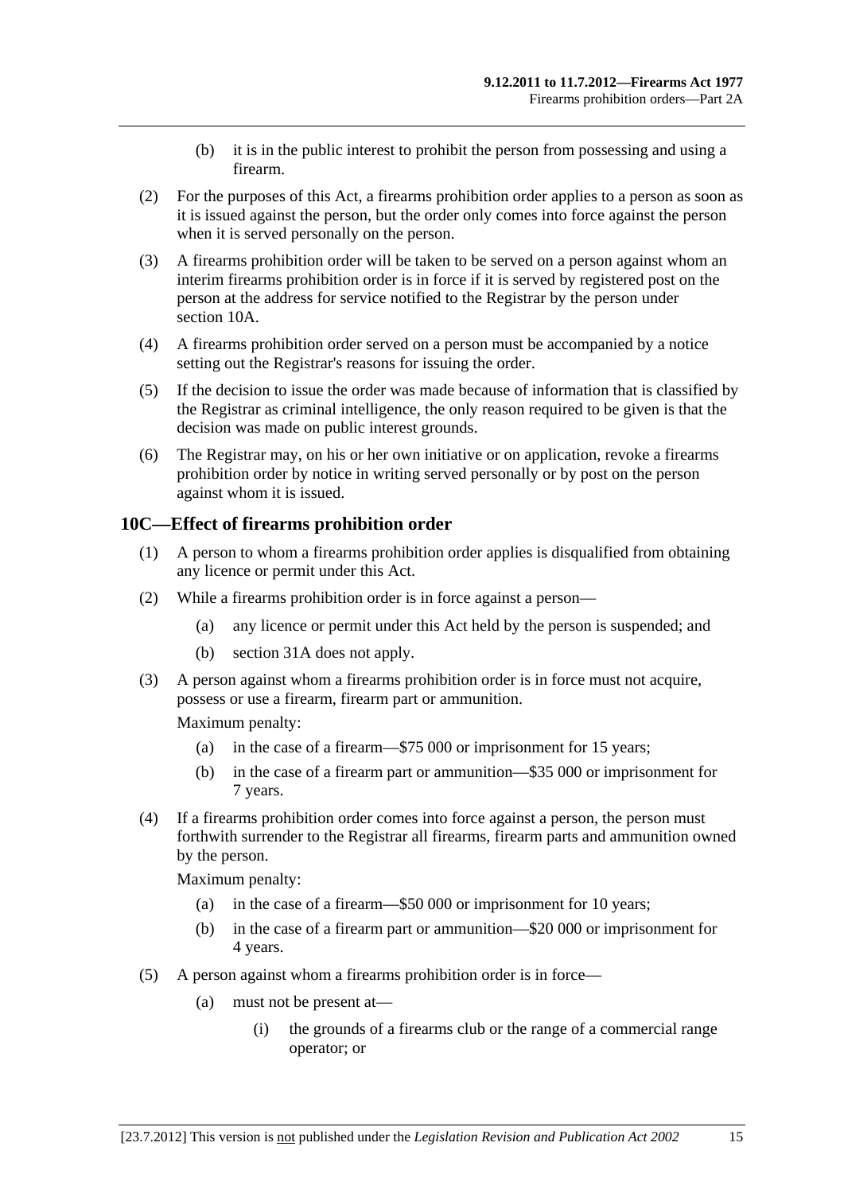(b) it is in the public interest to prohibit the person from possessing and using a firearm.

(2) For the purposes of this Act, a firearms prohibition order applies to a person as soon as it is issued against the person, but the order only comes into force against the person when it is served personally on the person.

(3) A firearms prohibition order will be taken to be served on a person against whom an interim firearms prohibition order is in force if it is served by registered post on the person at the address for service notified to the Registrar by the person under section 10A.

(4) A firearms prohibition order served on a person must be accompanied by a notice setting out the Registrar's reasons for issuing the order.

(5) If the decision to issue the order was made because of information that is classified by the Registrar as criminal intelligence, the only reason required to be given is that the decision was made on public interest grounds.

(6) The Registrar may, on his or her own initiative or on application, revoke a firearms prohibition order by notice in writing served personally or by post on the person against whom it is issued.

## 10C—Effect of firearms prohibition order

(1) A person to whom a firearms prohibition order applies is disqualified from obtaining any licence or permit under this Act.

(2) While a firearms prohibition order is in force against a person—

(a) any licence or permit under this Act held by the person is suspended; and

(b) section 31A does not apply.

(3) A person against whom a firearms prohibition order is in force must not acquire, possess or use a firearm, firearm part or ammunition.

Maximum penalty:

(a) in the case of a firearm—$75 000 or imprisonment for 15 years;

(b) in the case of a firearm part or ammunition—$35 000 or imprisonment for 7 years.

(4) If a firearms prohibition order comes into force against a person, the person must forthwith surrender to the Registrar all firearms, firearm parts and ammunition owned by the person.

Maximum penalty:

(a) in the case of a firearm—$50 000 or imprisonment for 10 years;

(b) in the case of a firearm part or ammunition—$20 000 or imprisonment for 4 years.

(5) A person against whom a firearms prohibition order is in force—

(a) must not be present at—

(i) the grounds of a firearms club or the range of a commercial range operator; or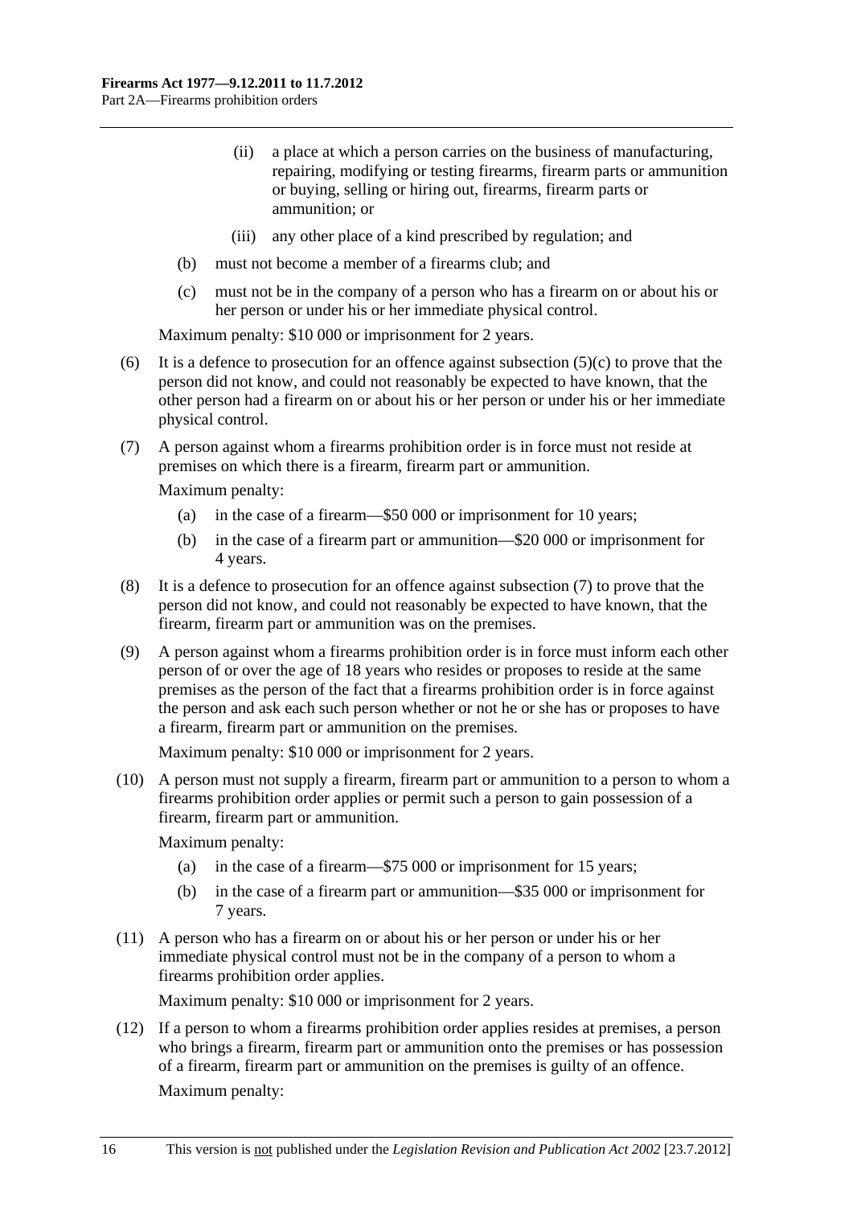(ii) a place at which a person carries on the business of manufacturing, repairing, modifying or testing firearms, firearm parts or ammunition or buying, selling or hiring out, firearms, firearm parts or ammunition; or

(iii) any other place of a kind prescribed by regulation; and

(b) must not become a member of a firearms club; and

(c) must not be in the company of a person who has a firearm on or about his or her person or under his or her immediate physical control.

Maximum penalty: $10 000 or imprisonment for 2 years.

(6) It is a defence to prosecution for an offence against subsection (5)(c) to prove that the person did not know, and could not reasonably be expected to have known, that the other person had a firearm on or about his or her person or under his or her immediate physical control.

(7) A person against whom a firearms prohibition order is in force must not reside at premises on which there is a firearm, firearm part or ammunition.

Maximum penalty:

(a) in the case of a firearm—$50 000 or imprisonment for 10 years;

(b) in the case of a firearm part or ammunition—$20 000 or imprisonment for 4 years.

(8) It is a defence to prosecution for an offence against subsection (7) to prove that the person did not know, and could not reasonably be expected to have known, that the firearm, firearm part or ammunition was on the premises.

(9) A person against whom a firearms prohibition order is in force must inform each other person of or over the age of 18 years who resides or proposes to reside at the same premises as the person of the fact that a firearms prohibition order is in force against the person and ask each such person whether or not he or she has or proposes to have a firearm, firearm part or ammunition on the premises.

Maximum penalty: $10 000 or imprisonment for 2 years.

(10) A person must not supply a firearm, firearm part or ammunition to a person to whom a firearms prohibition order applies or permit such a person to gain possession of a firearm, firearm part or ammunition.

Maximum penalty:

(a) in the case of a firearm—$75 000 or imprisonment for 15 years;

(b) in the case of a firearm part or ammunition—$35 000 or imprisonment for 7 years.

(11) A person who has a firearm on or about his or her person or under his or her immediate physical control must not be in the company of a person to whom a firearms prohibition order applies.

Maximum penalty: $10 000 or imprisonment for 2 years.

(12) If a person to whom a firearms prohibition order applies resides at premises, a person who brings a firearm, firearm part or ammunition onto the premises or has possession of a firearm, firearm part or ammunition on the premises is guilty of an offence.

Maximum penalty: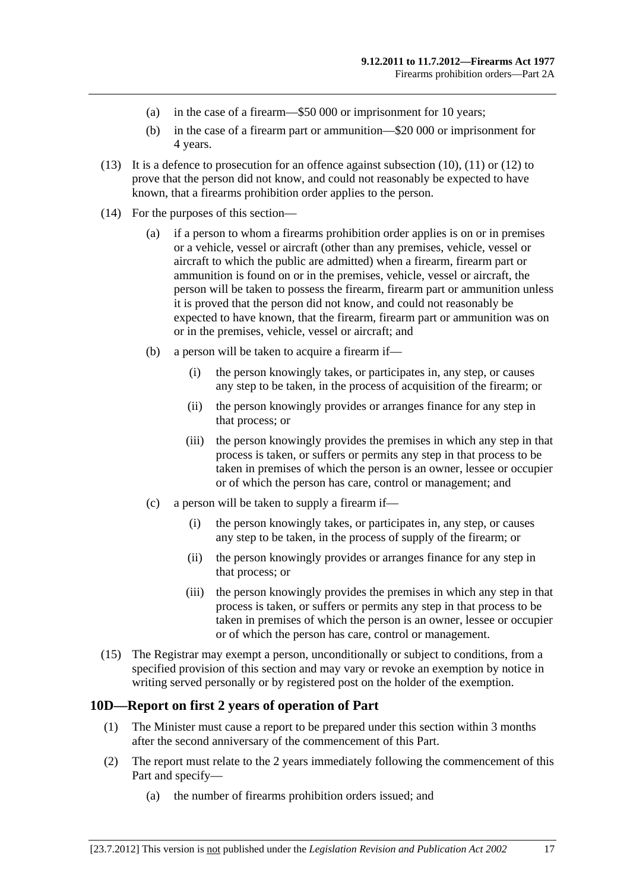(a) in the case of a firearm—$50 000 or imprisonment for 10 years;

(b) in the case of a firearm part or ammunition—$20 000 or imprisonment for 4 years.

(13) It is a defence to prosecution for an offence against subsection (10), (11) or (12) to prove that the person did not know, and could not reasonably be expected to have known, that a firearms prohibition order applies to the person.

(14) For the purposes of this section—

(a) if a person to whom a firearms prohibition order applies is on or in premises or a vehicle, vessel or aircraft (other than any premises, vehicle, vessel or aircraft to which the public are admitted) when a firearm, firearm part or ammunition is found on or in the premises, vehicle, vessel or aircraft, the person will be taken to possess the firearm, firearm part or ammunition unless it is proved that the person did not know, and could not reasonably be expected to have known, that the firearm, firearm part or ammunition was on or in the premises, vehicle, vessel or aircraft; and

(b) a person will be taken to acquire a firearm if—

(i) the person knowingly takes, or participates in, any step, or causes any step to be taken, in the process of acquisition of the firearm; or

(ii) the person knowingly provides or arranges finance for any step in that process; or

(iii) the person knowingly provides the premises in which any step in that process is taken, or suffers or permits any step in that process to be taken in premises of which the person is an owner, lessee or occupier or of which the person has care, control or management; and

(c) a person will be taken to supply a firearm if—

(i) the person knowingly takes, or participates in, any step, or causes any step to be taken, in the process of supply of the firearm; or

(ii) the person knowingly provides or arranges finance for any step in that process; or

(iii) the person knowingly provides the premises in which any step in that process is taken, or suffers or permits any step in that process to be taken in premises of which the person is an owner, lessee or occupier or of which the person has care, control or management.

(15) The Registrar may exempt a person, unconditionally or subject to conditions, from a specified provision of this section and may vary or revoke an exemption by notice in writing served personally or by registered post on the holder of the exemption.

## 10D—Report on first 2 years of operation of Part

(1) The Minister must cause a report to be prepared under this section within 3 months after the second anniversary of the commencement of this Part.

(2) The report must relate to the 2 years immediately following the commencement of this Part and specify—

(a) the number of firearms prohibition orders issued; and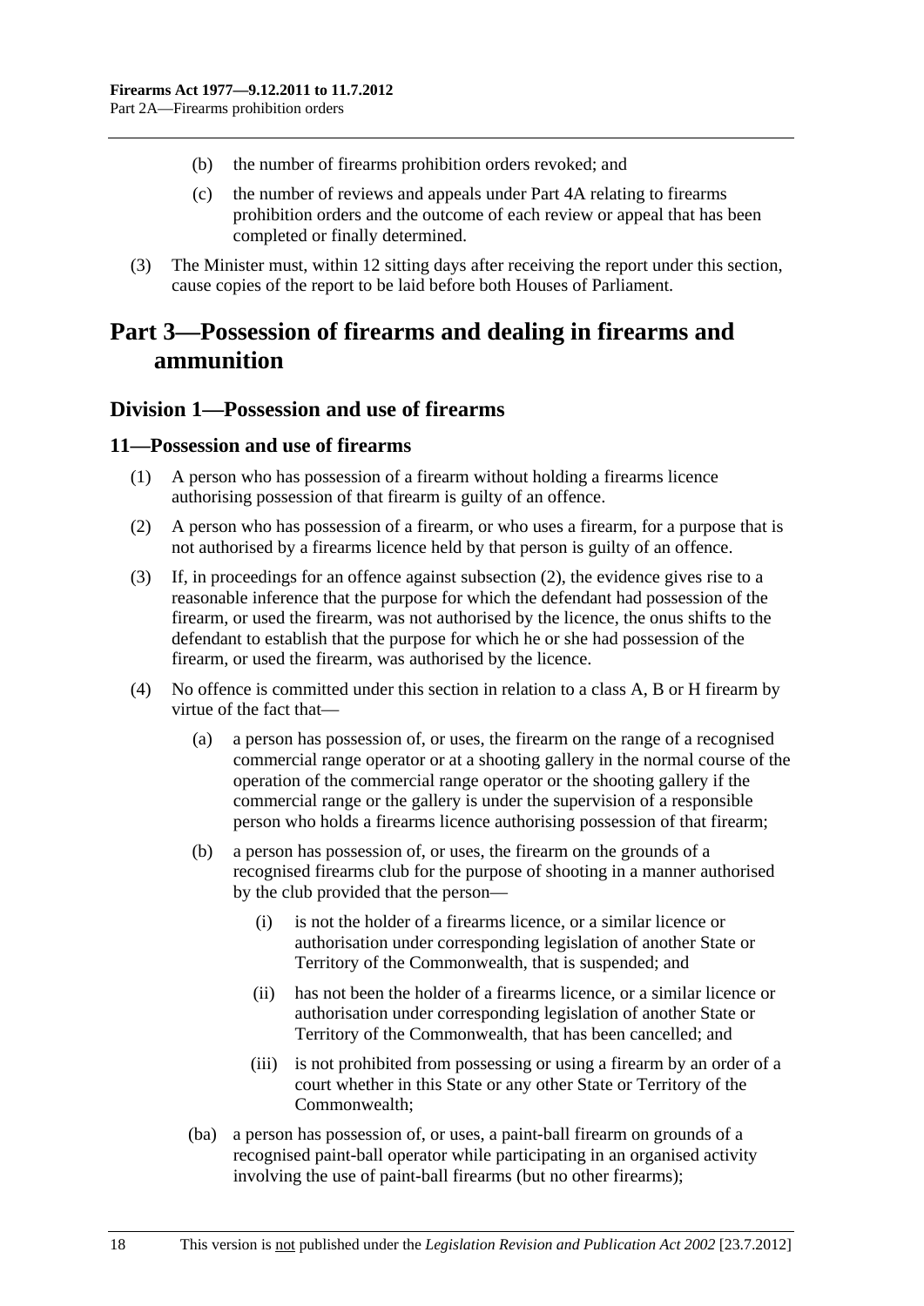(b) the number of firearms prohibition orders revoked; and

(c) the number of reviews and appeals under Part 4A relating to firearms prohibition orders and the outcome of each review or appeal that has been completed or finally determined.

(3) The Minister must, within 12 sitting days after receiving the report under this section, cause copies of the report to be laid before both Houses of Parliament.

# Part 3—Possession of firearms and dealing in firearms and ammunition

## Division 1—Possession and use of firearms

### 11—Possession and use of firearms

(1) A person who has possession of a firearm without holding a firearms licence authorising possession of that firearm is guilty of an offence.

(2) A person who has possession of a firearm, or who uses a firearm, for a purpose that is not authorised by a firearms licence held by that person is guilty of an offence.

(3) If, in proceedings for an offence against subsection (2), the evidence gives rise to a reasonable inference that the purpose for which the defendant had possession of the firearm, or used the firearm, was not authorised by the licence, the onus shifts to the defendant to establish that the purpose for which he or she had possession of the firearm, or used the firearm, was authorised by the licence.

(4) No offence is committed under this section in relation to a class A, B or H firearm by virtue of the fact that—

(a) a person has possession of, or uses, the firearm on the range of a recognised commercial range operator or at a shooting gallery in the normal course of the operation of the commercial range operator or the shooting gallery if the commercial range or the gallery is under the supervision of a responsible person who holds a firearms licence authorising possession of that firearm;

(b) a person has possession of, or uses, the firearm on the grounds of a recognised firearms club for the purpose of shooting in a manner authorised by the club provided that the person—

(i) is not the holder of a firearms licence, or a similar licence or authorisation under corresponding legislation of another State or Territory of the Commonwealth, that is suspended; and

(ii) has not been the holder of a firearms licence, or a similar licence or authorisation under corresponding legislation of another State or Territory of the Commonwealth, that has been cancelled; and

(iii) is not prohibited from possessing or using a firearm by an order of a court whether in this State or any other State or Territory of the Commonwealth;

(ba) a person has possession of, or uses, a paint-ball firearm on grounds of a recognised paint-ball operator while participating in an organised activity involving the use of paint-ball firearms (but no other firearms);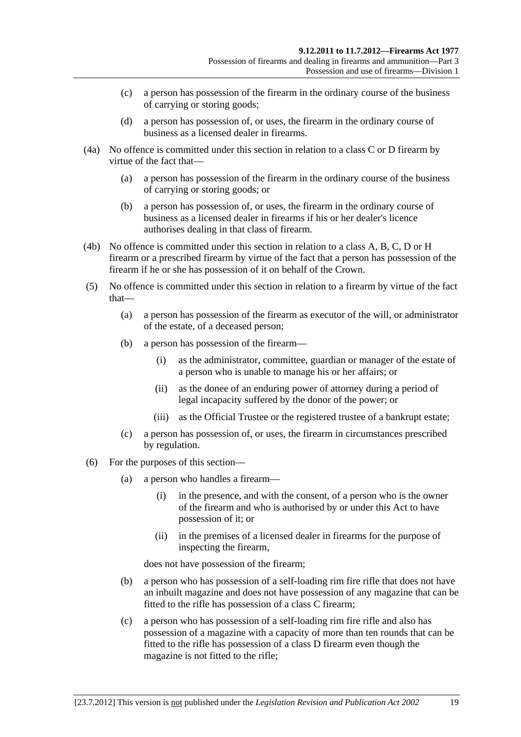(c) a person has possession of the firearm in the ordinary course of the business of carrying or storing goods;

(d) a person has possession of, or uses, the firearm in the ordinary course of business as a licensed dealer in firearms.

(4a) No offence is committed under this section in relation to a class C or D firearm by virtue of the fact that—

(a) a person has possession of the firearm in the ordinary course of the business of carrying or storing goods; or

(b) a person has possession of, or uses, the firearm in the ordinary course of business as a licensed dealer in firearms if his or her dealer's licence authorises dealing in that class of firearm.

(4b) No offence is committed under this section in relation to a class A, B, C, D or H firearm or a prescribed firearm by virtue of the fact that a person has possession of the firearm if he or she has possession of it on behalf of the Crown.

(5) No offence is committed under this section in relation to a firearm by virtue of the fact that—

(a) a person has possession of the firearm as executor of the will, or administrator of the estate, of a deceased person;

(b) a person has possession of the firearm—

(i) as the administrator, committee, guardian or manager of the estate of a person who is unable to manage his or her affairs; or

(ii) as the donee of an enduring power of attorney during a period of legal incapacity suffered by the donor of the power; or

(iii) as the Official Trustee or the registered trustee of a bankrupt estate;

(c) a person has possession of, or uses, the firearm in circumstances prescribed by regulation.

(6) For the purposes of this section—

(a) a person who handles a firearm—

(i) in the presence, and with the consent, of a person who is the owner of the firearm and who is authorised by or under this Act to have possession of it; or

(ii) in the premises of a licensed dealer in firearms for the purpose of inspecting the firearm,

does not have possession of the firearm;

(b) a person who has possession of a self-loading rim fire rifle that does not have an inbuilt magazine and does not have possession of any magazine that can be fitted to the rifle has possession of a class C firearm;

(c) a person who has possession of a self-loading rim fire rifle and also has possession of a magazine with a capacity of more than ten rounds that can be fitted to the rifle has possession of a class D firearm even though the magazine is not fitted to the rifle;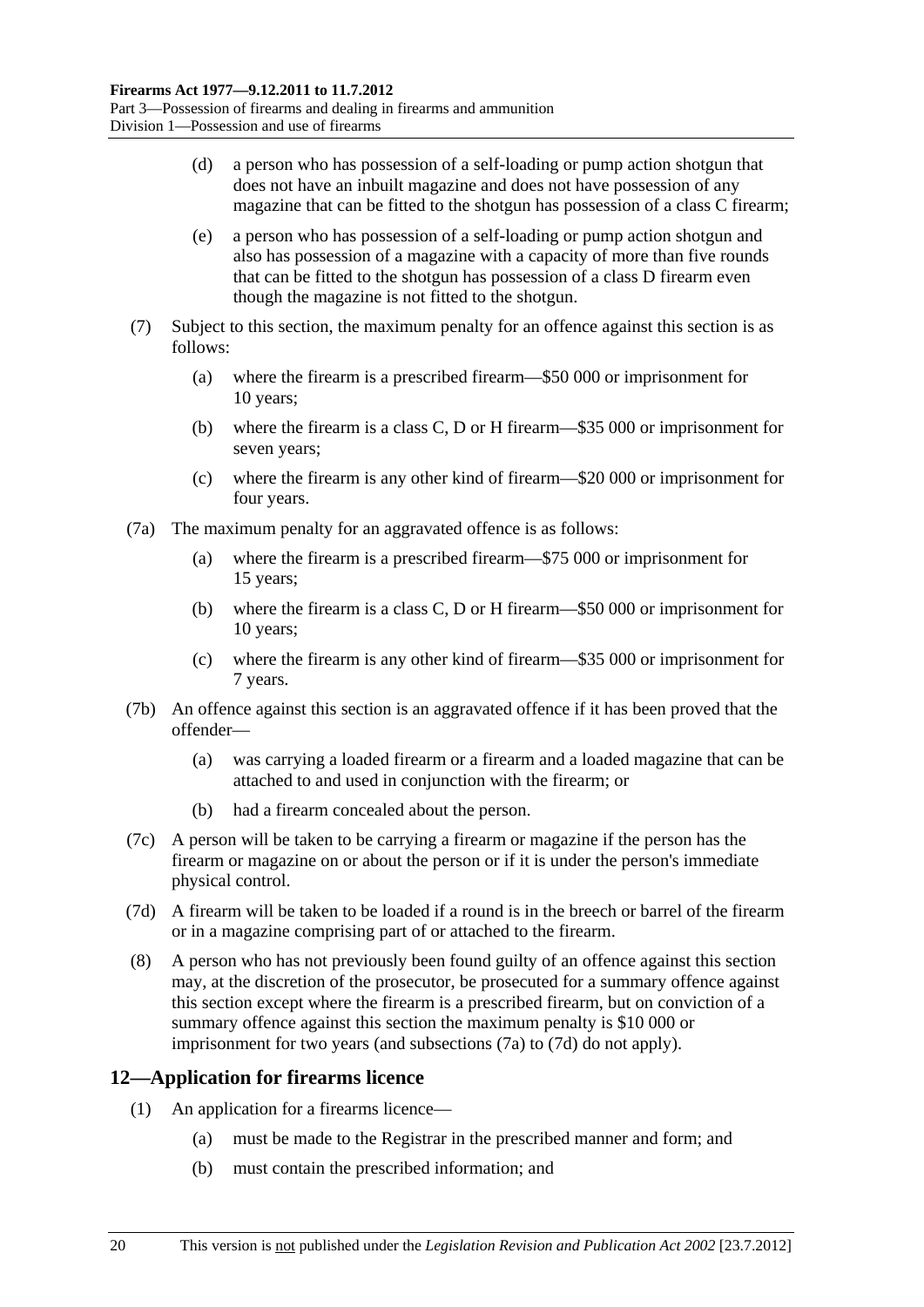(d) a person who has possession of a self-loading or pump action shotgun that does not have an inbuilt magazine and does not have possession of any magazine that can be fitted to the shotgun has possession of a class C firearm;

(e) a person who has possession of a self-loading or pump action shotgun and also has possession of a magazine with a capacity of more than five rounds that can be fitted to the shotgun has possession of a class D firearm even though the magazine is not fitted to the shotgun.

(7) Subject to this section, the maximum penalty for an offence against this section is as follows:

(a) where the firearm is a prescribed firearm—$50 000 or imprisonment for 10 years;

(b) where the firearm is a class C, D or H firearm—$35 000 or imprisonment for seven years;

(c) where the firearm is any other kind of firearm—$20 000 or imprisonment for four years.

(7a) The maximum penalty for an aggravated offence is as follows:

(a) where the firearm is a prescribed firearm—$75 000 or imprisonment for 15 years;

(b) where the firearm is a class C, D or H firearm—$50 000 or imprisonment for 10 years;

(c) where the firearm is any other kind of firearm—$35 000 or imprisonment for 7 years.

(7b) An offence against this section is an aggravated offence if it has been proved that the offender—

(a) was carrying a loaded firearm or a firearm and a loaded magazine that can be attached to and used in conjunction with the firearm; or

(b) had a firearm concealed about the person.

(7c) A person will be taken to be carrying a firearm or magazine if the person has the firearm or magazine on or about the person or if it is under the person's immediate physical control.

(7d) A firearm will be taken to be loaded if a round is in the breech or barrel of the firearm or in a magazine comprising part of or attached to the firearm.

(8) A person who has not previously been found guilty of an offence against this section may, at the discretion of the prosecutor, be prosecuted for a summary offence against this section except where the firearm is a prescribed firearm, but on conviction of a summary offence against this section the maximum penalty is $10 000 or imprisonment for two years (and subsections (7a) to (7d) do not apply).

## 12—Application for firearms licence

(1) An application for a firearms licence—

(a) must be made to the Registrar in the prescribed manner and form; and

(b) must contain the prescribed information; and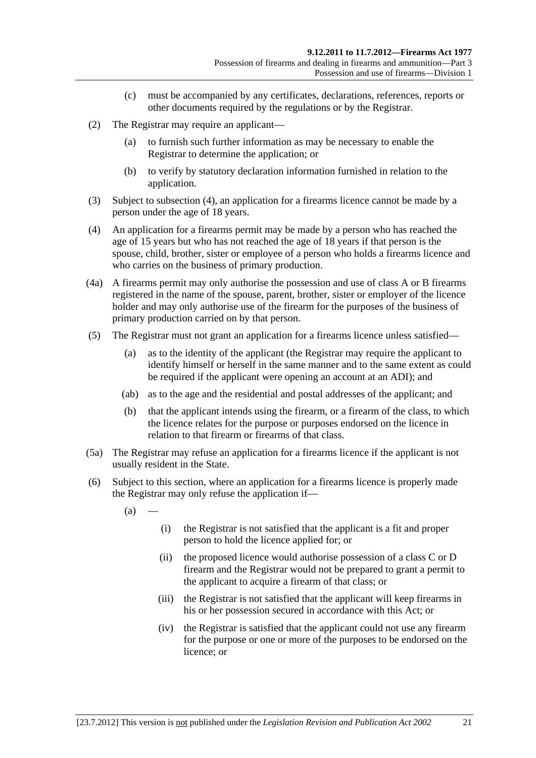(c) must be accompanied by any certificates, declarations, references, reports or other documents required by the regulations or by the Registrar.

(2) The Registrar may require an applicant—

(a) to furnish such further information as may be necessary to enable the Registrar to determine the application; or

(b) to verify by statutory declaration information furnished in relation to the application.

(3) Subject to subsection (4), an application for a firearms licence cannot be made by a person under the age of 18 years.

(4) An application for a firearms permit may be made by a person who has reached the age of 15 years but who has not reached the age of 18 years if that person is the spouse, child, brother, sister or employee of a person who holds a firearms licence and who carries on the business of primary production.

(4a) A firearms permit may only authorise the possession and use of class A or B firearms registered in the name of the spouse, parent, brother, sister or employer of the licence holder and may only authorise use of the firearm for the purposes of the business of primary production carried on by that person.

(5) The Registrar must not grant an application for a firearms licence unless satisfied—

(a) as to the identity of the applicant (the Registrar may require the applicant to identify himself or herself in the same manner and to the same extent as could be required if the applicant were opening an account at an ADI); and

(ab) as to the age and the residential and postal addresses of the applicant; and

(b) that the applicant intends using the firearm, or a firearm of the class, to which the licence relates for the purpose or purposes endorsed on the licence in relation to that firearm or firearms of that class.

(5a) The Registrar may refuse an application for a firearms licence if the applicant is not usually resident in the State.

(6) Subject to this section, where an application for a firearms licence is properly made the Registrar may only refuse the application if—

(a) —

(i) the Registrar is not satisfied that the applicant is a fit and proper person to hold the licence applied for; or

(ii) the proposed licence would authorise possession of a class C or D firearm and the Registrar would not be prepared to grant a permit to the applicant to acquire a firearm of that class; or

(iii) the Registrar is not satisfied that the applicant will keep firearms in his or her possession secured in accordance with this Act; or

(iv) the Registrar is satisfied that the applicant could not use any firearm for the purpose or one or more of the purposes to be endorsed on the licence; or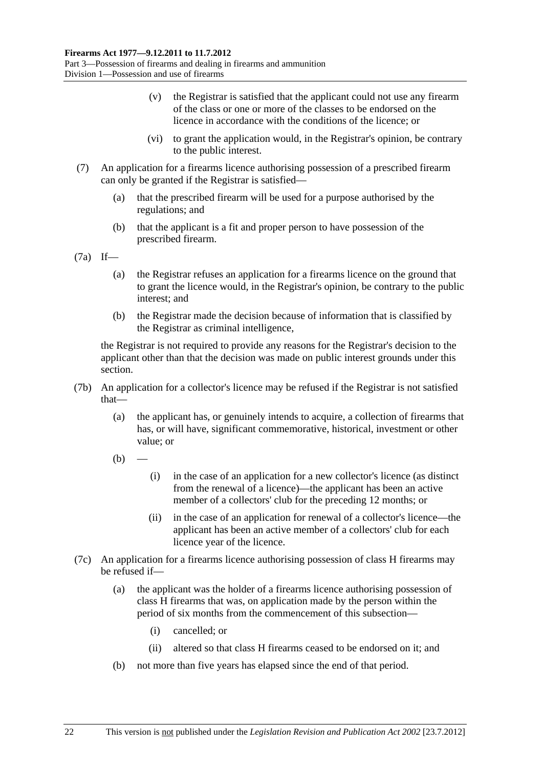(v) the Registrar is satisfied that the applicant could not use any firearm of the class or one or more of the classes to be endorsed on the licence in accordance with the conditions of the licence; or

(vi) to grant the application would, in the Registrar's opinion, be contrary to the public interest.

(7) An application for a firearms licence authorising possession of a prescribed firearm can only be granted if the Registrar is satisfied—

(a) that the prescribed firearm will be used for a purpose authorised by the regulations; and

(b) that the applicant is a fit and proper person to have possession of the prescribed firearm.

(7a) If—

(a) the Registrar refuses an application for a firearms licence on the ground that to grant the licence would, in the Registrar's opinion, be contrary to the public interest; and

(b) the Registrar made the decision because of information that is classified by the Registrar as criminal intelligence,

the Registrar is not required to provide any reasons for the Registrar's decision to the applicant other than that the decision was made on public interest grounds under this section.

(7b) An application for a collector's licence may be refused if the Registrar is not satisfied that—

(a) the applicant has, or genuinely intends to acquire, a collection of firearms that has, or will have, significant commemorative, historical, investment or other value; or

(b) —

(i) in the case of an application for a new collector's licence (as distinct from the renewal of a licence)—the applicant has been an active member of a collectors' club for the preceding 12 months; or

(ii) in the case of an application for renewal of a collector's licence—the applicant has been an active member of a collectors' club for each licence year of the licence.

(7c) An application for a firearms licence authorising possession of class H firearms may be refused if—

(a) the applicant was the holder of a firearms licence authorising possession of class H firearms that was, on application made by the person within the period of six months from the commencement of this subsection—

(i) cancelled; or

(ii) altered so that class H firearms ceased to be endorsed on it; and

(b) not more than five years has elapsed since the end of that period.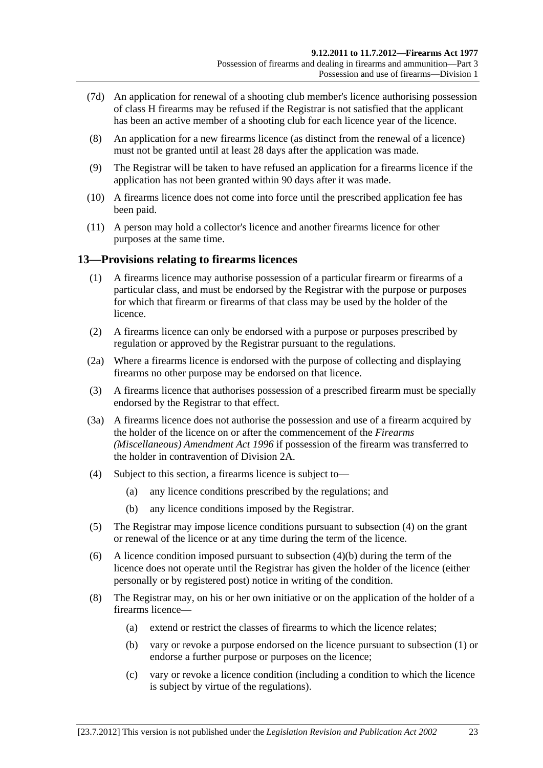(7d) An application for renewal of a shooting club member's licence authorising possession of class H firearms may be refused if the Registrar is not satisfied that the applicant has been an active member of a shooting club for each licence year of the licence.

(8) An application for a new firearms licence (as distinct from the renewal of a licence) must not be granted until at least 28 days after the application was made.

(9) The Registrar will be taken to have refused an application for a firearms licence if the application has not been granted within 90 days after it was made.

(10) A firearms licence does not come into force until the prescribed application fee has been paid.

(11) A person may hold a collector's licence and another firearms licence for other purposes at the same time.

## 13—Provisions relating to firearms licences

(1) A firearms licence may authorise possession of a particular firearm or firearms of a particular class, and must be endorsed by the Registrar with the purpose or purposes for which that firearm or firearms of that class may be used by the holder of the licence.

(2) A firearms licence can only be endorsed with a purpose or purposes prescribed by regulation or approved by the Registrar pursuant to the regulations.

(2a) Where a firearms licence is endorsed with the purpose of collecting and displaying firearms no other purpose may be endorsed on that licence.

(3) A firearms licence that authorises possession of a prescribed firearm must be specially endorsed by the Registrar to that effect.

(3a) A firearms licence does not authorise the possession and use of a firearm acquired by the holder of the licence on or after the commencement of the *Firearms (Miscellaneous) Amendment Act 1996* if possession of the firearm was transferred to the holder in contravention of Division 2A.

(4) Subject to this section, a firearms licence is subject to—

(a) any licence conditions prescribed by the regulations; and

(b) any licence conditions imposed by the Registrar.

(5) The Registrar may impose licence conditions pursuant to subsection (4) on the grant or renewal of the licence or at any time during the term of the licence.

(6) A licence condition imposed pursuant to subsection (4)(b) during the term of the licence does not operate until the Registrar has given the holder of the licence (either personally or by registered post) notice in writing of the condition.

(8) The Registrar may, on his or her own initiative or on the application of the holder of a firearms licence—

(a) extend or restrict the classes of firearms to which the licence relates;

(b) vary or revoke a purpose endorsed on the licence pursuant to subsection (1) or endorse a further purpose or purposes on the licence;

(c) vary or revoke a licence condition (including a condition to which the licence is subject by virtue of the regulations).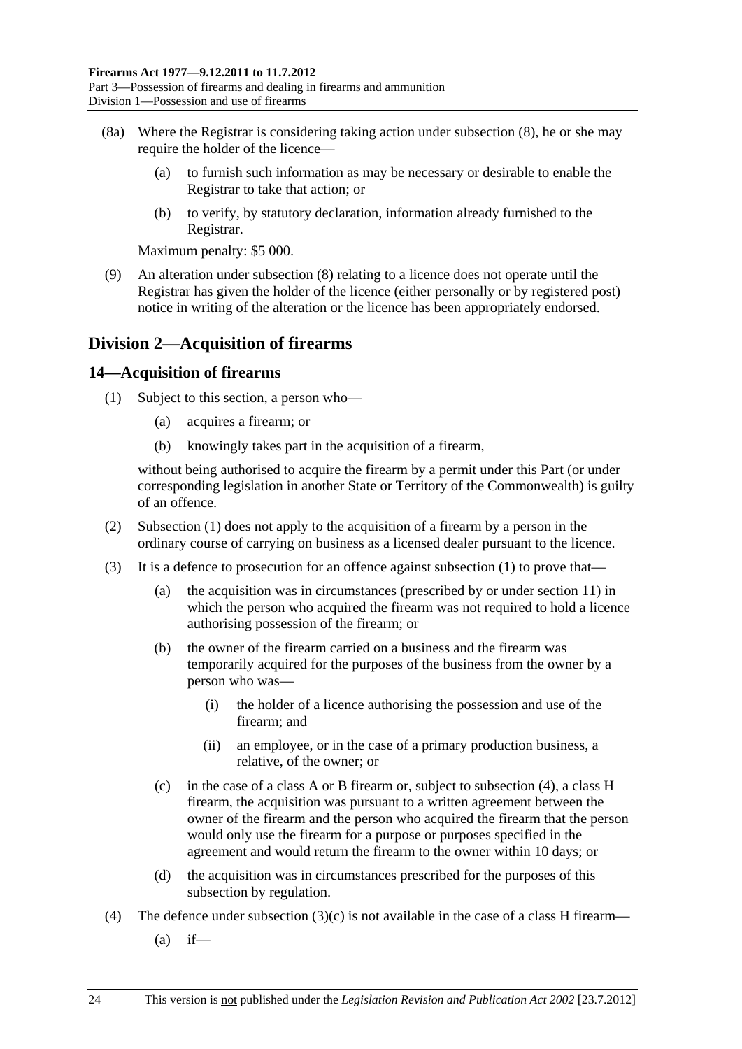(8a) Where the Registrar is considering taking action under subsection (8), he or she may require the holder of the licence—

(a) to furnish such information as may be necessary or desirable to enable the Registrar to take that action; or

(b) to verify, by statutory declaration, information already furnished to the Registrar.

Maximum penalty: $5 000.

(9) An alteration under subsection (8) relating to a licence does not operate until the Registrar has given the holder of the licence (either personally or by registered post) notice in writing of the alteration or the licence has been appropriately endorsed.

## Division 2—Acquisition of firearms

### 14—Acquisition of firearms

(1) Subject to this section, a person who—

(a) acquires a firearm; or

(b) knowingly takes part in the acquisition of a firearm,

without being authorised to acquire the firearm by a permit under this Part (or under corresponding legislation in another State or Territory of the Commonwealth) is guilty of an offence.

(2) Subsection (1) does not apply to the acquisition of a firearm by a person in the ordinary course of carrying on business as a licensed dealer pursuant to the licence.

(3) It is a defence to prosecution for an offence against subsection (1) to prove that—

(a) the acquisition was in circumstances (prescribed by or under section 11) in which the person who acquired the firearm was not required to hold a licence authorising possession of the firearm; or

(b) the owner of the firearm carried on a business and the firearm was temporarily acquired for the purposes of the business from the owner by a person who was—

(i) the holder of a licence authorising the possession and use of the firearm; and

(ii) an employee, or in the case of a primary production business, a relative, of the owner; or

(c) in the case of a class A or B firearm or, subject to subsection (4), a class H firearm, the acquisition was pursuant to a written agreement between the owner of the firearm and the person who acquired the firearm that the person would only use the firearm for a purpose or purposes specified in the agreement and would return the firearm to the owner within 10 days; or

(d) the acquisition was in circumstances prescribed for the purposes of this subsection by regulation.

(4) The defence under subsection (3)(c) is not available in the case of a class H firearm—

(a) if—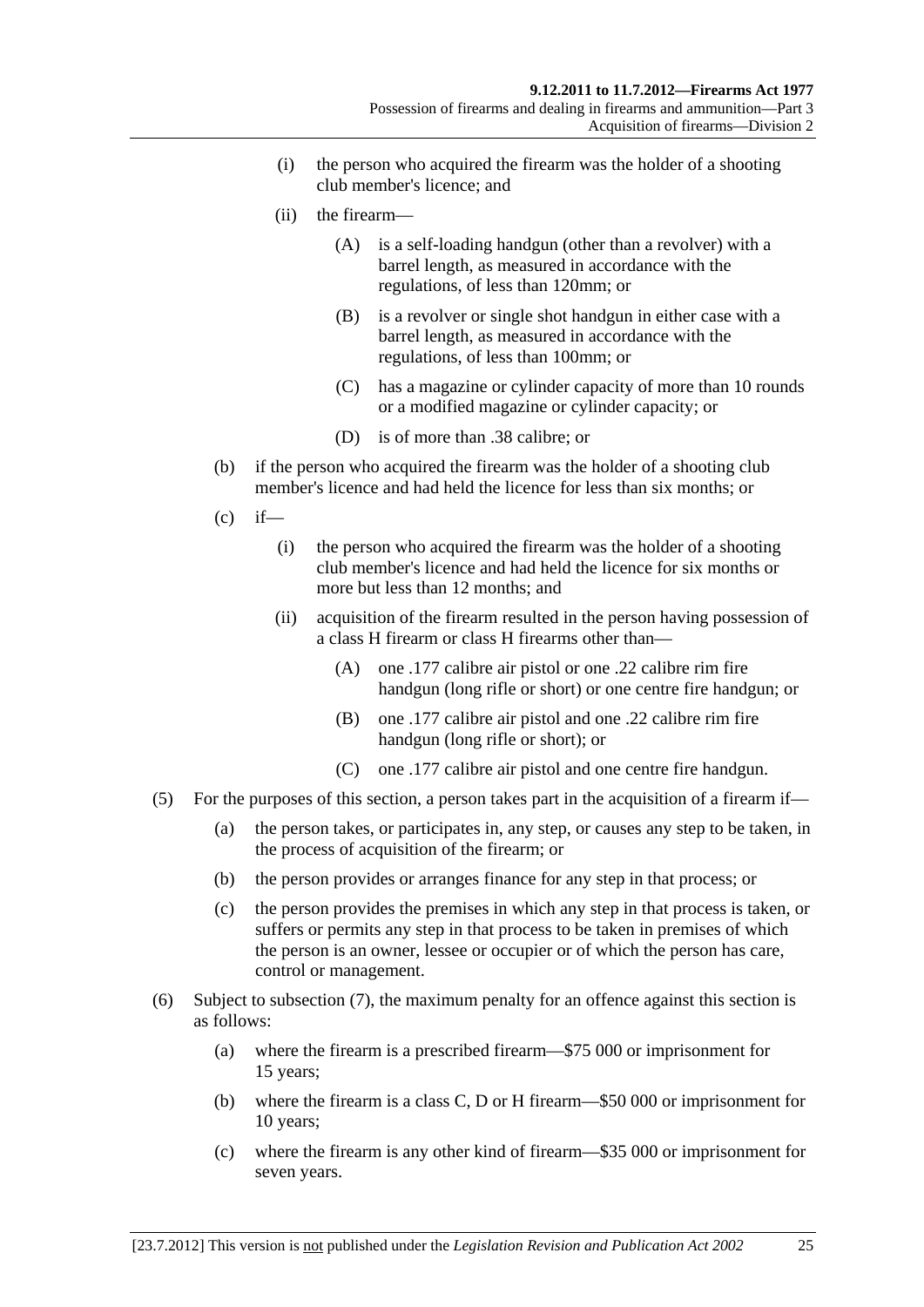(i) the person who acquired the firearm was the holder of a shooting club member's licence; and

(ii) the firearm—

(A) is a self-loading handgun (other than a revolver) with a barrel length, as measured in accordance with the regulations, of less than 120mm; or

(B) is a revolver or single shot handgun in either case with a barrel length, as measured in accordance with the regulations, of less than 100mm; or

(C) has a magazine or cylinder capacity of more than 10 rounds or a modified magazine or cylinder capacity; or

(D) is of more than .38 calibre; or

(b) if the person who acquired the firearm was the holder of a shooting club member's licence and had held the licence for less than six months; or

(c) if—

(i) the person who acquired the firearm was the holder of a shooting club member's licence and had held the licence for six months or more but less than 12 months; and

(ii) acquisition of the firearm resulted in the person having possession of a class H firearm or class H firearms other than—

(A) one .177 calibre air pistol or one .22 calibre rim fire handgun (long rifle or short) or one centre fire handgun; or

(B) one .177 calibre air pistol and one .22 calibre rim fire handgun (long rifle or short); or

(C) one .177 calibre air pistol and one centre fire handgun.

(5) For the purposes of this section, a person takes part in the acquisition of a firearm if—

(a) the person takes, or participates in, any step, or causes any step to be taken, in the process of acquisition of the firearm; or

(b) the person provides or arranges finance for any step in that process; or

(c) the person provides the premises in which any step in that process is taken, or suffers or permits any step in that process to be taken in premises of which the person is an owner, lessee or occupier or of which the person has care, control or management.

(6) Subject to subsection (7), the maximum penalty for an offence against this section is as follows:

(a) where the firearm is a prescribed firearm—$75 000 or imprisonment for 15 years;

(b) where the firearm is a class C, D or H firearm—$50 000 or imprisonment for 10 years;

(c) where the firearm is any other kind of firearm—$35 000 or imprisonment for seven years.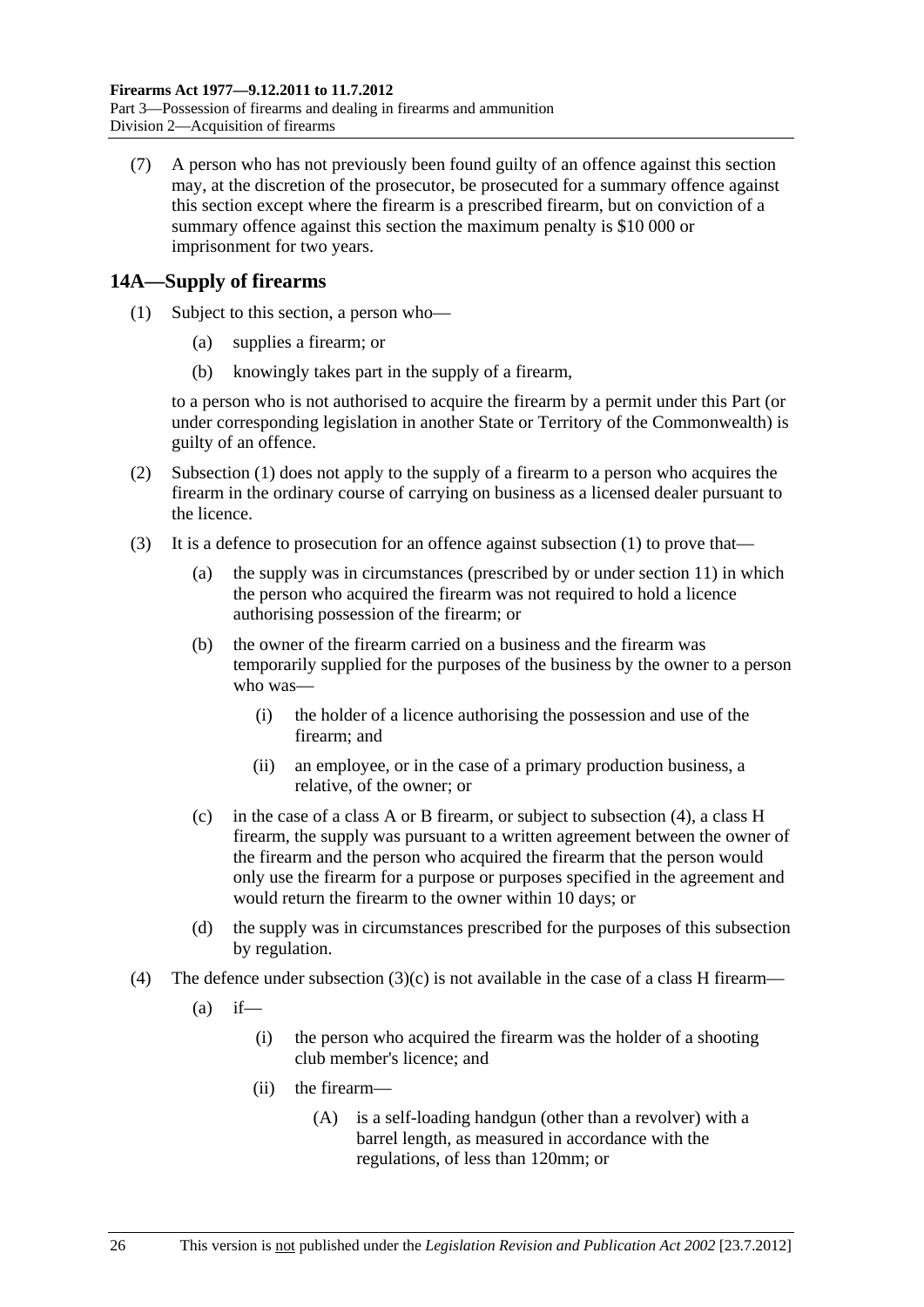(7) A person who has not previously been found guilty of an offence against this section may, at the discretion of the prosecutor, be prosecuted for a summary offence against this section except where the firearm is a prescribed firearm, but on conviction of a summary offence against this section the maximum penalty is $10 000 or imprisonment for two years.

## 14A—Supply of firearms

(1) Subject to this section, a person who—

- (a) supplies a firearm; or
- (b) knowingly takes part in the supply of a firearm,

to a person who is not authorised to acquire the firearm by a permit under this Part (or under corresponding legislation in another State or Territory of the Commonwealth) is guilty of an offence.

(2) Subsection (1) does not apply to the supply of a firearm to a person who acquires the firearm in the ordinary course of carrying on business as a licensed dealer pursuant to the licence.

(3) It is a defence to prosecution for an offence against subsection (1) to prove that—

- (a) the supply was in circumstances (prescribed by or under section 11) in which the person who acquired the firearm was not required to hold a licence authorising possession of the firearm; or
- (b) the owner of the firearm carried on a business and the firearm was temporarily supplied for the purposes of the business by the owner to a person who was—
  - (i) the holder of a licence authorising the possession and use of the firearm; and
  - (ii) an employee, or in the case of a primary production business, a relative, of the owner; or
- (c) in the case of a class A or B firearm, or subject to subsection (4), a class H firearm, the supply was pursuant to a written agreement between the owner of the firearm and the person who acquired the firearm that the person would only use the firearm for a purpose or purposes specified in the agreement and would return the firearm to the owner within 10 days; or
- (d) the supply was in circumstances prescribed for the purposes of this subsection by regulation.

(4) The defence under subsection (3)(c) is not available in the case of a class H firearm—

- (a) if—
  - (i) the person who acquired the firearm was the holder of a shooting club member's licence; and
  - (ii) the firearm—
    - (A) is a self-loading handgun (other than a revolver) with a barrel length, as measured in accordance with the regulations, of less than 120mm; or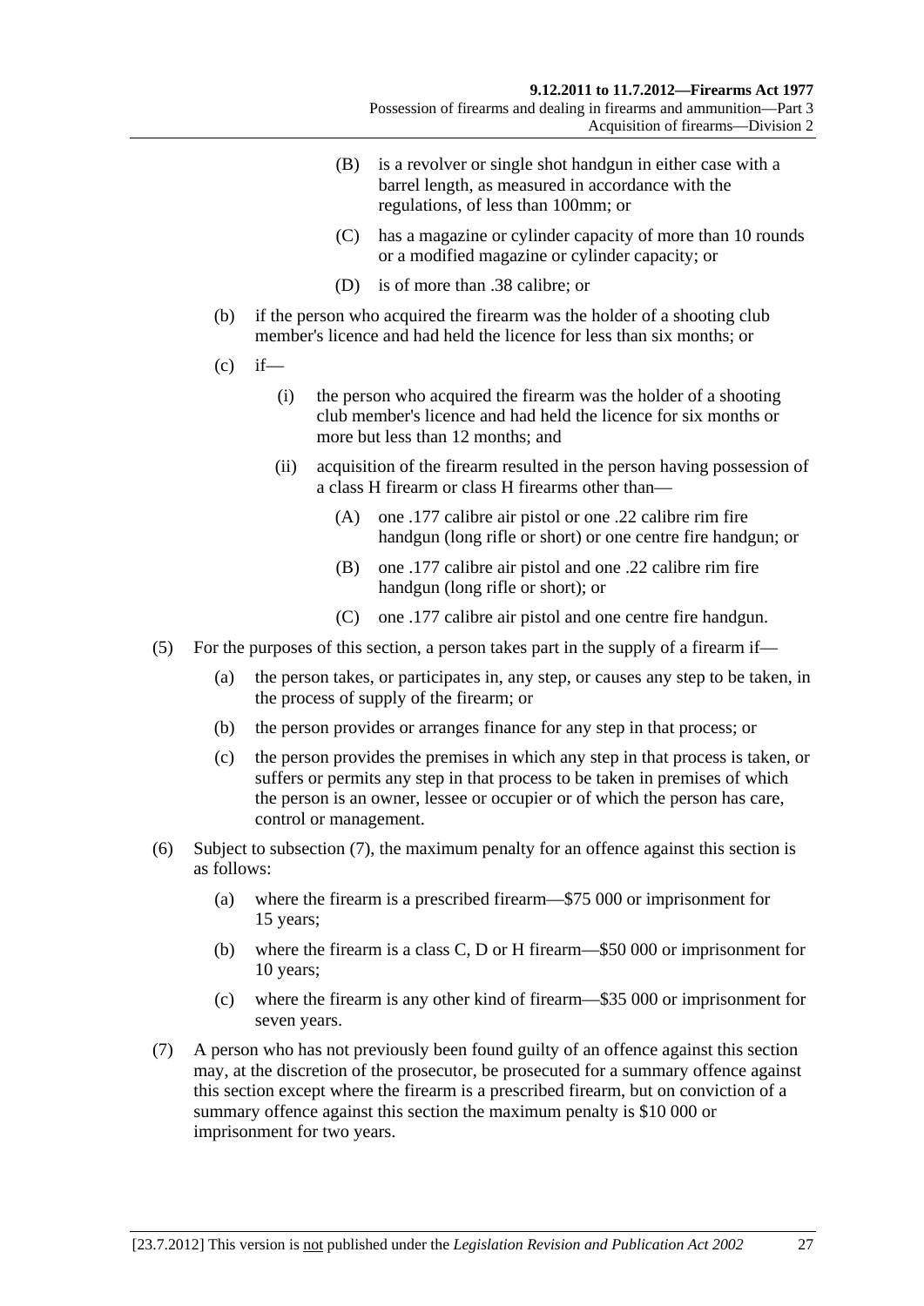(B) is a revolver or single shot handgun in either case with a barrel length, as measured in accordance with the regulations, of less than 100mm; or

(C) has a magazine or cylinder capacity of more than 10 rounds or a modified magazine or cylinder capacity; or

(D) is of more than .38 calibre; or

(b) if the person who acquired the firearm was the holder of a shooting club member's licence and had held the licence for less than six months; or

(c) if—

(i) the person who acquired the firearm was the holder of a shooting club member's licence and had held the licence for six months or more but less than 12 months; and

(ii) acquisition of the firearm resulted in the person having possession of a class H firearm or class H firearms other than—

(A) one .177 calibre air pistol or one .22 calibre rim fire handgun (long rifle or short) or one centre fire handgun; or

(B) one .177 calibre air pistol and one .22 calibre rim fire handgun (long rifle or short); or

(C) one .177 calibre air pistol and one centre fire handgun.

(5) For the purposes of this section, a person takes part in the supply of a firearm if—

(a) the person takes, or participates in, any step, or causes any step to be taken, in the process of supply of the firearm; or

(b) the person provides or arranges finance for any step in that process; or

(c) the person provides the premises in which any step in that process is taken, or suffers or permits any step in that process to be taken in premises of which the person is an owner, lessee or occupier or of which the person has care, control or management.

(6) Subject to subsection (7), the maximum penalty for an offence against this section is as follows:

(a) where the firearm is a prescribed firearm—$75 000 or imprisonment for 15 years;

(b) where the firearm is a class C, D or H firearm—$50 000 or imprisonment for 10 years;

(c) where the firearm is any other kind of firearm—$35 000 or imprisonment for seven years.

(7) A person who has not previously been found guilty of an offence against this section may, at the discretion of the prosecutor, be prosecuted for a summary offence against this section except where the firearm is a prescribed firearm, but on conviction of a summary offence against this section the maximum penalty is $10 000 or imprisonment for two years.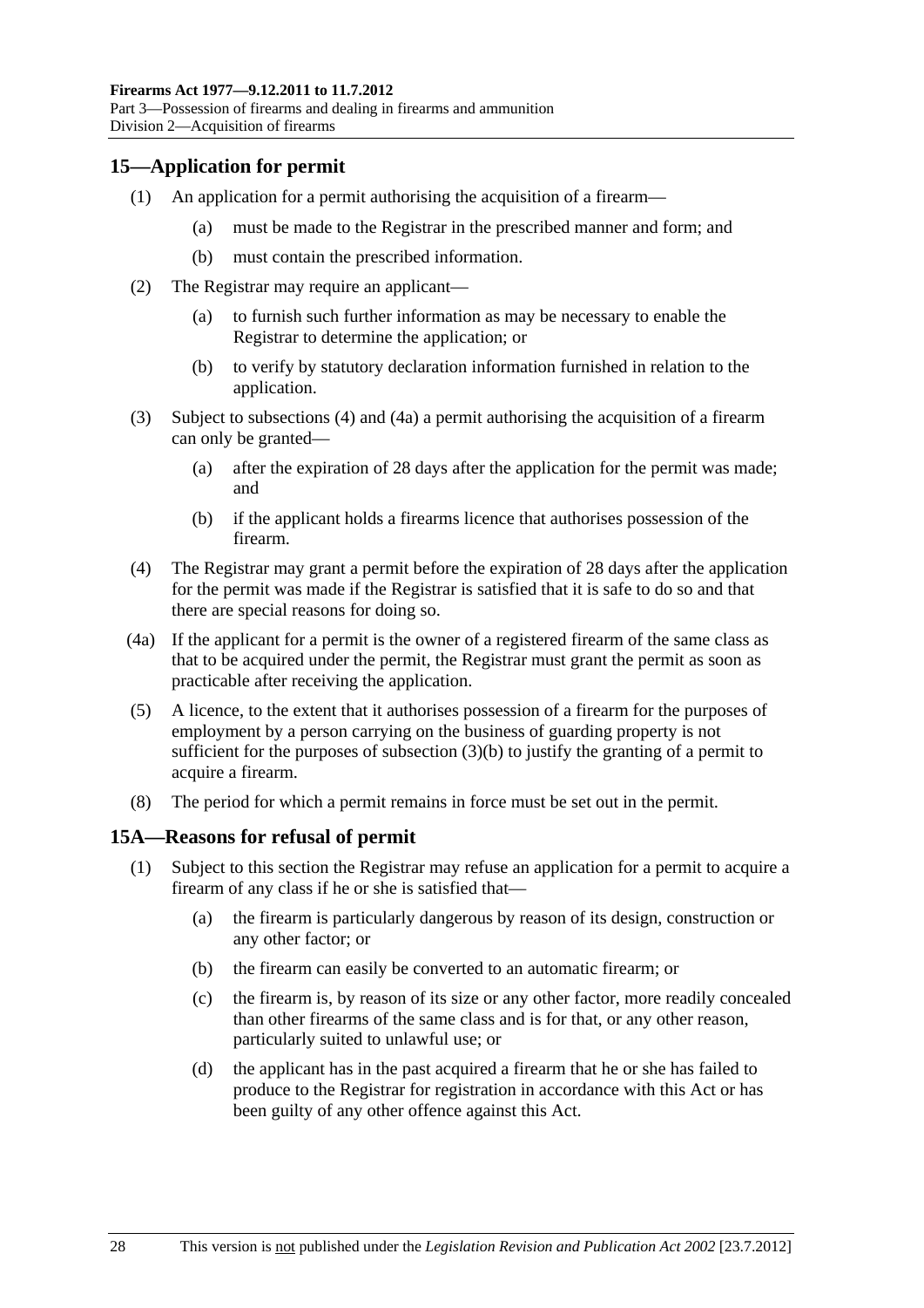## 15—Application for permit

(1) An application for a permit authorising the acquisition of a firearm—

(a) must be made to the Registrar in the prescribed manner and form; and

(b) must contain the prescribed information.

(2) The Registrar may require an applicant—

(a) to furnish such further information as may be necessary to enable the Registrar to determine the application; or

(b) to verify by statutory declaration information furnished in relation to the application.

(3) Subject to subsections (4) and (4a) a permit authorising the acquisition of a firearm can only be granted—

(a) after the expiration of 28 days after the application for the permit was made; and

(b) if the applicant holds a firearms licence that authorises possession of the firearm.

(4) The Registrar may grant a permit before the expiration of 28 days after the application for the permit was made if the Registrar is satisfied that it is safe to do so and that there are special reasons for doing so.

(4a) If the applicant for a permit is the owner of a registered firearm of the same class as that to be acquired under the permit, the Registrar must grant the permit as soon as practicable after receiving the application.

(5) A licence, to the extent that it authorises possession of a firearm for the purposes of employment by a person carrying on the business of guarding property is not sufficient for the purposes of subsection (3)(b) to justify the granting of a permit to acquire a firearm.

(8) The period for which a permit remains in force must be set out in the permit.

## 15A—Reasons for refusal of permit

(1) Subject to this section the Registrar may refuse an application for a permit to acquire a firearm of any class if he or she is satisfied that—

(a) the firearm is particularly dangerous by reason of its design, construction or any other factor; or

(b) the firearm can easily be converted to an automatic firearm; or

(c) the firearm is, by reason of its size or any other factor, more readily concealed than other firearms of the same class and is for that, or any other reason, particularly suited to unlawful use; or

(d) the applicant has in the past acquired a firearm that he or she has failed to produce to the Registrar for registration in accordance with this Act or has been guilty of any other offence against this Act.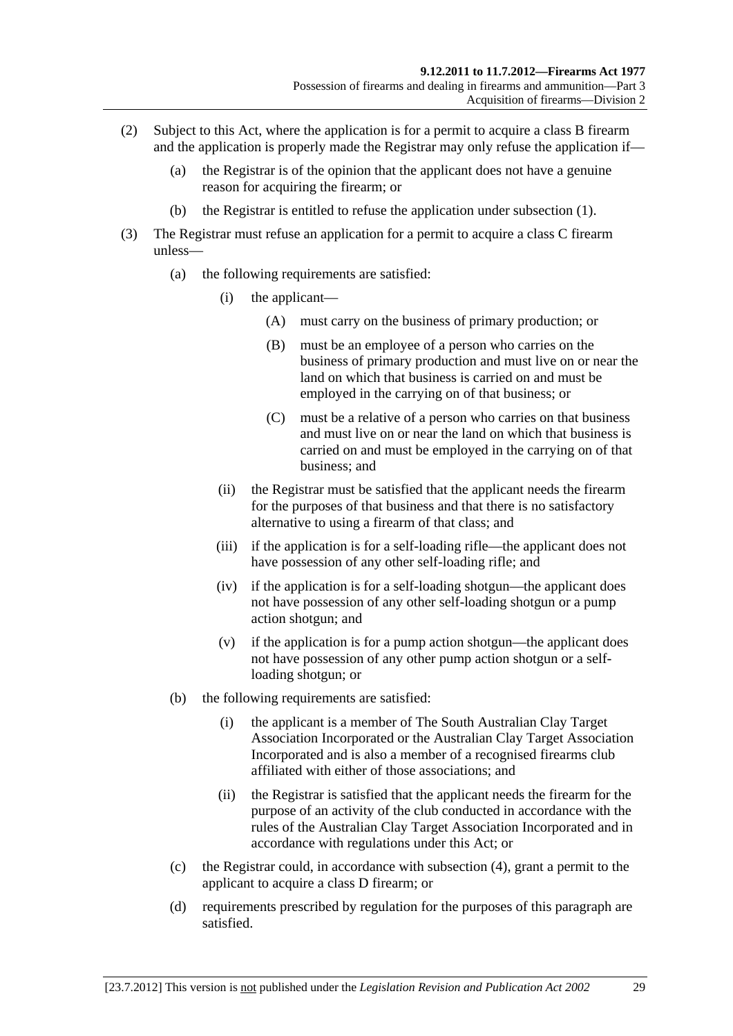(2) Subject to this Act, where the application is for a permit to acquire a class B firearm and the application is properly made the Registrar may only refuse the application if—

(a) the Registrar is of the opinion that the applicant does not have a genuine reason for acquiring the firearm; or

(b) the Registrar is entitled to refuse the application under subsection (1).

(3) The Registrar must refuse an application for a permit to acquire a class C firearm unless—

(a) the following requirements are satisfied:

(i) the applicant—

(A) must carry on the business of primary production; or

(B) must be an employee of a person who carries on the business of primary production and must live on or near the land on which that business is carried on and must be employed in the carrying on of that business; or

(C) must be a relative of a person who carries on that business and must live on or near the land on which that business is carried on and must be employed in the carrying on of that business; and

(ii) the Registrar must be satisfied that the applicant needs the firearm for the purposes of that business and that there is no satisfactory alternative to using a firearm of that class; and

(iii) if the application is for a self-loading rifle—the applicant does not have possession of any other self-loading rifle; and

(iv) if the application is for a self-loading shotgun—the applicant does not have possession of any other self-loading shotgun or a pump action shotgun; and

(v) if the application is for a pump action shotgun—the applicant does not have possession of any other pump action shotgun or a self-loading shotgun; or

(b) the following requirements are satisfied:

(i) the applicant is a member of The South Australian Clay Target Association Incorporated or the Australian Clay Target Association Incorporated and is also a member of a recognised firearms club affiliated with either of those associations; and

(ii) the Registrar is satisfied that the applicant needs the firearm for the purpose of an activity of the club conducted in accordance with the rules of the Australian Clay Target Association Incorporated and in accordance with regulations under this Act; or

(c) the Registrar could, in accordance with subsection (4), grant a permit to the applicant to acquire a class D firearm; or

(d) requirements prescribed by regulation for the purposes of this paragraph are satisfied.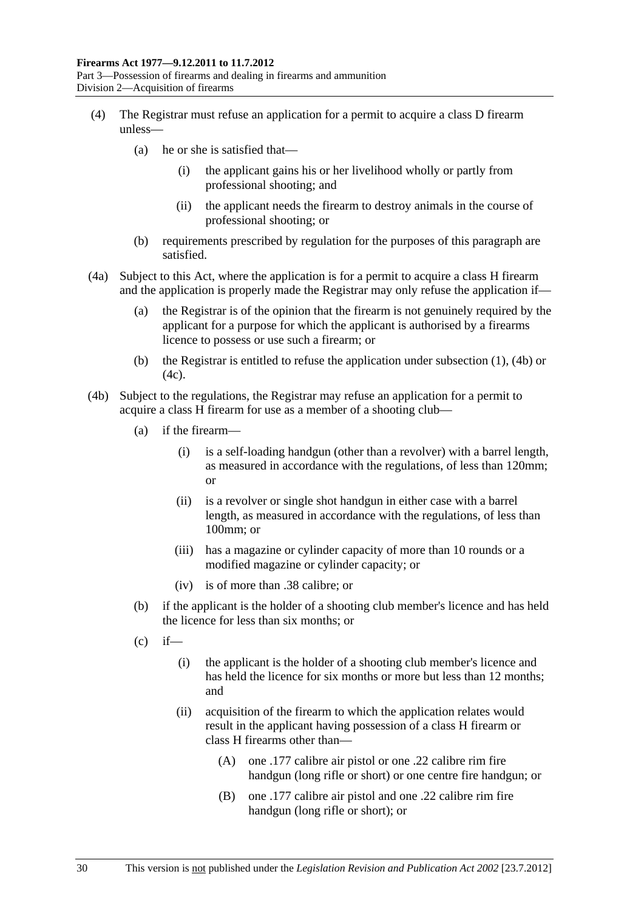(4) The Registrar must refuse an application for a permit to acquire a class D firearm unless—

(a) he or she is satisfied that—

(i) the applicant gains his or her livelihood wholly or partly from professional shooting; and

(ii) the applicant needs the firearm to destroy animals in the course of professional shooting; or

(b) requirements prescribed by regulation for the purposes of this paragraph are satisfied.

(4a) Subject to this Act, where the application is for a permit to acquire a class H firearm and the application is properly made the Registrar may only refuse the application if—

(a) the Registrar is of the opinion that the firearm is not genuinely required by the applicant for a purpose for which the applicant is authorised by a firearms licence to possess or use such a firearm; or

(b) the Registrar is entitled to refuse the application under subsection (1), (4b) or (4c).

(4b) Subject to the regulations, the Registrar may refuse an application for a permit to acquire a class H firearm for use as a member of a shooting club—

(a) if the firearm—

(i) is a self-loading handgun (other than a revolver) with a barrel length, as measured in accordance with the regulations, of less than 120mm; or

(ii) is a revolver or single shot handgun in either case with a barrel length, as measured in accordance with the regulations, of less than 100mm; or

(iii) has a magazine or cylinder capacity of more than 10 rounds or a modified magazine or cylinder capacity; or

(iv) is of more than .38 calibre; or

(b) if the applicant is the holder of a shooting club member's licence and has held the licence for less than six months; or

(c) if—

(i) the applicant is the holder of a shooting club member's licence and has held the licence for six months or more but less than 12 months; and

(ii) acquisition of the firearm to which the application relates would result in the applicant having possession of a class H firearm or class H firearms other than—

(A) one .177 calibre air pistol or one .22 calibre rim fire handgun (long rifle or short) or one centre fire handgun; or

(B) one .177 calibre air pistol and one .22 calibre rim fire handgun (long rifle or short); or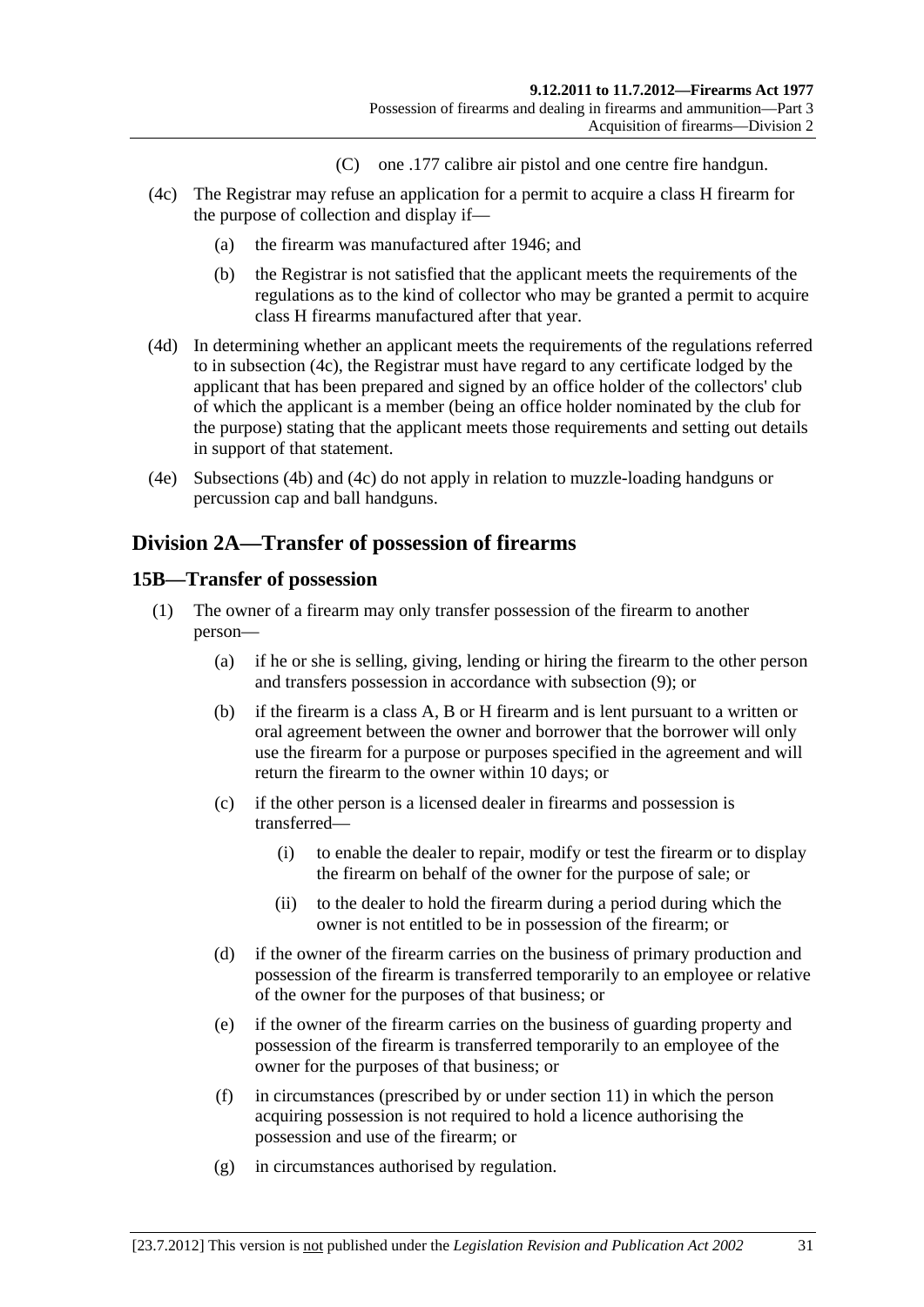(C) one .177 calibre air pistol and one centre fire handgun.

(4c) The Registrar may refuse an application for a permit to acquire a class H firearm for the purpose of collection and display if—

(a) the firearm was manufactured after 1946; and

(b) the Registrar is not satisfied that the applicant meets the requirements of the regulations as to the kind of collector who may be granted a permit to acquire class H firearms manufactured after that year.

(4d) In determining whether an applicant meets the requirements of the regulations referred to in subsection (4c), the Registrar must have regard to any certificate lodged by the applicant that has been prepared and signed by an office holder of the collectors' club of which the applicant is a member (being an office holder nominated by the club for the purpose) stating that the applicant meets those requirements and setting out details in support of that statement.

(4e) Subsections (4b) and (4c) do not apply in relation to muzzle-loading handguns or percussion cap and ball handguns.

## Division 2A—Transfer of possession of firearms

### 15B—Transfer of possession

(1) The owner of a firearm may only transfer possession of the firearm to another person—

(a) if he or she is selling, giving, lending or hiring the firearm to the other person and transfers possession in accordance with subsection (9); or

(b) if the firearm is a class A, B or H firearm and is lent pursuant to a written or oral agreement between the owner and borrower that the borrower will only use the firearm for a purpose or purposes specified in the agreement and will return the firearm to the owner within 10 days; or

(c) if the other person is a licensed dealer in firearms and possession is transferred—

(i) to enable the dealer to repair, modify or test the firearm or to display the firearm on behalf of the owner for the purpose of sale; or

(ii) to the dealer to hold the firearm during a period during which the owner is not entitled to be in possession of the firearm; or

(d) if the owner of the firearm carries on the business of primary production and possession of the firearm is transferred temporarily to an employee or relative of the owner for the purposes of that business; or

(e) if the owner of the firearm carries on the business of guarding property and possession of the firearm is transferred temporarily to an employee of the owner for the purposes of that business; or

(f) in circumstances (prescribed by or under section 11) in which the person acquiring possession is not required to hold a licence authorising the possession and use of the firearm; or

(g) in circumstances authorised by regulation.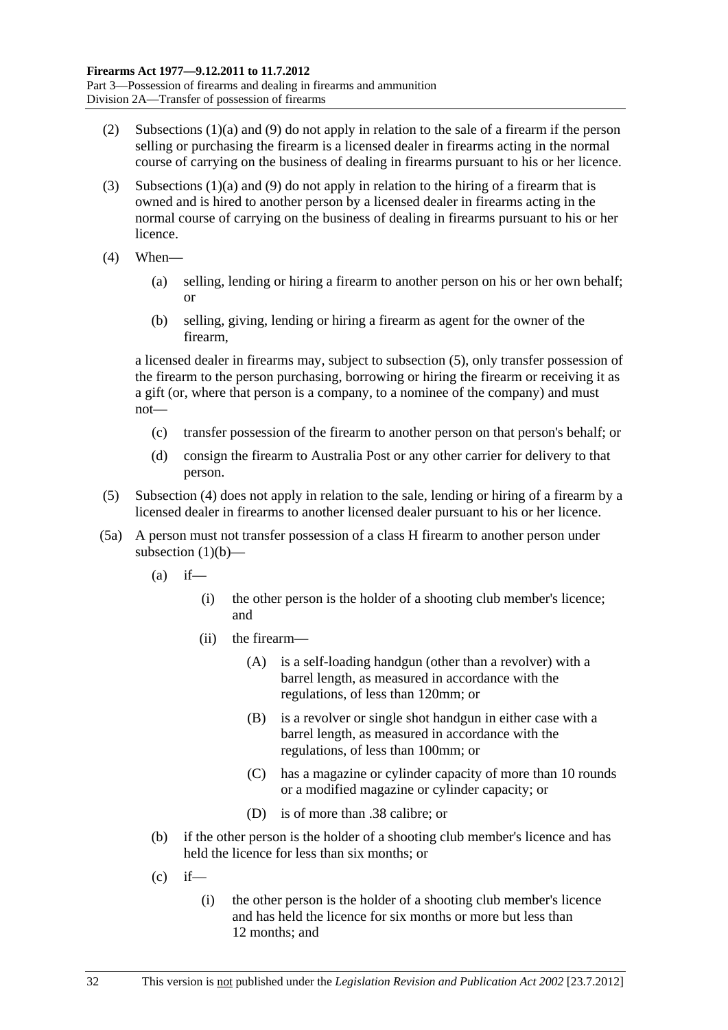(2) Subsections (1)(a) and (9) do not apply in relation to the sale of a firearm if the person selling or purchasing the firearm is a licensed dealer in firearms acting in the normal course of carrying on the business of dealing in firearms pursuant to his or her licence.

(3) Subsections (1)(a) and (9) do not apply in relation to the hiring of a firearm that is owned and is hired to another person by a licensed dealer in firearms acting in the normal course of carrying on the business of dealing in firearms pursuant to his or her licence.

(4) When—

- (a) selling, lending or hiring a firearm to another person on his or her own behalf; or
- (b) selling, giving, lending or hiring a firearm as agent for the owner of the firearm,

a licensed dealer in firearms may, subject to subsection (5), only transfer possession of the firearm to the person purchasing, borrowing or hiring the firearm or receiving it as a gift (or, where that person is a company, to a nominee of the company) and must not—

- (c) transfer possession of the firearm to another person on that person's behalf; or
- (d) consign the firearm to Australia Post or any other carrier for delivery to that person.

(5) Subsection (4) does not apply in relation to the sale, lending or hiring of a firearm by a licensed dealer in firearms to another licensed dealer pursuant to his or her licence.

(5a) A person must not transfer possession of a class H firearm to another person under subsection (1)(b)—

- (a) if—
  - (i) the other person is the holder of a shooting club member's licence; and
  - (ii) the firearm—
    - (A) is a self-loading handgun (other than a revolver) with a barrel length, as measured in accordance with the regulations, of less than 120mm; or
    - (B) is a revolver or single shot handgun in either case with a barrel length, as measured in accordance with the regulations, of less than 100mm; or
    - (C) has a magazine or cylinder capacity of more than 10 rounds or a modified magazine or cylinder capacity; or
    - (D) is of more than .38 calibre; or
- (b) if the other person is the holder of a shooting club member's licence and has held the licence for less than six months; or
- (c) if—
  - (i) the other person is the holder of a shooting club member's licence and has held the licence for six months or more but less than 12 months; and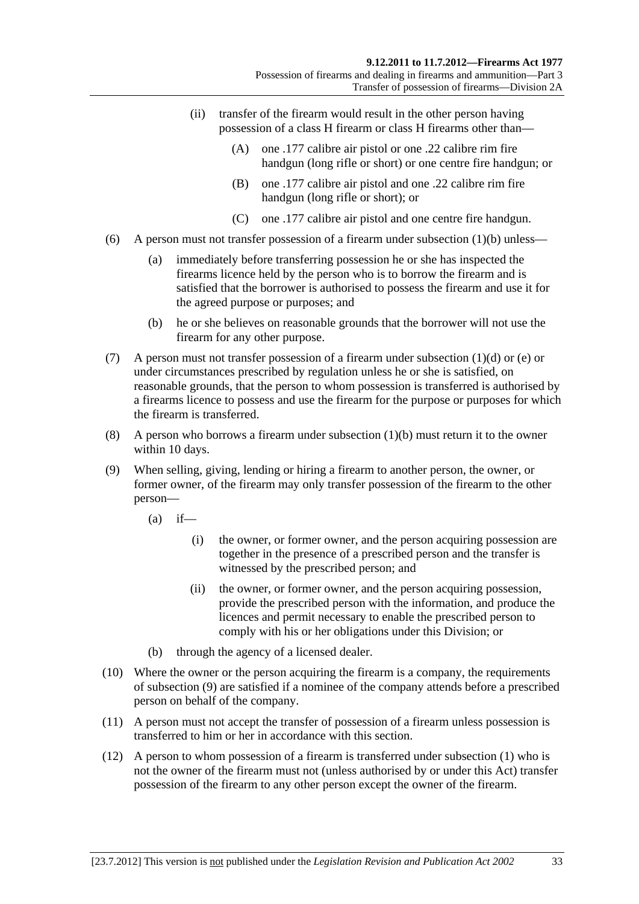(ii) transfer of the firearm would result in the other person having possession of a class H firearm or class H firearms other than—

(A) one .177 calibre air pistol or one .22 calibre rim fire handgun (long rifle or short) or one centre fire handgun; or

(B) one .177 calibre air pistol and one .22 calibre rim fire handgun (long rifle or short); or

(C) one .177 calibre air pistol and one centre fire handgun.

(6) A person must not transfer possession of a firearm under subsection (1)(b) unless—

(a) immediately before transferring possession he or she has inspected the firearms licence held by the person who is to borrow the firearm and is satisfied that the borrower is authorised to possess the firearm and use it for the agreed purpose or purposes; and

(b) he or she believes on reasonable grounds that the borrower will not use the firearm for any other purpose.

(7) A person must not transfer possession of a firearm under subsection (1)(d) or (e) or under circumstances prescribed by regulation unless he or she is satisfied, on reasonable grounds, that the person to whom possession is transferred is authorised by a firearms licence to possess and use the firearm for the purpose or purposes for which the firearm is transferred.

(8) A person who borrows a firearm under subsection (1)(b) must return it to the owner within 10 days.

(9) When selling, giving, lending or hiring a firearm to another person, the owner, or former owner, of the firearm may only transfer possession of the firearm to the other person—

(a) if—

(i) the owner, or former owner, and the person acquiring possession are together in the presence of a prescribed person and the transfer is witnessed by the prescribed person; and

(ii) the owner, or former owner, and the person acquiring possession, provide the prescribed person with the information, and produce the licences and permit necessary to enable the prescribed person to comply with his or her obligations under this Division; or

(b) through the agency of a licensed dealer.

(10) Where the owner or the person acquiring the firearm is a company, the requirements of subsection (9) are satisfied if a nominee of the company attends before a prescribed person on behalf of the company.

(11) A person must not accept the transfer of possession of a firearm unless possession is transferred to him or her in accordance with this section.

(12) A person to whom possession of a firearm is transferred under subsection (1) who is not the owner of the firearm must not (unless authorised by or under this Act) transfer possession of the firearm to any other person except the owner of the firearm.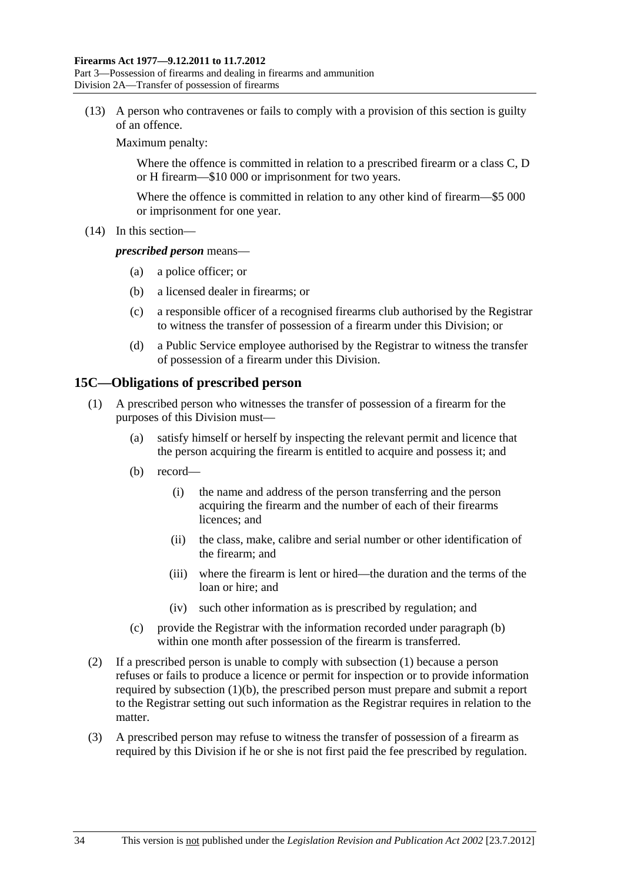(13) A person who contravenes or fails to comply with a provision of this section is guilty of an offence.

Maximum penalty:

Where the offence is committed in relation to a prescribed firearm or a class C, D or H firearm—$10 000 or imprisonment for two years.

Where the offence is committed in relation to any other kind of firearm—$5 000 or imprisonment for one year.

(14) In this section—

***prescribed person*** means—

- (a) a police officer; or
- (b) a licensed dealer in firearms; or
- (c) a responsible officer of a recognised firearms club authorised by the Registrar to witness the transfer of possession of a firearm under this Division; or
- (d) a Public Service employee authorised by the Registrar to witness the transfer of possession of a firearm under this Division.

## 15C—Obligations of prescribed person

(1) A prescribed person who witnesses the transfer of possession of a firearm for the purposes of this Division must—

- (a) satisfy himself or herself by inspecting the relevant permit and licence that the person acquiring the firearm is entitled to acquire and possess it; and
- (b) record—
  - (i) the name and address of the person transferring and the person acquiring the firearm and the number of each of their firearms licences; and
  - (ii) the class, make, calibre and serial number or other identification of the firearm; and
  - (iii) where the firearm is lent or hired—the duration and the terms of the loan or hire; and
  - (iv) such other information as is prescribed by regulation; and
- (c) provide the Registrar with the information recorded under paragraph (b) within one month after possession of the firearm is transferred.

(2) If a prescribed person is unable to comply with subsection (1) because a person refuses or fails to produce a licence or permit for inspection or to provide information required by subsection (1)(b), the prescribed person must prepare and submit a report to the Registrar setting out such information as the Registrar requires in relation to the matter.

(3) A prescribed person may refuse to witness the transfer of possession of a firearm as required by this Division if he or she is not first paid the fee prescribed by regulation.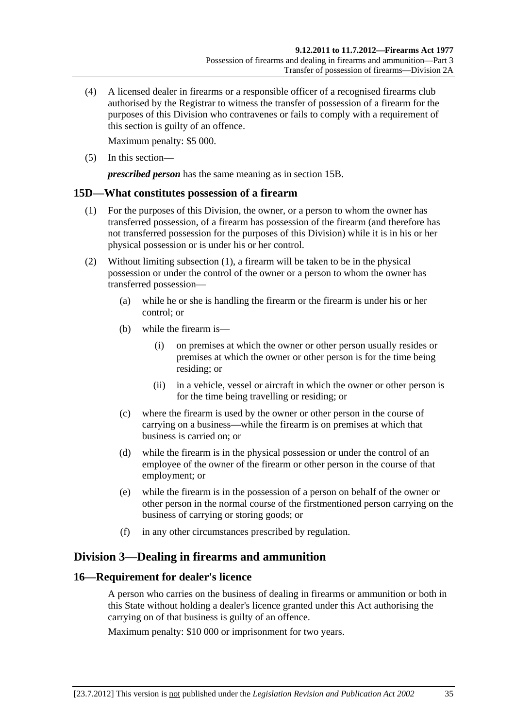(4) A licensed dealer in firearms or a responsible officer of a recognised firearms club authorised by the Registrar to witness the transfer of possession of a firearm for the purposes of this Division who contravenes or fails to comply with a requirement of this section is guilty of an offence.

Maximum penalty: $5 000.

(5) In this section—

***prescribed person*** has the same meaning as in section 15B.

## 15D—What constitutes possession of a firearm

(1) For the purposes of this Division, the owner, or a person to whom the owner has transferred possession, of a firearm has possession of the firearm (and therefore has not transferred possession for the purposes of this Division) while it is in his or her physical possession or is under his or her control.

(2) Without limiting subsection (1), a firearm will be taken to be in the physical possession or under the control of the owner or a person to whom the owner has transferred possession—

(a) while he or she is handling the firearm or the firearm is under his or her control; or

(b) while the firearm is—

(i) on premises at which the owner or other person usually resides or premises at which the owner or other person is for the time being residing; or

(ii) in a vehicle, vessel or aircraft in which the owner or other person is for the time being travelling or residing; or

(c) where the firearm is used by the owner or other person in the course of carrying on a business—while the firearm is on premises at which that business is carried on; or

(d) while the firearm is in the physical possession or under the control of an employee of the owner of the firearm or other person in the course of that employment; or

(e) while the firearm is in the possession of a person on behalf of the owner or other person in the normal course of the firstmentioned person carrying on the business of carrying or storing goods; or

(f) in any other circumstances prescribed by regulation.

# Division 3—Dealing in firearms and ammunition

## 16—Requirement for dealer's licence

A person who carries on the business of dealing in firearms or ammunition or both in this State without holding a dealer's licence granted under this Act authorising the carrying on of that business is guilty of an offence.

Maximum penalty: $10 000 or imprisonment for two years.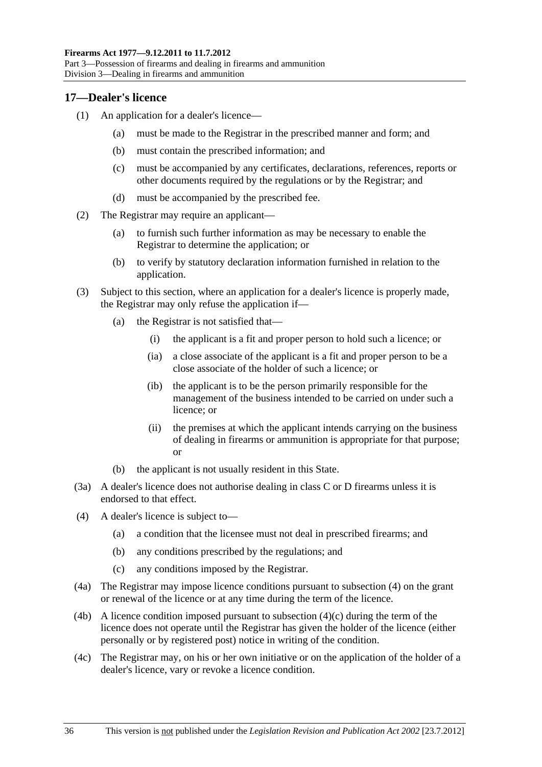## 17—Dealer's licence

(1) An application for a dealer's licence—

(a) must be made to the Registrar in the prescribed manner and form; and

(b) must contain the prescribed information; and

(c) must be accompanied by any certificates, declarations, references, reports or other documents required by the regulations or by the Registrar; and

(d) must be accompanied by the prescribed fee.

(2) The Registrar may require an applicant—

(a) to furnish such further information as may be necessary to enable the Registrar to determine the application; or

(b) to verify by statutory declaration information furnished in relation to the application.

(3) Subject to this section, where an application for a dealer's licence is properly made, the Registrar may only refuse the application if—

(a) the Registrar is not satisfied that—

(i) the applicant is a fit and proper person to hold such a licence; or

(ia) a close associate of the applicant is a fit and proper person to be a close associate of the holder of such a licence; or

(ib) the applicant is to be the person primarily responsible for the management of the business intended to be carried on under such a licence; or

(ii) the premises at which the applicant intends carrying on the business of dealing in firearms or ammunition is appropriate for that purpose; or

(b) the applicant is not usually resident in this State.

(3a) A dealer's licence does not authorise dealing in class C or D firearms unless it is endorsed to that effect.

(4) A dealer's licence is subject to—

(a) a condition that the licensee must not deal in prescribed firearms; and

(b) any conditions prescribed by the regulations; and

(c) any conditions imposed by the Registrar.

(4a) The Registrar may impose licence conditions pursuant to subsection (4) on the grant or renewal of the licence or at any time during the term of the licence.

(4b) A licence condition imposed pursuant to subsection (4)(c) during the term of the licence does not operate until the Registrar has given the holder of the licence (either personally or by registered post) notice in writing of the condition.

(4c) The Registrar may, on his or her own initiative or on the application of the holder of a dealer's licence, vary or revoke a licence condition.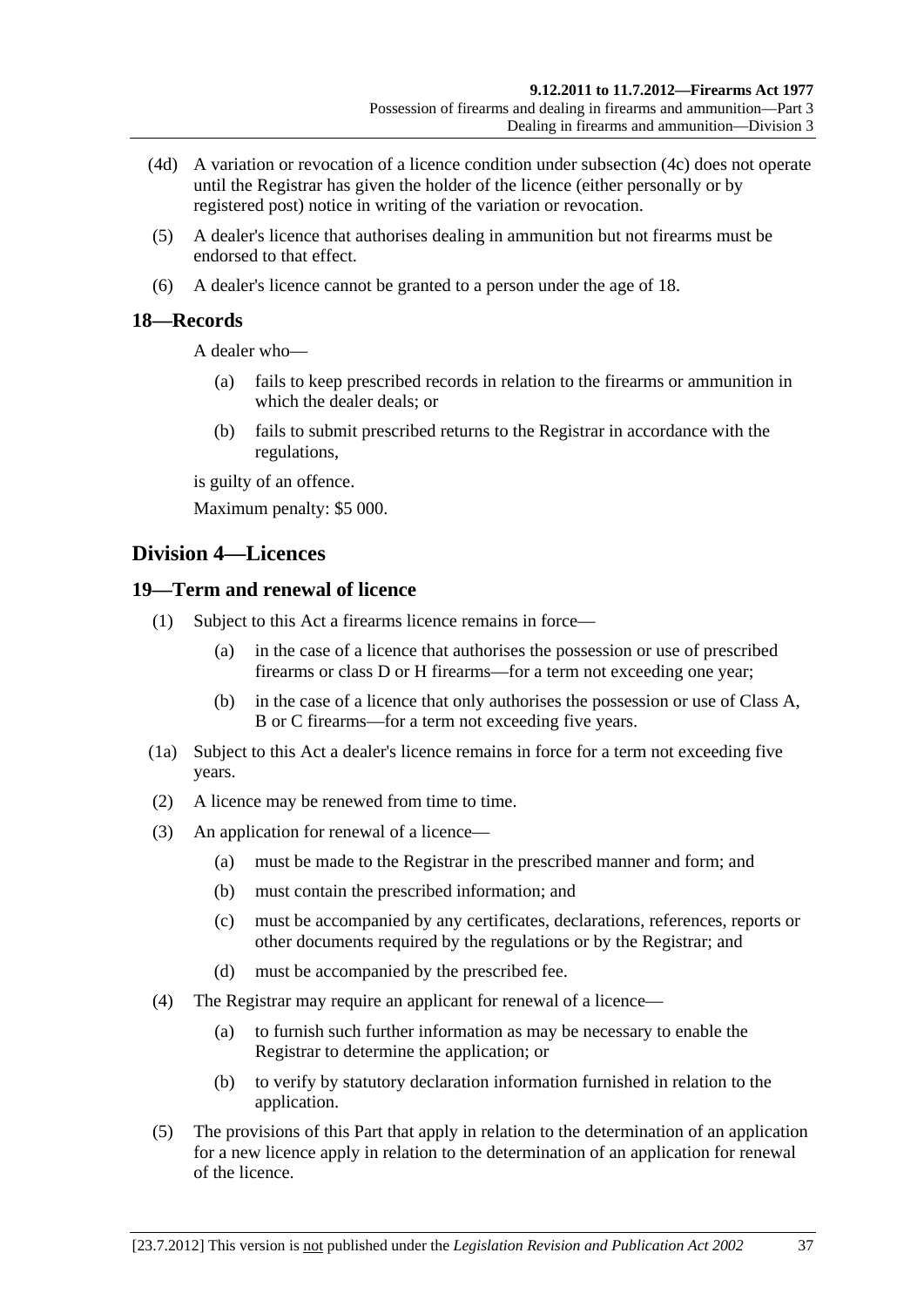(4d) A variation or revocation of a licence condition under subsection (4c) does not operate until the Registrar has given the holder of the licence (either personally or by registered post) notice in writing of the variation or revocation.

(5) A dealer's licence that authorises dealing in ammunition but not firearms must be endorsed to that effect.

(6) A dealer's licence cannot be granted to a person under the age of 18.

## 18—Records

A dealer who—

(a) fails to keep prescribed records in relation to the firearms or ammunition in which the dealer deals; or

(b) fails to submit prescribed returns to the Registrar in accordance with the regulations,

is guilty of an offence.

Maximum penalty: $5 000.

# Division 4—Licences

## 19—Term and renewal of licence

(1) Subject to this Act a firearms licence remains in force—

(a) in the case of a licence that authorises the possession or use of prescribed firearms or class D or H firearms—for a term not exceeding one year;

(b) in the case of a licence that only authorises the possession or use of Class A, B or C firearms—for a term not exceeding five years.

(1a) Subject to this Act a dealer's licence remains in force for a term not exceeding five years.

(2) A licence may be renewed from time to time.

(3) An application for renewal of a licence—

(a) must be made to the Registrar in the prescribed manner and form; and

(b) must contain the prescribed information; and

(c) must be accompanied by any certificates, declarations, references, reports or other documents required by the regulations or by the Registrar; and

(d) must be accompanied by the prescribed fee.

(4) The Registrar may require an applicant for renewal of a licence—

(a) to furnish such further information as may be necessary to enable the Registrar to determine the application; or

(b) to verify by statutory declaration information furnished in relation to the application.

(5) The provisions of this Part that apply in relation to the determination of an application for a new licence apply in relation to the determination of an application for renewal of the licence.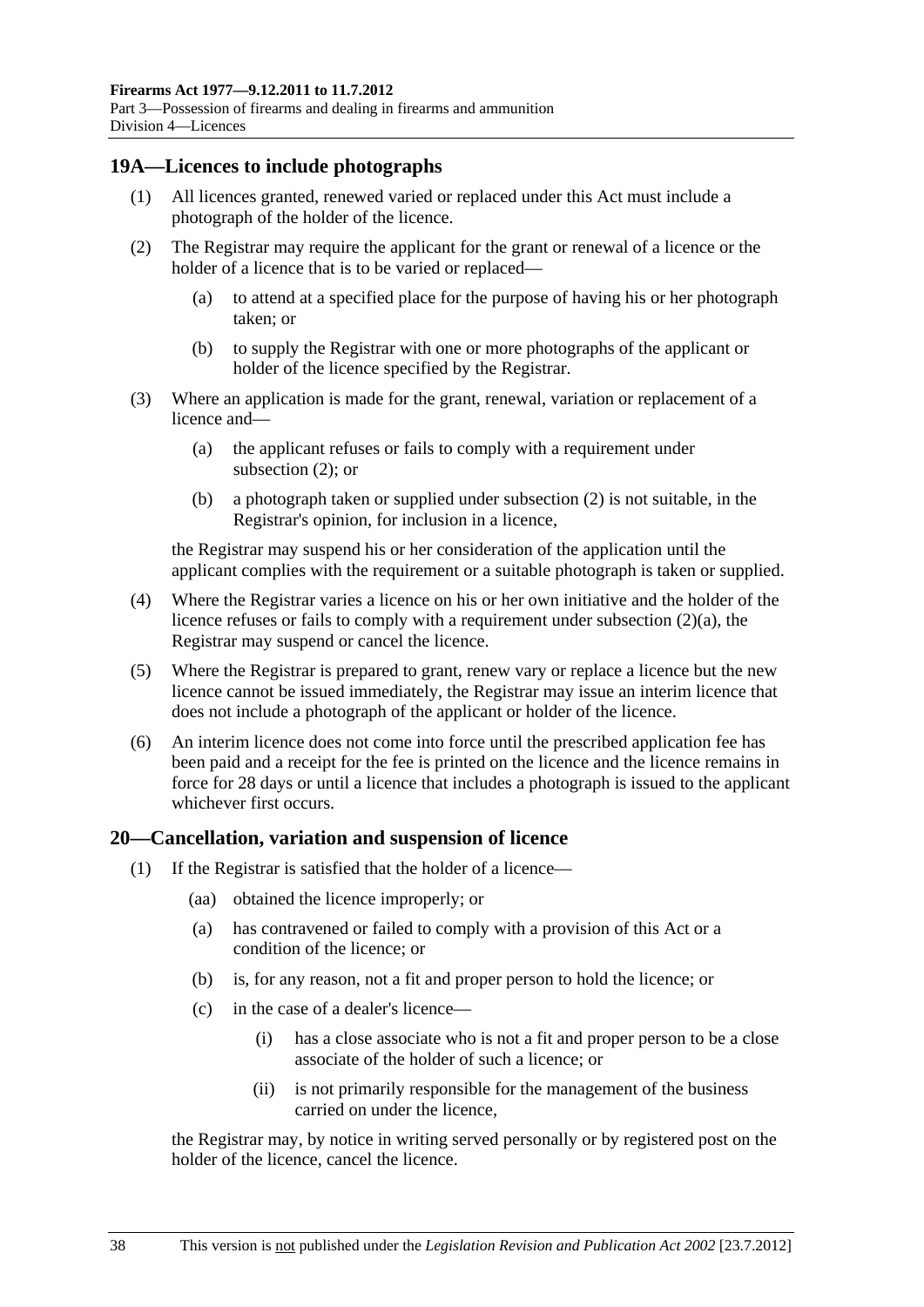## 19A—Licences to include photographs

(1) All licences granted, renewed varied or replaced under this Act must include a photograph of the holder of the licence.

(2) The Registrar may require the applicant for the grant or renewal of a licence or the holder of a licence that is to be varied or replaced—

- (a) to attend at a specified place for the purpose of having his or her photograph taken; or
- (b) to supply the Registrar with one or more photographs of the applicant or holder of the licence specified by the Registrar.

(3) Where an application is made for the grant, renewal, variation or replacement of a licence and—

- (a) the applicant refuses or fails to comply with a requirement under subsection (2); or
- (b) a photograph taken or supplied under subsection (2) is not suitable, in the Registrar's opinion, for inclusion in a licence,

the Registrar may suspend his or her consideration of the application until the applicant complies with the requirement or a suitable photograph is taken or supplied.

(4) Where the Registrar varies a licence on his or her own initiative and the holder of the licence refuses or fails to comply with a requirement under subsection (2)(a), the Registrar may suspend or cancel the licence.

(5) Where the Registrar is prepared to grant, renew vary or replace a licence but the new licence cannot be issued immediately, the Registrar may issue an interim licence that does not include a photograph of the applicant or holder of the licence.

(6) An interim licence does not come into force until the prescribed application fee has been paid and a receipt for the fee is printed on the licence and the licence remains in force for 28 days or until a licence that includes a photograph is issued to the applicant whichever first occurs.

## 20—Cancellation, variation and suspension of licence

(1) If the Registrar is satisfied that the holder of a licence—

- (aa) obtained the licence improperly; or
- (a) has contravened or failed to comply with a provision of this Act or a condition of the licence; or
- (b) is, for any reason, not a fit and proper person to hold the licence; or
- (c) in the case of a dealer's licence—
  - (i) has a close associate who is not a fit and proper person to be a close associate of the holder of such a licence; or
  - (ii) is not primarily responsible for the management of the business carried on under the licence,

the Registrar may, by notice in writing served personally or by registered post on the holder of the licence, cancel the licence.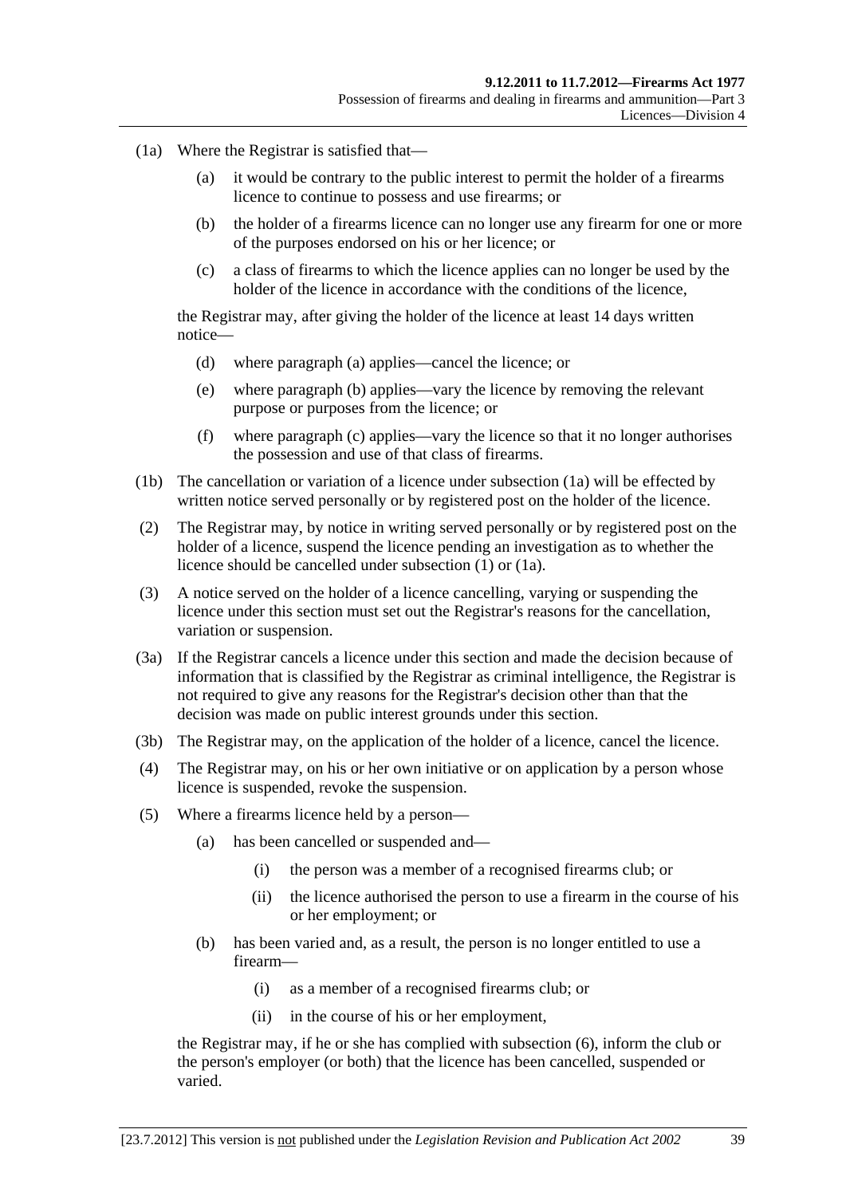(1a) Where the Registrar is satisfied that—

(a) it would be contrary to the public interest to permit the holder of a firearms licence to continue to possess and use firearms; or

(b) the holder of a firearms licence can no longer use any firearm for one or more of the purposes endorsed on his or her licence; or

(c) a class of firearms to which the licence applies can no longer be used by the holder of the licence in accordance with the conditions of the licence,

the Registrar may, after giving the holder of the licence at least 14 days written notice—

(d) where paragraph (a) applies—cancel the licence; or

(e) where paragraph (b) applies—vary the licence by removing the relevant purpose or purposes from the licence; or

(f) where paragraph (c) applies—vary the licence so that it no longer authorises the possession and use of that class of firearms.

(1b) The cancellation or variation of a licence under subsection (1a) will be effected by written notice served personally or by registered post on the holder of the licence.

(2) The Registrar may, by notice in writing served personally or by registered post on the holder of a licence, suspend the licence pending an investigation as to whether the licence should be cancelled under subsection (1) or (1a).

(3) A notice served on the holder of a licence cancelling, varying or suspending the licence under this section must set out the Registrar's reasons for the cancellation, variation or suspension.

(3a) If the Registrar cancels a licence under this section and made the decision because of information that is classified by the Registrar as criminal intelligence, the Registrar is not required to give any reasons for the Registrar's decision other than that the decision was made on public interest grounds under this section.

(3b) The Registrar may, on the application of the holder of a licence, cancel the licence.

(4) The Registrar may, on his or her own initiative or on application by a person whose licence is suspended, revoke the suspension.

(5) Where a firearms licence held by a person—

(a) has been cancelled or suspended and—

(i) the person was a member of a recognised firearms club; or

(ii) the licence authorised the person to use a firearm in the course of his or her employment; or

(b) has been varied and, as a result, the person is no longer entitled to use a firearm—

(i) as a member of a recognised firearms club; or

(ii) in the course of his or her employment,

the Registrar may, if he or she has complied with subsection (6), inform the club or the person's employer (or both) that the licence has been cancelled, suspended or varied.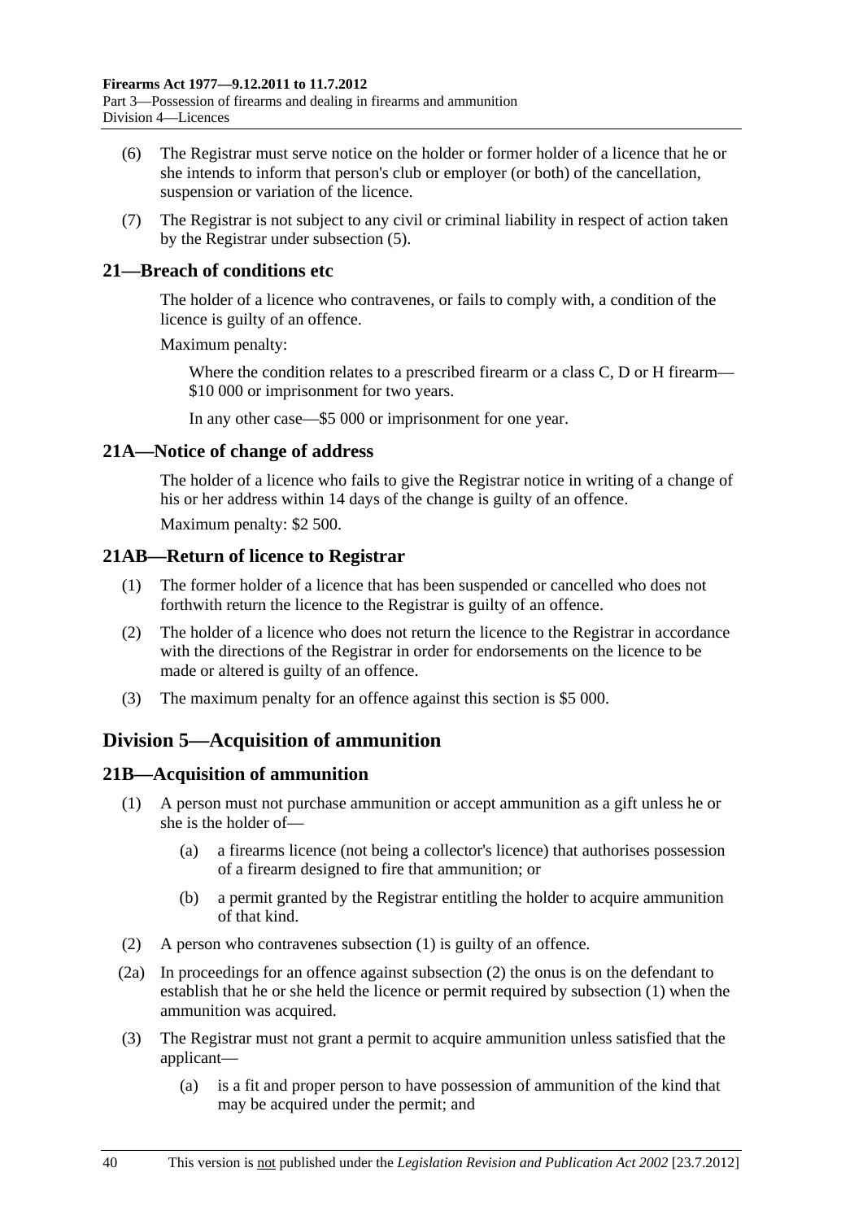(6) The Registrar must serve notice on the holder or former holder of a licence that he or she intends to inform that person's club or employer (or both) of the cancellation, suspension or variation of the licence.

(7) The Registrar is not subject to any civil or criminal liability in respect of action taken by the Registrar under subsection (5).

### 21—Breach of conditions etc

The holder of a licence who contravenes, or fails to comply with, a condition of the licence is guilty of an offence.

Maximum penalty:

Where the condition relates to a prescribed firearm or a class C, D or H firearm—$10 000 or imprisonment for two years.

In any other case—$5 000 or imprisonment for one year.

### 21A—Notice of change of address

The holder of a licence who fails to give the Registrar notice in writing of a change of his or her address within 14 days of the change is guilty of an offence.

Maximum penalty: $2 500.

### 21AB—Return of licence to Registrar

(1) The former holder of a licence that has been suspended or cancelled who does not forthwith return the licence to the Registrar is guilty of an offence.

(2) The holder of a licence who does not return the licence to the Registrar in accordance with the directions of the Registrar in order for endorsements on the licence to be made or altered is guilty of an offence.

(3) The maximum penalty for an offence against this section is $5 000.

## Division 5—Acquisition of ammunition

### 21B—Acquisition of ammunition

(1) A person must not purchase ammunition or accept ammunition as a gift unless he or she is the holder of—

(a) a firearms licence (not being a collector's licence) that authorises possession of a firearm designed to fire that ammunition; or

(b) a permit granted by the Registrar entitling the holder to acquire ammunition of that kind.

(2) A person who contravenes subsection (1) is guilty of an offence.

(2a) In proceedings for an offence against subsection (2) the onus is on the defendant to establish that he or she held the licence or permit required by subsection (1) when the ammunition was acquired.

(3) The Registrar must not grant a permit to acquire ammunition unless satisfied that the applicant—

(a) is a fit and proper person to have possession of ammunition of the kind that may be acquired under the permit; and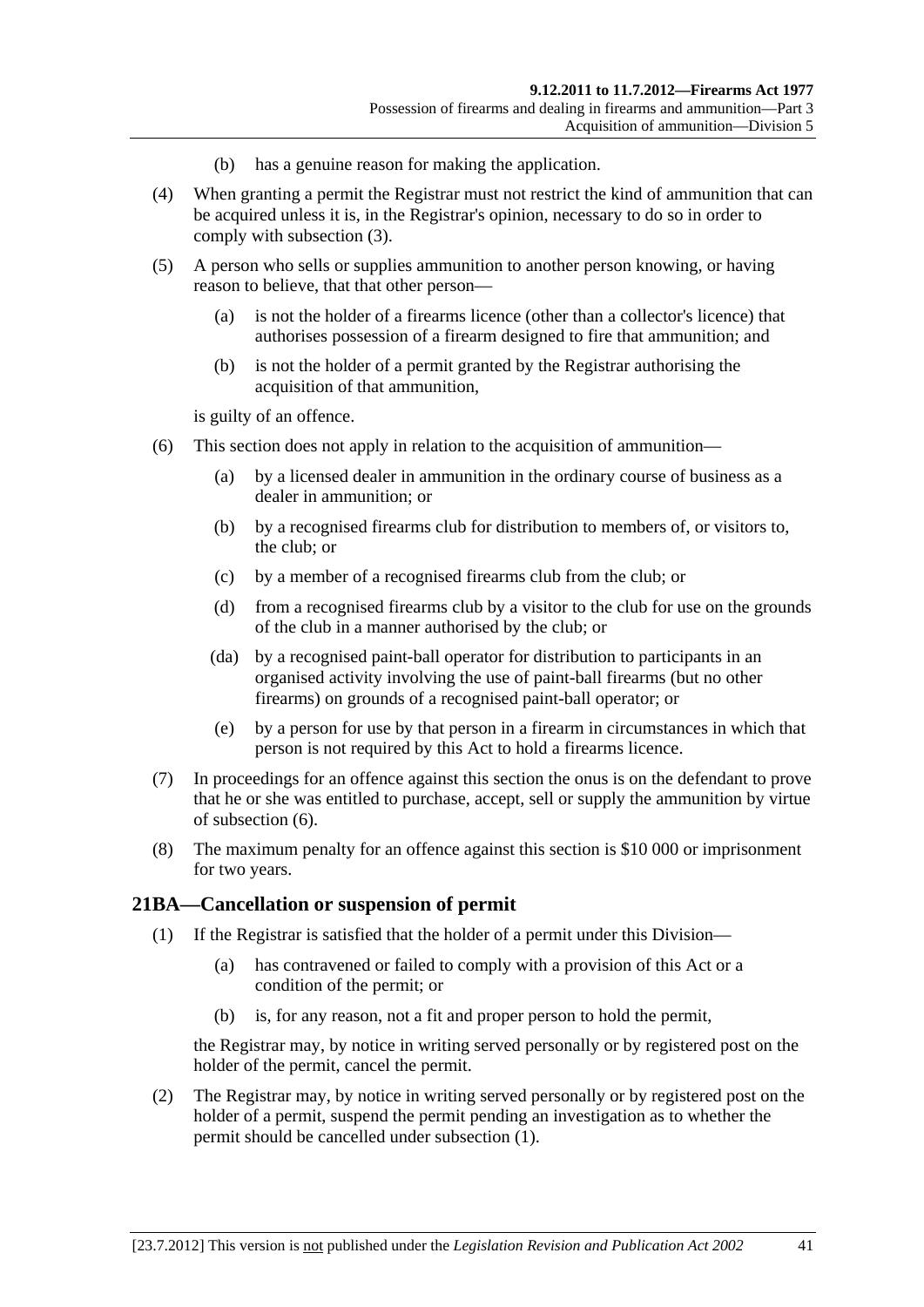(b) has a genuine reason for making the application.

(4) When granting a permit the Registrar must not restrict the kind of ammunition that can be acquired unless it is, in the Registrar's opinion, necessary to do so in order to comply with subsection (3).

(5) A person who sells or supplies ammunition to another person knowing, or having reason to believe, that that other person—

(a) is not the holder of a firearms licence (other than a collector's licence) that authorises possession of a firearm designed to fire that ammunition; and

(b) is not the holder of a permit granted by the Registrar authorising the acquisition of that ammunition,

is guilty of an offence.

(6) This section does not apply in relation to the acquisition of ammunition—

(a) by a licensed dealer in ammunition in the ordinary course of business as a dealer in ammunition; or

(b) by a recognised firearms club for distribution to members of, or visitors to, the club; or

(c) by a member of a recognised firearms club from the club; or

(d) from a recognised firearms club by a visitor to the club for use on the grounds of the club in a manner authorised by the club; or

(da) by a recognised paint-ball operator for distribution to participants in an organised activity involving the use of paint-ball firearms (but no other firearms) on grounds of a recognised paint-ball operator; or

(e) by a person for use by that person in a firearm in circumstances in which that person is not required by this Act to hold a firearms licence.

(7) In proceedings for an offence against this section the onus is on the defendant to prove that he or she was entitled to purchase, accept, sell or supply the ammunition by virtue of subsection (6).

(8) The maximum penalty for an offence against this section is $10 000 or imprisonment for two years.

## 21BA—Cancellation or suspension of permit

(1) If the Registrar is satisfied that the holder of a permit under this Division—

(a) has contravened or failed to comply with a provision of this Act or a condition of the permit; or

(b) is, for any reason, not a fit and proper person to hold the permit,

the Registrar may, by notice in writing served personally or by registered post on the holder of the permit, cancel the permit.

(2) The Registrar may, by notice in writing served personally or by registered post on the holder of a permit, suspend the permit pending an investigation as to whether the permit should be cancelled under subsection (1).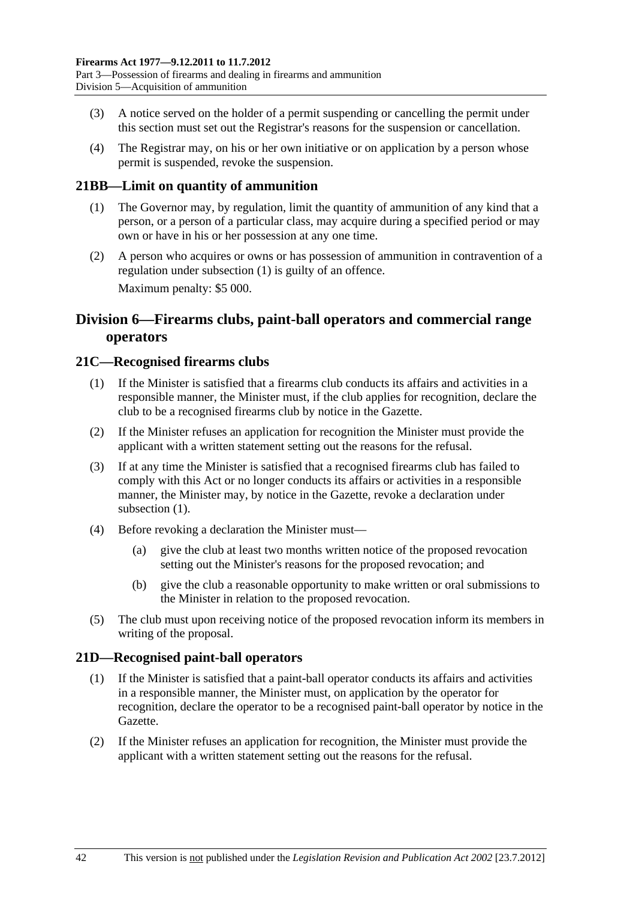(3) A notice served on the holder of a permit suspending or cancelling the permit under this section must set out the Registrar's reasons for the suspension or cancellation.

(4) The Registrar may, on his or her own initiative or on application by a person whose permit is suspended, revoke the suspension.

### 21BB—Limit on quantity of ammunition

(1) The Governor may, by regulation, limit the quantity of ammunition of any kind that a person, or a person of a particular class, may acquire during a specified period or may own or have in his or her possession at any one time.

(2) A person who acquires or owns or has possession of ammunition in contravention of a regulation under subsection (1) is guilty of an offence.

Maximum penalty: $5 000.

## Division 6—Firearms clubs, paint-ball operators and commercial range operators

### 21C—Recognised firearms clubs

(1) If the Minister is satisfied that a firearms club conducts its affairs and activities in a responsible manner, the Minister must, if the club applies for recognition, declare the club to be a recognised firearms club by notice in the Gazette.

(2) If the Minister refuses an application for recognition the Minister must provide the applicant with a written statement setting out the reasons for the refusal.

(3) If at any time the Minister is satisfied that a recognised firearms club has failed to comply with this Act or no longer conducts its affairs or activities in a responsible manner, the Minister may, by notice in the Gazette, revoke a declaration under subsection (1).

(4) Before revoking a declaration the Minister must—

(a) give the club at least two months written notice of the proposed revocation setting out the Minister's reasons for the proposed revocation; and

(b) give the club a reasonable opportunity to make written or oral submissions to the Minister in relation to the proposed revocation.

(5) The club must upon receiving notice of the proposed revocation inform its members in writing of the proposal.

### 21D—Recognised paint-ball operators

(1) If the Minister is satisfied that a paint-ball operator conducts its affairs and activities in a responsible manner, the Minister must, on application by the operator for recognition, declare the operator to be a recognised paint-ball operator by notice in the Gazette.

(2) If the Minister refuses an application for recognition, the Minister must provide the applicant with a written statement setting out the reasons for the refusal.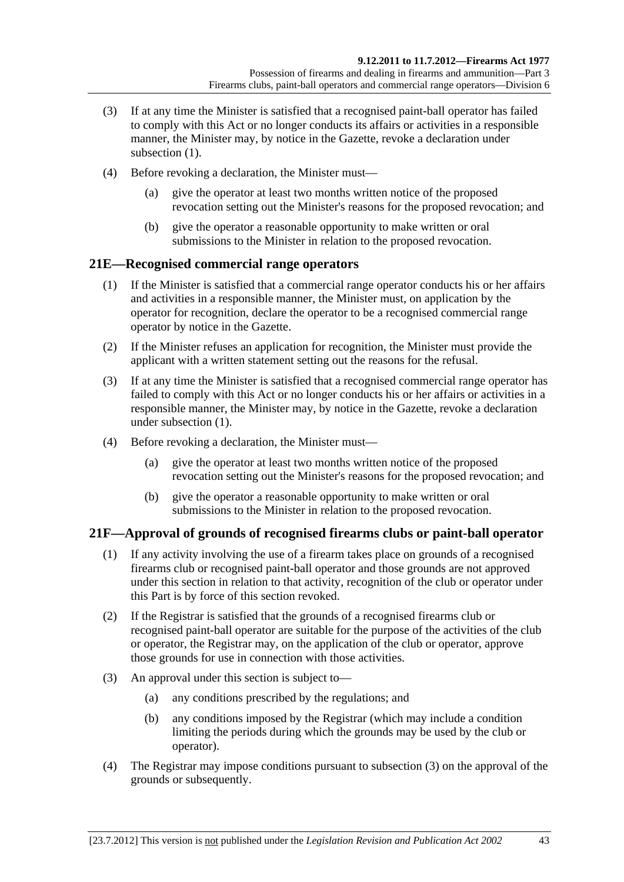(3) If at any time the Minister is satisfied that a recognised paint-ball operator has failed to comply with this Act or no longer conducts its affairs or activities in a responsible manner, the Minister may, by notice in the Gazette, revoke a declaration under subsection (1).

(4) Before revoking a declaration, the Minister must—

(a) give the operator at least two months written notice of the proposed revocation setting out the Minister's reasons for the proposed revocation; and

(b) give the operator a reasonable opportunity to make written or oral submissions to the Minister in relation to the proposed revocation.

## 21E—Recognised commercial range operators

(1) If the Minister is satisfied that a commercial range operator conducts his or her affairs and activities in a responsible manner, the Minister must, on application by the operator for recognition, declare the operator to be a recognised commercial range operator by notice in the Gazette.

(2) If the Minister refuses an application for recognition, the Minister must provide the applicant with a written statement setting out the reasons for the refusal.

(3) If at any time the Minister is satisfied that a recognised commercial range operator has failed to comply with this Act or no longer conducts his or her affairs or activities in a responsible manner, the Minister may, by notice in the Gazette, revoke a declaration under subsection (1).

(4) Before revoking a declaration, the Minister must—

(a) give the operator at least two months written notice of the proposed revocation setting out the Minister's reasons for the proposed revocation; and

(b) give the operator a reasonable opportunity to make written or oral submissions to the Minister in relation to the proposed revocation.

## 21F—Approval of grounds of recognised firearms clubs or paint-ball operator

(1) If any activity involving the use of a firearm takes place on grounds of a recognised firearms club or recognised paint-ball operator and those grounds are not approved under this section in relation to that activity, recognition of the club or operator under this Part is by force of this section revoked.

(2) If the Registrar is satisfied that the grounds of a recognised firearms club or recognised paint-ball operator are suitable for the purpose of the activities of the club or operator, the Registrar may, on the application of the club or operator, approve those grounds for use in connection with those activities.

(3) An approval under this section is subject to—

(a) any conditions prescribed by the regulations; and

(b) any conditions imposed by the Registrar (which may include a condition limiting the periods during which the grounds may be used by the club or operator).

(4) The Registrar may impose conditions pursuant to subsection (3) on the approval of the grounds or subsequently.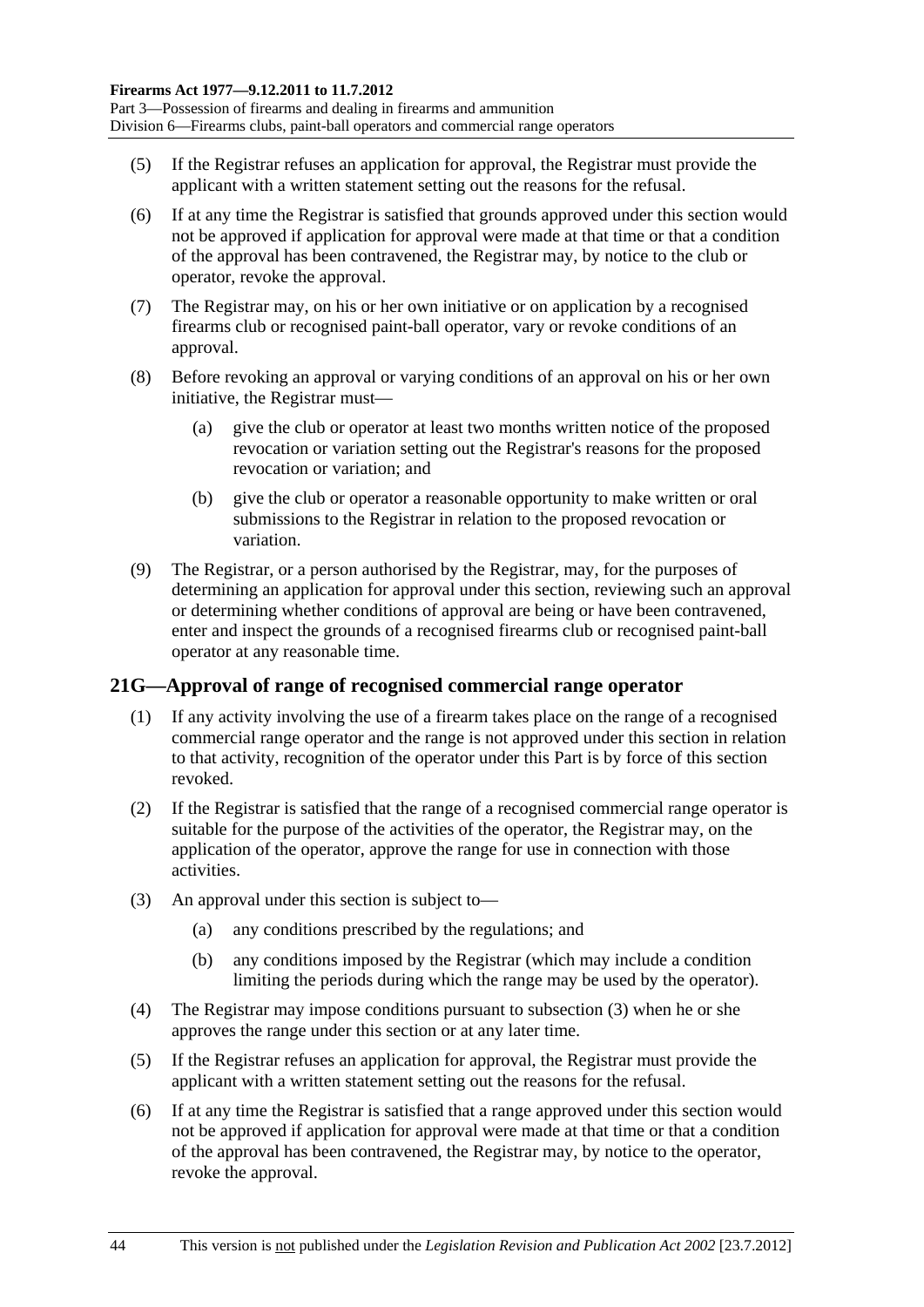(5) If the Registrar refuses an application for approval, the Registrar must provide the applicant with a written statement setting out the reasons for the refusal.

(6) If at any time the Registrar is satisfied that grounds approved under this section would not be approved if application for approval were made at that time or that a condition of the approval has been contravened, the Registrar may, by notice to the club or operator, revoke the approval.

(7) The Registrar may, on his or her own initiative or on application by a recognised firearms club or recognised paint-ball operator, vary or revoke conditions of an approval.

(8) Before revoking an approval or varying conditions of an approval on his or her own initiative, the Registrar must—

(a) give the club or operator at least two months written notice of the proposed revocation or variation setting out the Registrar's reasons for the proposed revocation or variation; and

(b) give the club or operator a reasonable opportunity to make written or oral submissions to the Registrar in relation to the proposed revocation or variation.

(9) The Registrar, or a person authorised by the Registrar, may, for the purposes of determining an application for approval under this section, reviewing such an approval or determining whether conditions of approval are being or have been contravened, enter and inspect the grounds of a recognised firearms club or recognised paint-ball operator at any reasonable time.

## 21G—Approval of range of recognised commercial range operator

(1) If any activity involving the use of a firearm takes place on the range of a recognised commercial range operator and the range is not approved under this section in relation to that activity, recognition of the operator under this Part is by force of this section revoked.

(2) If the Registrar is satisfied that the range of a recognised commercial range operator is suitable for the purpose of the activities of the operator, the Registrar may, on the application of the operator, approve the range for use in connection with those activities.

(3) An approval under this section is subject to—

(a) any conditions prescribed by the regulations; and

(b) any conditions imposed by the Registrar (which may include a condition limiting the periods during which the range may be used by the operator).

(4) The Registrar may impose conditions pursuant to subsection (3) when he or she approves the range under this section or at any later time.

(5) If the Registrar refuses an application for approval, the Registrar must provide the applicant with a written statement setting out the reasons for the refusal.

(6) If at any time the Registrar is satisfied that a range approved under this section would not be approved if application for approval were made at that time or that a condition of the approval has been contravened, the Registrar may, by notice to the operator, revoke the approval.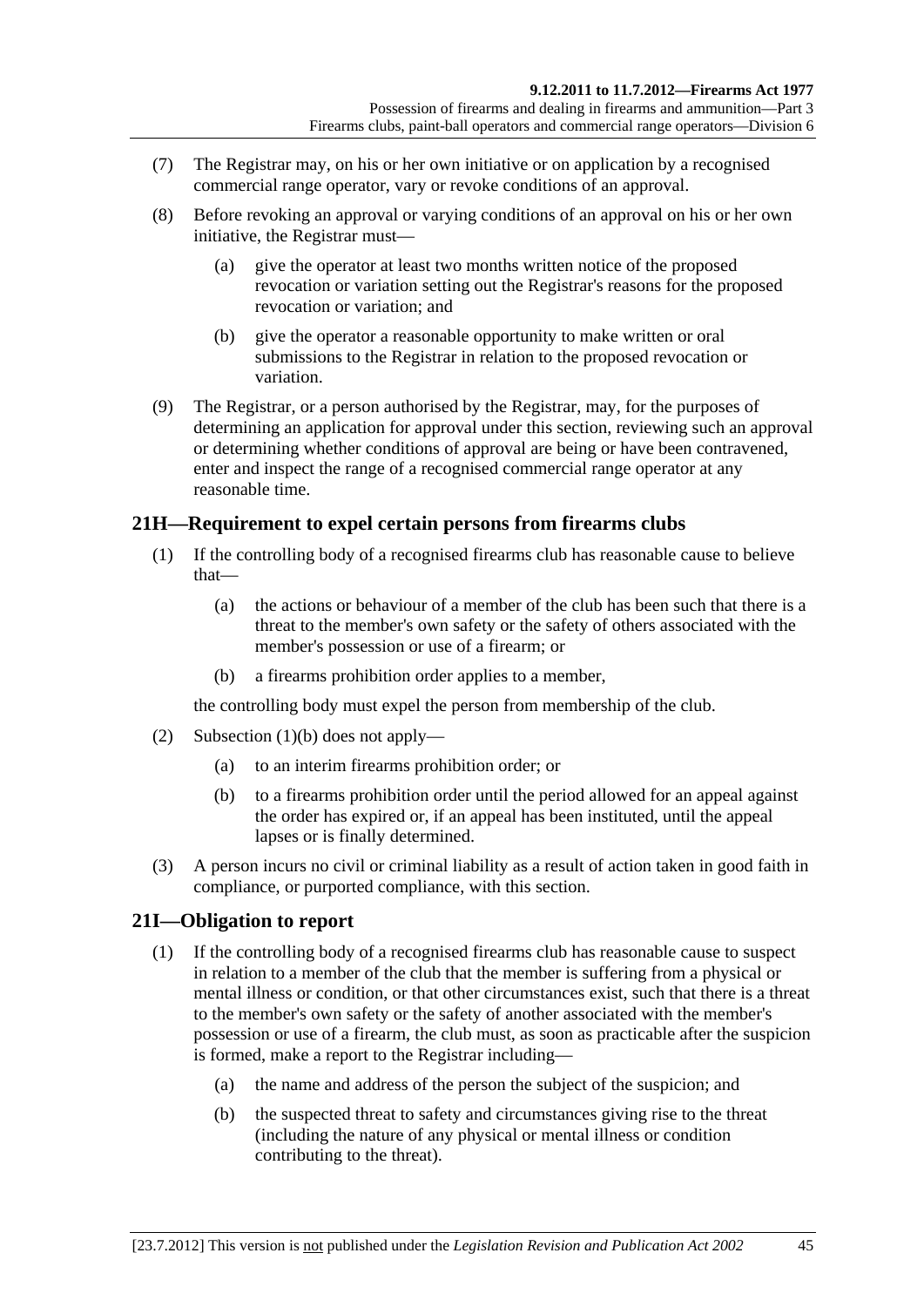(7) The Registrar may, on his or her own initiative or on application by a recognised commercial range operator, vary or revoke conditions of an approval.

(8) Before revoking an approval or varying conditions of an approval on his or her own initiative, the Registrar must—

(a) give the operator at least two months written notice of the proposed revocation or variation setting out the Registrar's reasons for the proposed revocation or variation; and

(b) give the operator a reasonable opportunity to make written or oral submissions to the Registrar in relation to the proposed revocation or variation.

(9) The Registrar, or a person authorised by the Registrar, may, for the purposes of determining an application for approval under this section, reviewing such an approval or determining whether conditions of approval are being or have been contravened, enter and inspect the range of a recognised commercial range operator at any reasonable time.

## 21H—Requirement to expel certain persons from firearms clubs

(1) If the controlling body of a recognised firearms club has reasonable cause to believe that—

(a) the actions or behaviour of a member of the club has been such that there is a threat to the member's own safety or the safety of others associated with the member's possession or use of a firearm; or

(b) a firearms prohibition order applies to a member,

the controlling body must expel the person from membership of the club.

(2) Subsection (1)(b) does not apply—

(a) to an interim firearms prohibition order; or

(b) to a firearms prohibition order until the period allowed for an appeal against the order has expired or, if an appeal has been instituted, until the appeal lapses or is finally determined.

(3) A person incurs no civil or criminal liability as a result of action taken in good faith in compliance, or purported compliance, with this section.

## 21I—Obligation to report

(1) If the controlling body of a recognised firearms club has reasonable cause to suspect in relation to a member of the club that the member is suffering from a physical or mental illness or condition, or that other circumstances exist, such that there is a threat to the member's own safety or the safety of another associated with the member's possession or use of a firearm, the club must, as soon as practicable after the suspicion is formed, make a report to the Registrar including—

(a) the name and address of the person the subject of the suspicion; and

(b) the suspected threat to safety and circumstances giving rise to the threat (including the nature of any physical or mental illness or condition contributing to the threat).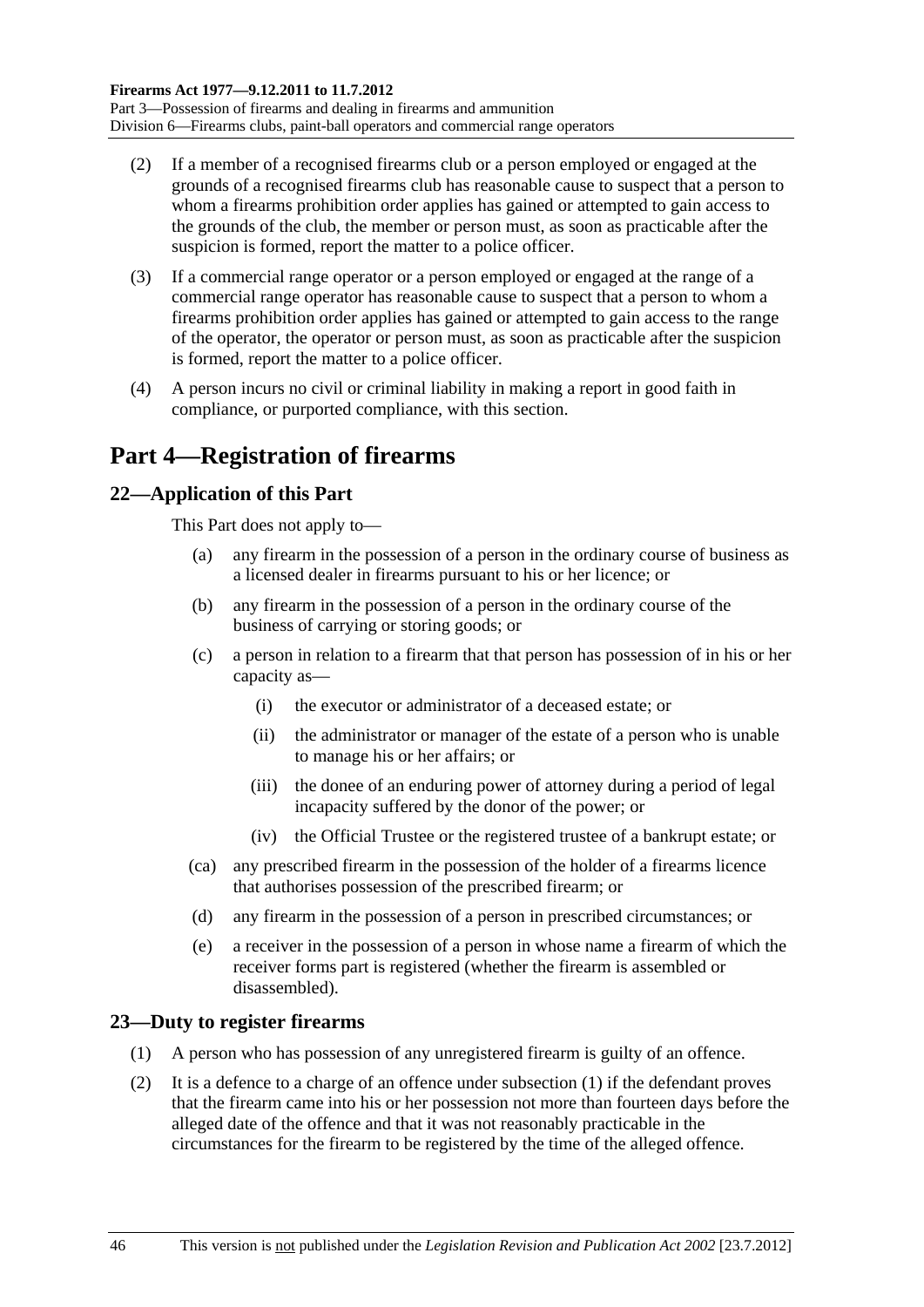(2) If a member of a recognised firearms club or a person employed or engaged at the grounds of a recognised firearms club has reasonable cause to suspect that a person to whom a firearms prohibition order applies has gained or attempted to gain access to the grounds of the club, the member or person must, as soon as practicable after the suspicion is formed, report the matter to a police officer.

(3) If a commercial range operator or a person employed or engaged at the range of a commercial range operator has reasonable cause to suspect that a person to whom a firearms prohibition order applies has gained or attempted to gain access to the range of the operator, the operator or person must, as soon as practicable after the suspicion is formed, report the matter to a police officer.

(4) A person incurs no civil or criminal liability in making a report in good faith in compliance, or purported compliance, with this section.

# Part 4—Registration of firearms

## 22—Application of this Part

This Part does not apply to—

(a) any firearm in the possession of a person in the ordinary course of business as a licensed dealer in firearms pursuant to his or her licence; or

(b) any firearm in the possession of a person in the ordinary course of the business of carrying or storing goods; or

(c) a person in relation to a firearm that that person has possession of in his or her capacity as—

(i) the executor or administrator of a deceased estate; or

(ii) the administrator or manager of the estate of a person who is unable to manage his or her affairs; or

(iii) the donee of an enduring power of attorney during a period of legal incapacity suffered by the donor of the power; or

(iv) the Official Trustee or the registered trustee of a bankrupt estate; or

(ca) any prescribed firearm in the possession of the holder of a firearms licence that authorises possession of the prescribed firearm; or

(d) any firearm in the possession of a person in prescribed circumstances; or

(e) a receiver in the possession of a person in whose name a firearm of which the receiver forms part is registered (whether the firearm is assembled or disassembled).

## 23—Duty to register firearms

(1) A person who has possession of any unregistered firearm is guilty of an offence.

(2) It is a defence to a charge of an offence under subsection (1) if the defendant proves that the firearm came into his or her possession not more than fourteen days before the alleged date of the offence and that it was not reasonably practicable in the circumstances for the firearm to be registered by the time of the alleged offence.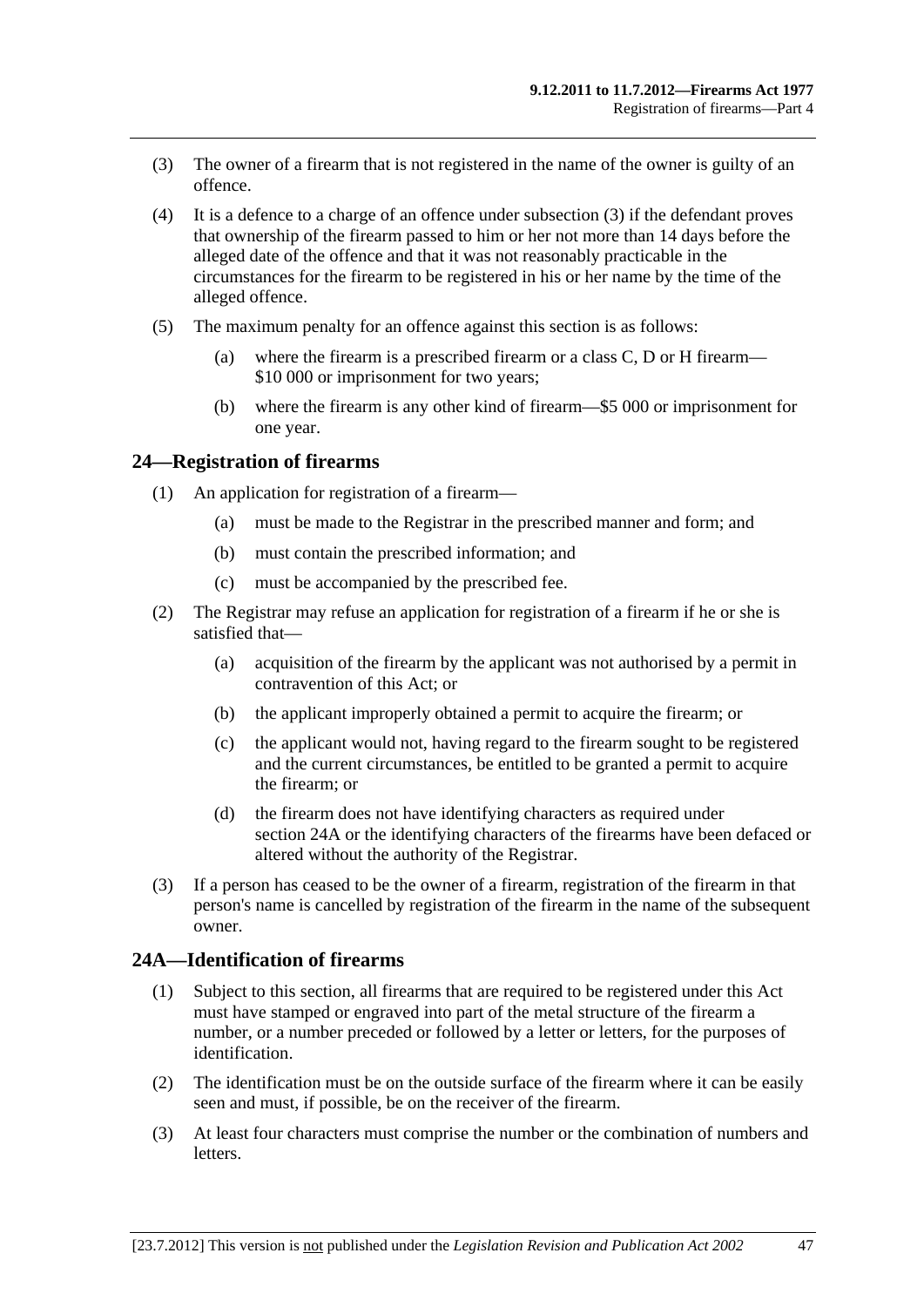(3) The owner of a firearm that is not registered in the name of the owner is guilty of an offence.

(4) It is a defence to a charge of an offence under subsection (3) if the defendant proves that ownership of the firearm passed to him or her not more than 14 days before the alleged date of the offence and that it was not reasonably practicable in the circumstances for the firearm to be registered in his or her name by the time of the alleged offence.

(5) The maximum penalty for an offence against this section is as follows:

(a) where the firearm is a prescribed firearm or a class C, D or H firearm—$10 000 or imprisonment for two years;

(b) where the firearm is any other kind of firearm—$5 000 or imprisonment for one year.

## 24—Registration of firearms

(1) An application for registration of a firearm—

(a) must be made to the Registrar in the prescribed manner and form; and

(b) must contain the prescribed information; and

(c) must be accompanied by the prescribed fee.

(2) The Registrar may refuse an application for registration of a firearm if he or she is satisfied that—

(a) acquisition of the firearm by the applicant was not authorised by a permit in contravention of this Act; or

(b) the applicant improperly obtained a permit to acquire the firearm; or

(c) the applicant would not, having regard to the firearm sought to be registered and the current circumstances, be entitled to be granted a permit to acquire the firearm; or

(d) the firearm does not have identifying characters as required under section 24A or the identifying characters of the firearms have been defaced or altered without the authority of the Registrar.

(3) If a person has ceased to be the owner of a firearm, registration of the firearm in that person's name is cancelled by registration of the firearm in the name of the subsequent owner.

## 24A—Identification of firearms

(1) Subject to this section, all firearms that are required to be registered under this Act must have stamped or engraved into part of the metal structure of the firearm a number, or a number preceded or followed by a letter or letters, for the purposes of identification.

(2) The identification must be on the outside surface of the firearm where it can be easily seen and must, if possible, be on the receiver of the firearm.

(3) At least four characters must comprise the number or the combination of numbers and letters.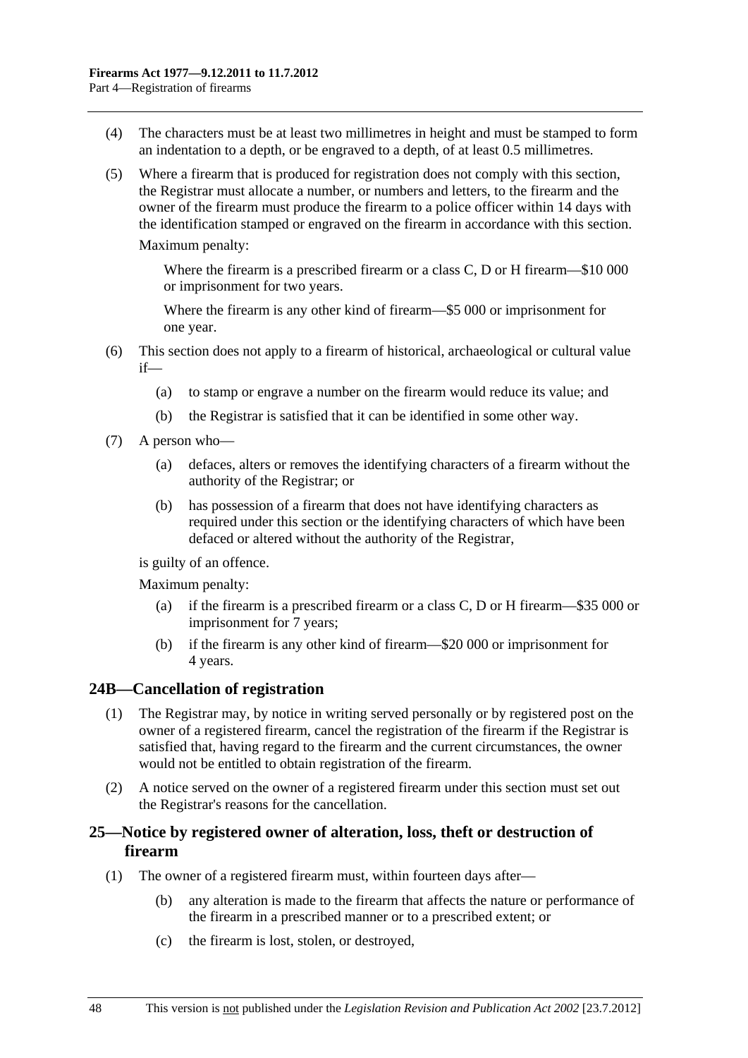(4) The characters must be at least two millimetres in height and must be stamped to form an indentation to a depth, or be engraved to a depth, of at least 0.5 millimetres.

(5) Where a firearm that is produced for registration does not comply with this section, the Registrar must allocate a number, or numbers and letters, to the firearm and the owner of the firearm must produce the firearm to a police officer within 14 days with the identification stamped or engraved on the firearm in accordance with this section.

Maximum penalty:

Where the firearm is a prescribed firearm or a class C, D or H firearm—$10 000 or imprisonment for two years.

Where the firearm is any other kind of firearm—$5 000 or imprisonment for one year.

(6) This section does not apply to a firearm of historical, archaeological or cultural value if—

(a) to stamp or engrave a number on the firearm would reduce its value; and

(b) the Registrar is satisfied that it can be identified in some other way.

(7) A person who—

(a) defaces, alters or removes the identifying characters of a firearm without the authority of the Registrar; or

(b) has possession of a firearm that does not have identifying characters as required under this section or the identifying characters of which have been defaced or altered without the authority of the Registrar,

is guilty of an offence.

Maximum penalty:

(a) if the firearm is a prescribed firearm or a class C, D or H firearm—$35 000 or imprisonment for 7 years;

(b) if the firearm is any other kind of firearm—$20 000 or imprisonment for 4 years.

## 24B—Cancellation of registration

(1) The Registrar may, by notice in writing served personally or by registered post on the owner of a registered firearm, cancel the registration of the firearm if the Registrar is satisfied that, having regard to the firearm and the current circumstances, the owner would not be entitled to obtain registration of the firearm.

(2) A notice served on the owner of a registered firearm under this section must set out the Registrar's reasons for the cancellation.

## 25—Notice by registered owner of alteration, loss, theft or destruction of firearm

(1) The owner of a registered firearm must, within fourteen days after—

(b) any alteration is made to the firearm that affects the nature or performance of the firearm in a prescribed manner or to a prescribed extent; or

(c) the firearm is lost, stolen, or destroyed,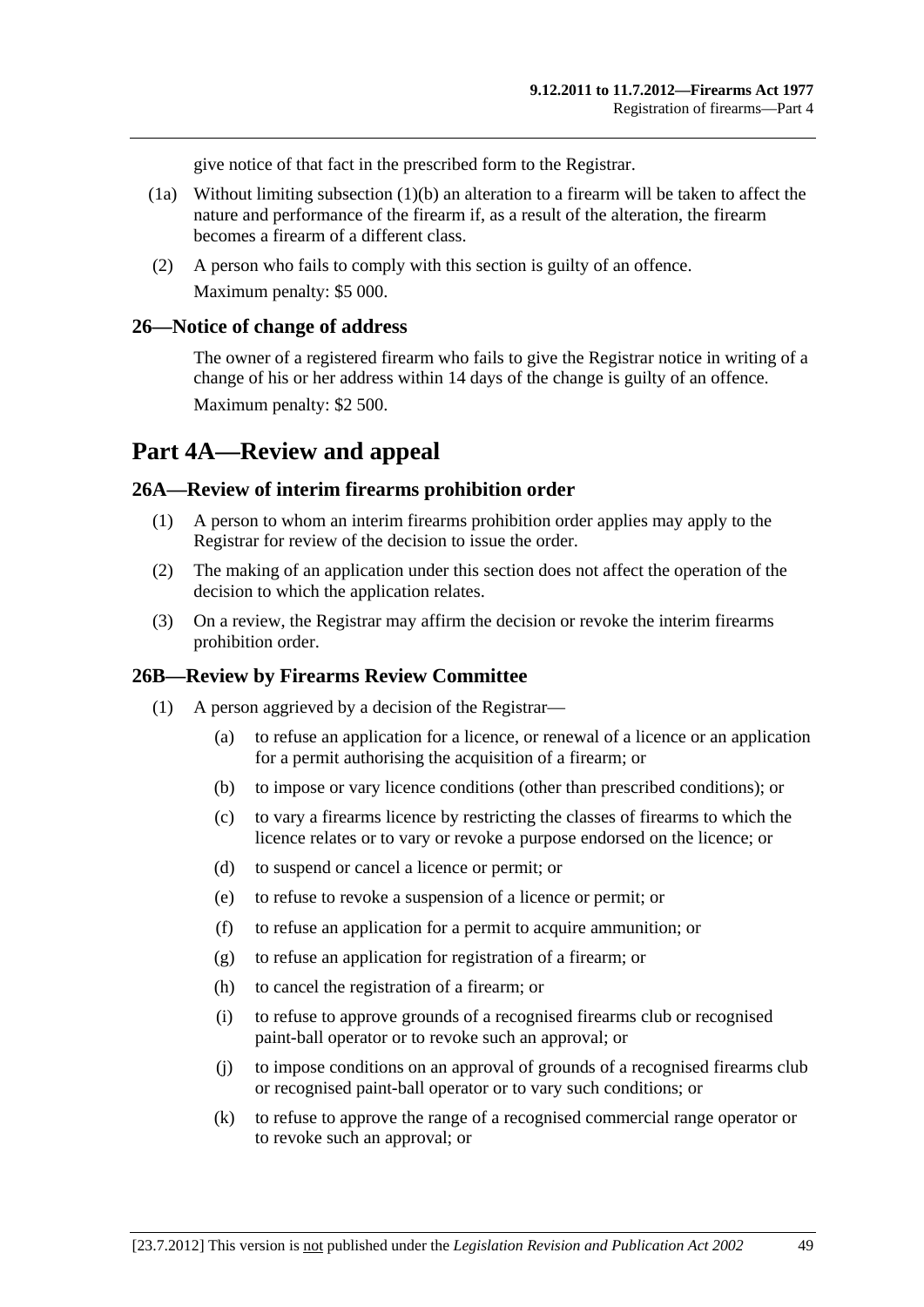give notice of that fact in the prescribed form to the Registrar.

(1a) Without limiting subsection (1)(b) an alteration to a firearm will be taken to affect the nature and performance of the firearm if, as a result of the alteration, the firearm becomes a firearm of a different class.

(2) A person who fails to comply with this section is guilty of an offence.

Maximum penalty: $5 000.

### 26—Notice of change of address

The owner of a registered firearm who fails to give the Registrar notice in writing of a change of his or her address within 14 days of the change is guilty of an offence.

Maximum penalty: $2 500.

## Part 4A—Review and appeal

### 26A—Review of interim firearms prohibition order

(1) A person to whom an interim firearms prohibition order applies may apply to the Registrar for review of the decision to issue the order.

(2) The making of an application under this section does not affect the operation of the decision to which the application relates.

(3) On a review, the Registrar may affirm the decision or revoke the interim firearms prohibition order.

### 26B—Review by Firearms Review Committee

(1) A person aggrieved by a decision of the Registrar—

(a) to refuse an application for a licence, or renewal of a licence or an application for a permit authorising the acquisition of a firearm; or

(b) to impose or vary licence conditions (other than prescribed conditions); or

(c) to vary a firearms licence by restricting the classes of firearms to which the licence relates or to vary or revoke a purpose endorsed on the licence; or

(d) to suspend or cancel a licence or permit; or

(e) to refuse to revoke a suspension of a licence or permit; or

(f) to refuse an application for a permit to acquire ammunition; or

(g) to refuse an application for registration of a firearm; or

(h) to cancel the registration of a firearm; or

(i) to refuse to approve grounds of a recognised firearms club or recognised paint-ball operator or to revoke such an approval; or

(j) to impose conditions on an approval of grounds of a recognised firearms club or recognised paint-ball operator or to vary such conditions; or

(k) to refuse to approve the range of a recognised commercial range operator or to revoke such an approval; or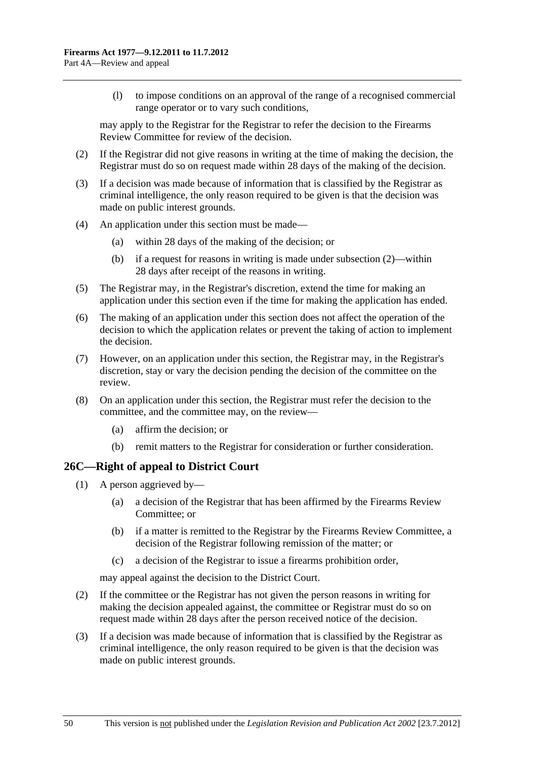(l) to impose conditions on an approval of the range of a recognised commercial range operator or to vary such conditions,

may apply to the Registrar for the Registrar to refer the decision to the Firearms Review Committee for review of the decision.

(2) If the Registrar did not give reasons in writing at the time of making the decision, the Registrar must do so on request made within 28 days of the making of the decision.

(3) If a decision was made because of information that is classified by the Registrar as criminal intelligence, the only reason required to be given is that the decision was made on public interest grounds.

(4) An application under this section must be made—

(a) within 28 days of the making of the decision; or

(b) if a request for reasons in writing is made under subsection (2)—within 28 days after receipt of the reasons in writing.

(5) The Registrar may, in the Registrar's discretion, extend the time for making an application under this section even if the time for making the application has ended.

(6) The making of an application under this section does not affect the operation of the decision to which the application relates or prevent the taking of action to implement the decision.

(7) However, on an application under this section, the Registrar may, in the Registrar's discretion, stay or vary the decision pending the decision of the committee on the review.

(8) On an application under this section, the Registrar must refer the decision to the committee, and the committee may, on the review—

(a) affirm the decision; or

(b) remit matters to the Registrar for consideration or further consideration.

## 26C—Right of appeal to District Court

(1) A person aggrieved by—

(a) a decision of the Registrar that has been affirmed by the Firearms Review Committee; or

(b) if a matter is remitted to the Registrar by the Firearms Review Committee, a decision of the Registrar following remission of the matter; or

(c) a decision of the Registrar to issue a firearms prohibition order,

may appeal against the decision to the District Court.

(2) If the committee or the Registrar has not given the person reasons in writing for making the decision appealed against, the committee or Registrar must do so on request made within 28 days after the person received notice of the decision.

(3) If a decision was made because of information that is classified by the Registrar as criminal intelligence, the only reason required to be given is that the decision was made on public interest grounds.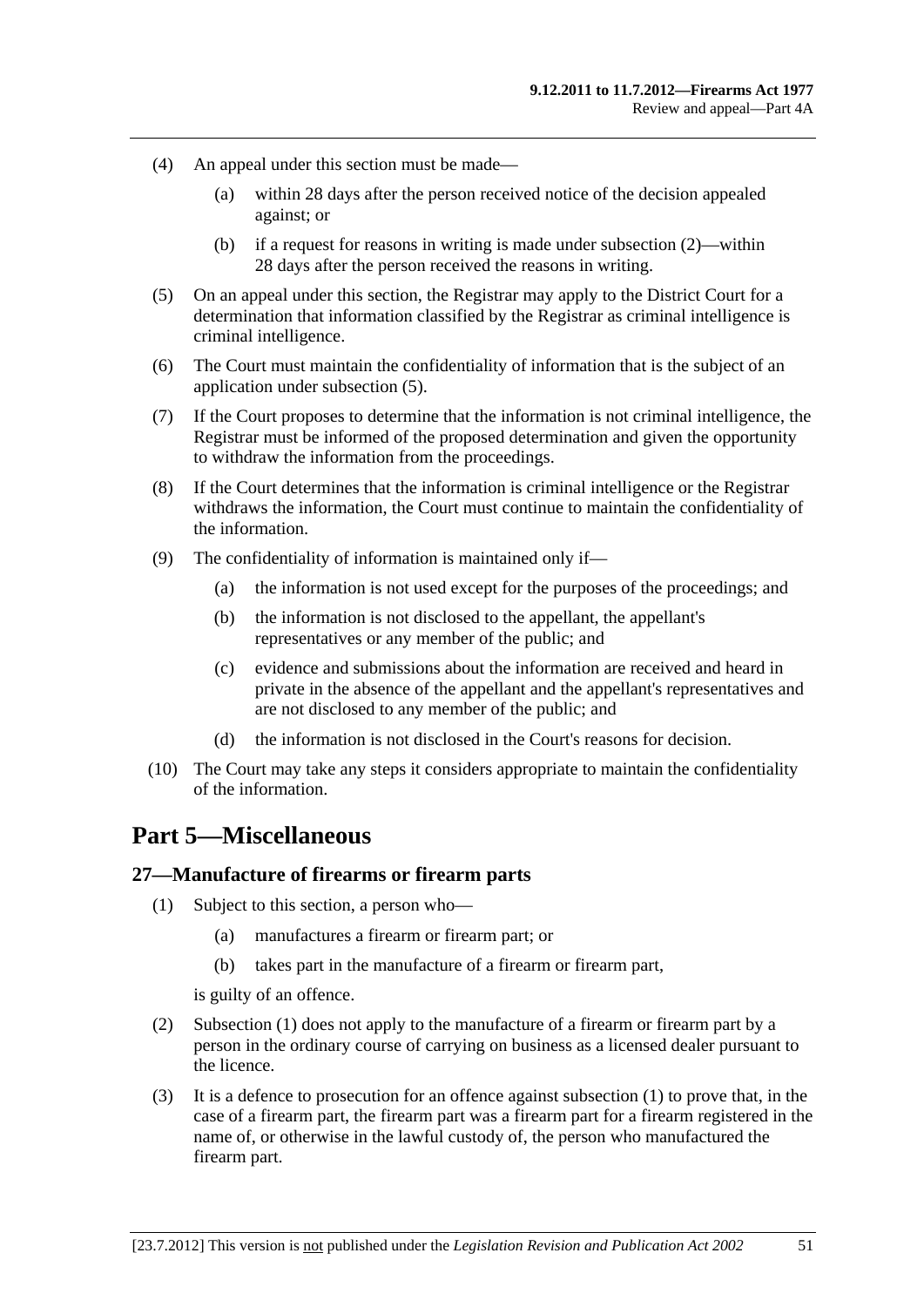(4) An appeal under this section must be made—

(a) within 28 days after the person received notice of the decision appealed against; or

(b) if a request for reasons in writing is made under subsection (2)—within 28 days after the person received the reasons in writing.

(5) On an appeal under this section, the Registrar may apply to the District Court for a determination that information classified by the Registrar as criminal intelligence is criminal intelligence.

(6) The Court must maintain the confidentiality of information that is the subject of an application under subsection (5).

(7) If the Court proposes to determine that the information is not criminal intelligence, the Registrar must be informed of the proposed determination and given the opportunity to withdraw the information from the proceedings.

(8) If the Court determines that the information is criminal intelligence or the Registrar withdraws the information, the Court must continue to maintain the confidentiality of the information.

(9) The confidentiality of information is maintained only if—

(a) the information is not used except for the purposes of the proceedings; and

(b) the information is not disclosed to the appellant, the appellant's representatives or any member of the public; and

(c) evidence and submissions about the information are received and heard in private in the absence of the appellant and the appellant's representatives and are not disclosed to any member of the public; and

(d) the information is not disclosed in the Court's reasons for decision.

(10) The Court may take any steps it considers appropriate to maintain the confidentiality of the information.

# Part 5—Miscellaneous

## 27—Manufacture of firearms or firearm parts

(1) Subject to this section, a person who—

(a) manufactures a firearm or firearm part; or

(b) takes part in the manufacture of a firearm or firearm part,

is guilty of an offence.

(2) Subsection (1) does not apply to the manufacture of a firearm or firearm part by a person in the ordinary course of carrying on business as a licensed dealer pursuant to the licence.

(3) It is a defence to prosecution for an offence against subsection (1) to prove that, in the case of a firearm part, the firearm part was a firearm part for a firearm registered in the name of, or otherwise in the lawful custody of, the person who manufactured the firearm part.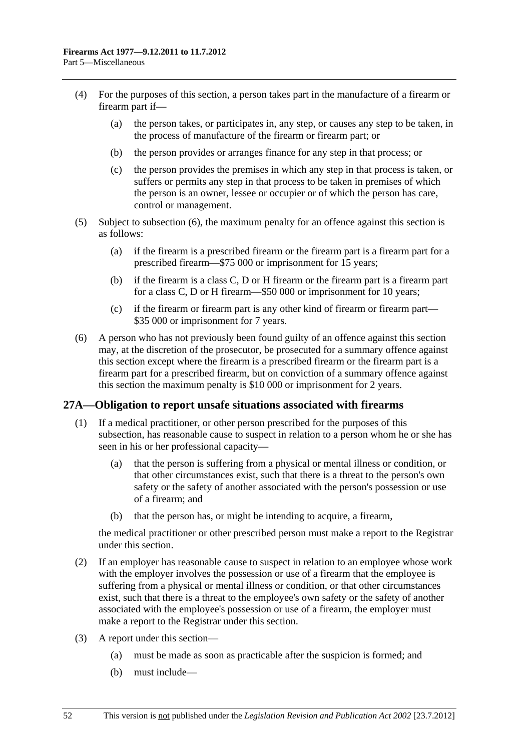(4) For the purposes of this section, a person takes part in the manufacture of a firearm or firearm part if—

(a) the person takes, or participates in, any step, or causes any step to be taken, in the process of manufacture of the firearm or firearm part; or

(b) the person provides or arranges finance for any step in that process; or

(c) the person provides the premises in which any step in that process is taken, or suffers or permits any step in that process to be taken in premises of which the person is an owner, lessee or occupier or of which the person has care, control or management.

(5) Subject to subsection (6), the maximum penalty for an offence against this section is as follows:

(a) if the firearm is a prescribed firearm or the firearm part is a firearm part for a prescribed firearm—$75 000 or imprisonment for 15 years;

(b) if the firearm is a class C, D or H firearm or the firearm part is a firearm part for a class C, D or H firearm—$50 000 or imprisonment for 10 years;

(c) if the firearm or firearm part is any other kind of firearm or firearm part—$35 000 or imprisonment for 7 years.

(6) A person who has not previously been found guilty of an offence against this section may, at the discretion of the prosecutor, be prosecuted for a summary offence against this section except where the firearm is a prescribed firearm or the firearm part is a firearm part for a prescribed firearm, but on conviction of a summary offence against this section the maximum penalty is $10 000 or imprisonment for 2 years.

## 27A—Obligation to report unsafe situations associated with firearms

(1) If a medical practitioner, or other person prescribed for the purposes of this subsection, has reasonable cause to suspect in relation to a person whom he or she has seen in his or her professional capacity—

(a) that the person is suffering from a physical or mental illness or condition, or that other circumstances exist, such that there is a threat to the person's own safety or the safety of another associated with the person's possession or use of a firearm; and

(b) that the person has, or might be intending to acquire, a firearm,

the medical practitioner or other prescribed person must make a report to the Registrar under this section.

(2) If an employer has reasonable cause to suspect in relation to an employee whose work with the employer involves the possession or use of a firearm that the employee is suffering from a physical or mental illness or condition, or that other circumstances exist, such that there is a threat to the employee's own safety or the safety of another associated with the employee's possession or use of a firearm, the employer must make a report to the Registrar under this section.

(3) A report under this section—

(a) must be made as soon as practicable after the suspicion is formed; and

(b) must include—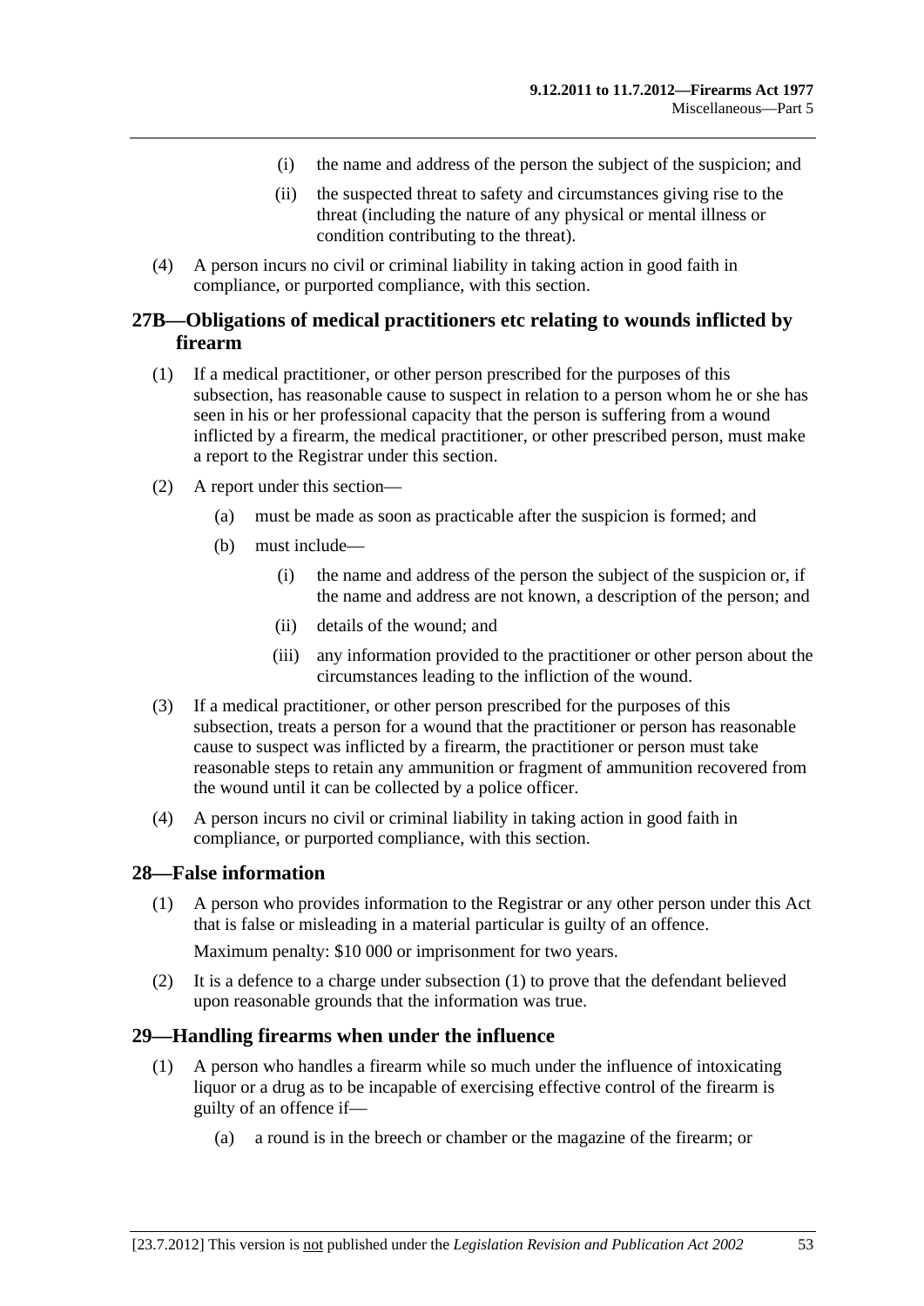(i) the name and address of the person the subject of the suspicion; and

(ii) the suspected threat to safety and circumstances giving rise to the threat (including the nature of any physical or mental illness or condition contributing to the threat).

(4) A person incurs no civil or criminal liability in taking action in good faith in compliance, or purported compliance, with this section.

## 27B—Obligations of medical practitioners etc relating to wounds inflicted by firearm

(1) If a medical practitioner, or other person prescribed for the purposes of this subsection, has reasonable cause to suspect in relation to a person whom he or she has seen in his or her professional capacity that the person is suffering from a wound inflicted by a firearm, the medical practitioner, or other prescribed person, must make a report to the Registrar under this section.

(2) A report under this section—

(a) must be made as soon as practicable after the suspicion is formed; and

(b) must include—

(i) the name and address of the person the subject of the suspicion or, if the name and address are not known, a description of the person; and

(ii) details of the wound; and

(iii) any information provided to the practitioner or other person about the circumstances leading to the infliction of the wound.

(3) If a medical practitioner, or other person prescribed for the purposes of this subsection, treats a person for a wound that the practitioner or person has reasonable cause to suspect was inflicted by a firearm, the practitioner or person must take reasonable steps to retain any ammunition or fragment of ammunition recovered from the wound until it can be collected by a police officer.

(4) A person incurs no civil or criminal liability in taking action in good faith in compliance, or purported compliance, with this section.

## 28—False information

(1) A person who provides information to the Registrar or any other person under this Act that is false or misleading in a material particular is guilty of an offence.

Maximum penalty: $10 000 or imprisonment for two years.

(2) It is a defence to a charge under subsection (1) to prove that the defendant believed upon reasonable grounds that the information was true.

## 29—Handling firearms when under the influence

(1) A person who handles a firearm while so much under the influence of intoxicating liquor or a drug as to be incapable of exercising effective control of the firearm is guilty of an offence if—

(a) a round is in the breech or chamber or the magazine of the firearm; or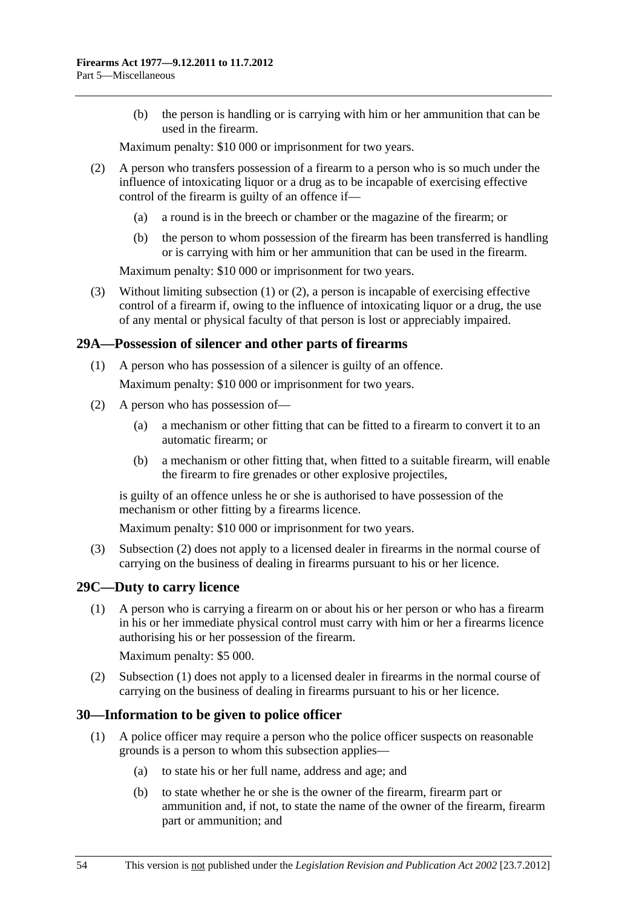(b) the person is handling or is carrying with him or her ammunition that can be used in the firearm.

Maximum penalty: $10 000 or imprisonment for two years.

(2) A person who transfers possession of a firearm to a person who is so much under the influence of intoxicating liquor or a drug as to be incapable of exercising effective control of the firearm is guilty of an offence if—

(a) a round is in the breech or chamber or the magazine of the firearm; or

(b) the person to whom possession of the firearm has been transferred is handling or is carrying with him or her ammunition that can be used in the firearm.

Maximum penalty: $10 000 or imprisonment for two years.

(3) Without limiting subsection (1) or (2), a person is incapable of exercising effective control of a firearm if, owing to the influence of intoxicating liquor or a drug, the use of any mental or physical faculty of that person is lost or appreciably impaired.

## 29A—Possession of silencer and other parts of firearms

(1) A person who has possession of a silencer is guilty of an offence.

Maximum penalty: $10 000 or imprisonment for two years.

(2) A person who has possession of—

(a) a mechanism or other fitting that can be fitted to a firearm to convert it to an automatic firearm; or

(b) a mechanism or other fitting that, when fitted to a suitable firearm, will enable the firearm to fire grenades or other explosive projectiles,

is guilty of an offence unless he or she is authorised to have possession of the mechanism or other fitting by a firearms licence.

Maximum penalty: $10 000 or imprisonment for two years.

(3) Subsection (2) does not apply to a licensed dealer in firearms in the normal course of carrying on the business of dealing in firearms pursuant to his or her licence.

## 29C—Duty to carry licence

(1) A person who is carrying a firearm on or about his or her person or who has a firearm in his or her immediate physical control must carry with him or her a firearms licence authorising his or her possession of the firearm.

Maximum penalty: $5 000.

(2) Subsection (1) does not apply to a licensed dealer in firearms in the normal course of carrying on the business of dealing in firearms pursuant to his or her licence.

## 30—Information to be given to police officer

(1) A police officer may require a person who the police officer suspects on reasonable grounds is a person to whom this subsection applies—

(a) to state his or her full name, address and age; and

(b) to state whether he or she is the owner of the firearm, firearm part or ammunition and, if not, to state the name of the owner of the firearm, firearm part or ammunition; and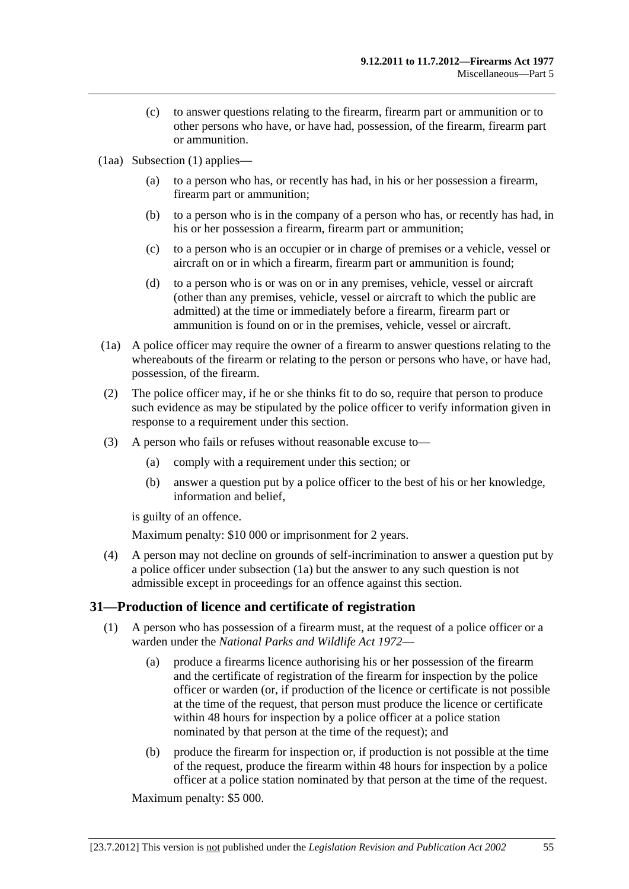(c) to answer questions relating to the firearm, firearm part or ammunition or to other persons who have, or have had, possession, of the firearm, firearm part or ammunition.

(1aa) Subsection (1) applies—

(a) to a person who has, or recently has had, in his or her possession a firearm, firearm part or ammunition;

(b) to a person who is in the company of a person who has, or recently has had, in his or her possession a firearm, firearm part or ammunition;

(c) to a person who is an occupier or in charge of premises or a vehicle, vessel or aircraft on or in which a firearm, firearm part or ammunition is found;

(d) to a person who is or was on or in any premises, vehicle, vessel or aircraft (other than any premises, vehicle, vessel or aircraft to which the public are admitted) at the time or immediately before a firearm, firearm part or ammunition is found on or in the premises, vehicle, vessel or aircraft.

(1a) A police officer may require the owner of a firearm to answer questions relating to the whereabouts of the firearm or relating to the person or persons who have, or have had, possession, of the firearm.

(2) The police officer may, if he or she thinks fit to do so, require that person to produce such evidence as may be stipulated by the police officer to verify information given in response to a requirement under this section.

(3) A person who fails or refuses without reasonable excuse to—

(a) comply with a requirement under this section; or

(b) answer a question put by a police officer to the best of his or her knowledge, information and belief,

is guilty of an offence.

Maximum penalty: $10 000 or imprisonment for 2 years.

(4) A person may not decline on grounds of self-incrimination to answer a question put by a police officer under subsection (1a) but the answer to any such question is not admissible except in proceedings for an offence against this section.

## 31—Production of licence and certificate of registration

(1) A person who has possession of a firearm must, at the request of a police officer or a warden under the *National Parks and Wildlife Act 1972*—

(a) produce a firearms licence authorising his or her possession of the firearm and the certificate of registration of the firearm for inspection by the police officer or warden (or, if production of the licence or certificate is not possible at the time of the request, that person must produce the licence or certificate within 48 hours for inspection by a police officer at a police station nominated by that person at the time of the request); and

(b) produce the firearm for inspection or, if production is not possible at the time of the request, produce the firearm within 48 hours for inspection by a police officer at a police station nominated by that person at the time of the request.

Maximum penalty: $5 000.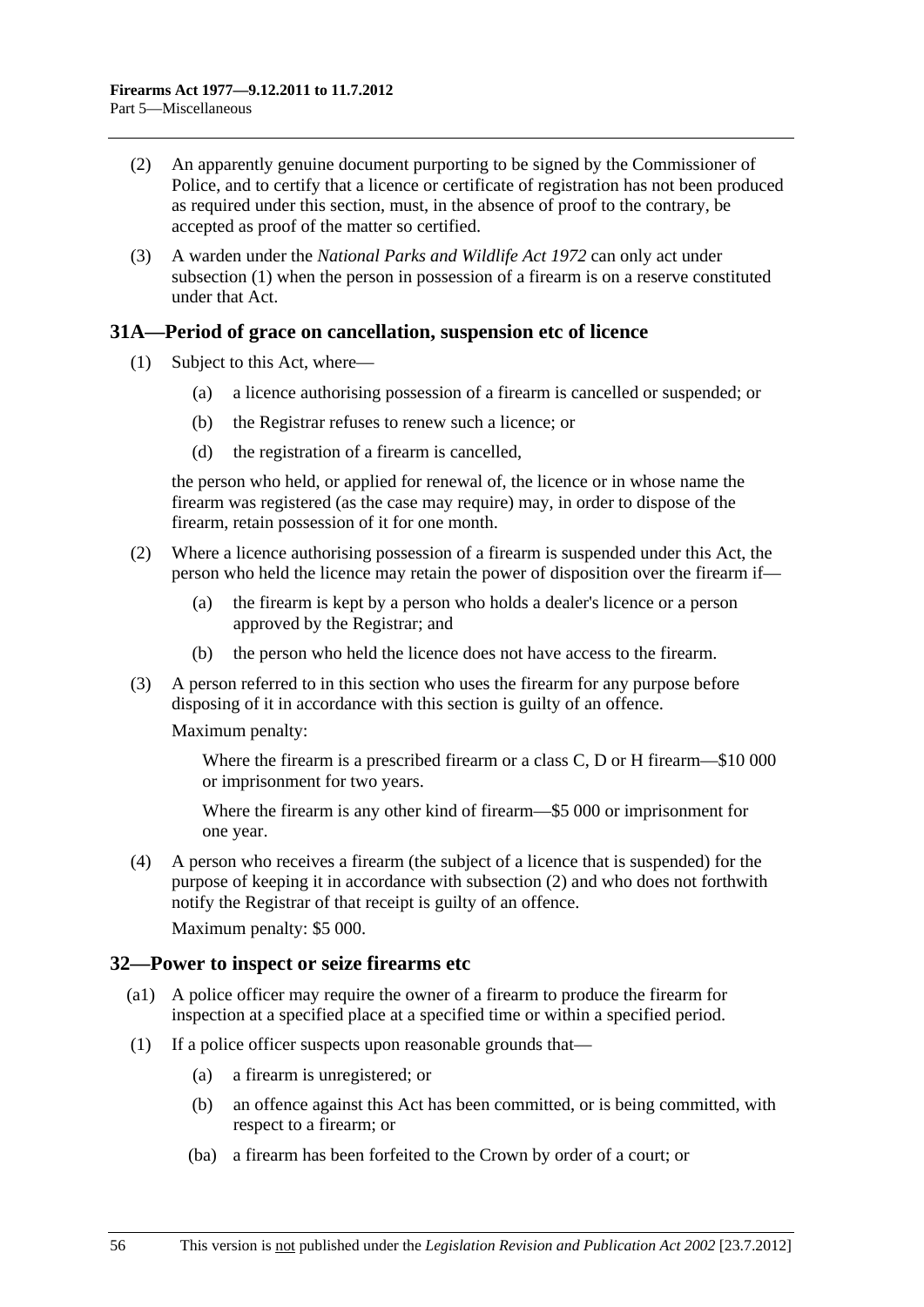(2) An apparently genuine document purporting to be signed by the Commissioner of Police, and to certify that a licence or certificate of registration has not been produced as required under this section, must, in the absence of proof to the contrary, be accepted as proof of the matter so certified.

(3) A warden under the *National Parks and Wildlife Act 1972* can only act under subsection (1) when the person in possession of a firearm is on a reserve constituted under that Act.

## 31A—Period of grace on cancellation, suspension etc of licence

(1) Subject to this Act, where—

(a) a licence authorising possession of a firearm is cancelled or suspended; or

(b) the Registrar refuses to renew such a licence; or

(d) the registration of a firearm is cancelled,

the person who held, or applied for renewal of, the licence or in whose name the firearm was registered (as the case may require) may, in order to dispose of the firearm, retain possession of it for one month.

(2) Where a licence authorising possession of a firearm is suspended under this Act, the person who held the licence may retain the power of disposition over the firearm if—

(a) the firearm is kept by a person who holds a dealer's licence or a person approved by the Registrar; and

(b) the person who held the licence does not have access to the firearm.

(3) A person referred to in this section who uses the firearm for any purpose before disposing of it in accordance with this section is guilty of an offence.

Maximum penalty:

Where the firearm is a prescribed firearm or a class C, D or H firearm—$10 000 or imprisonment for two years.

Where the firearm is any other kind of firearm—$5 000 or imprisonment for one year.

(4) A person who receives a firearm (the subject of a licence that is suspended) for the purpose of keeping it in accordance with subsection (2) and who does not forthwith notify the Registrar of that receipt is guilty of an offence.

Maximum penalty: $5 000.

## 32—Power to inspect or seize firearms etc

(a1) A police officer may require the owner of a firearm to produce the firearm for inspection at a specified place at a specified time or within a specified period.

(1) If a police officer suspects upon reasonable grounds that—

(a) a firearm is unregistered; or

(b) an offence against this Act has been committed, or is being committed, with respect to a firearm; or

(ba) a firearm has been forfeited to the Crown by order of a court; or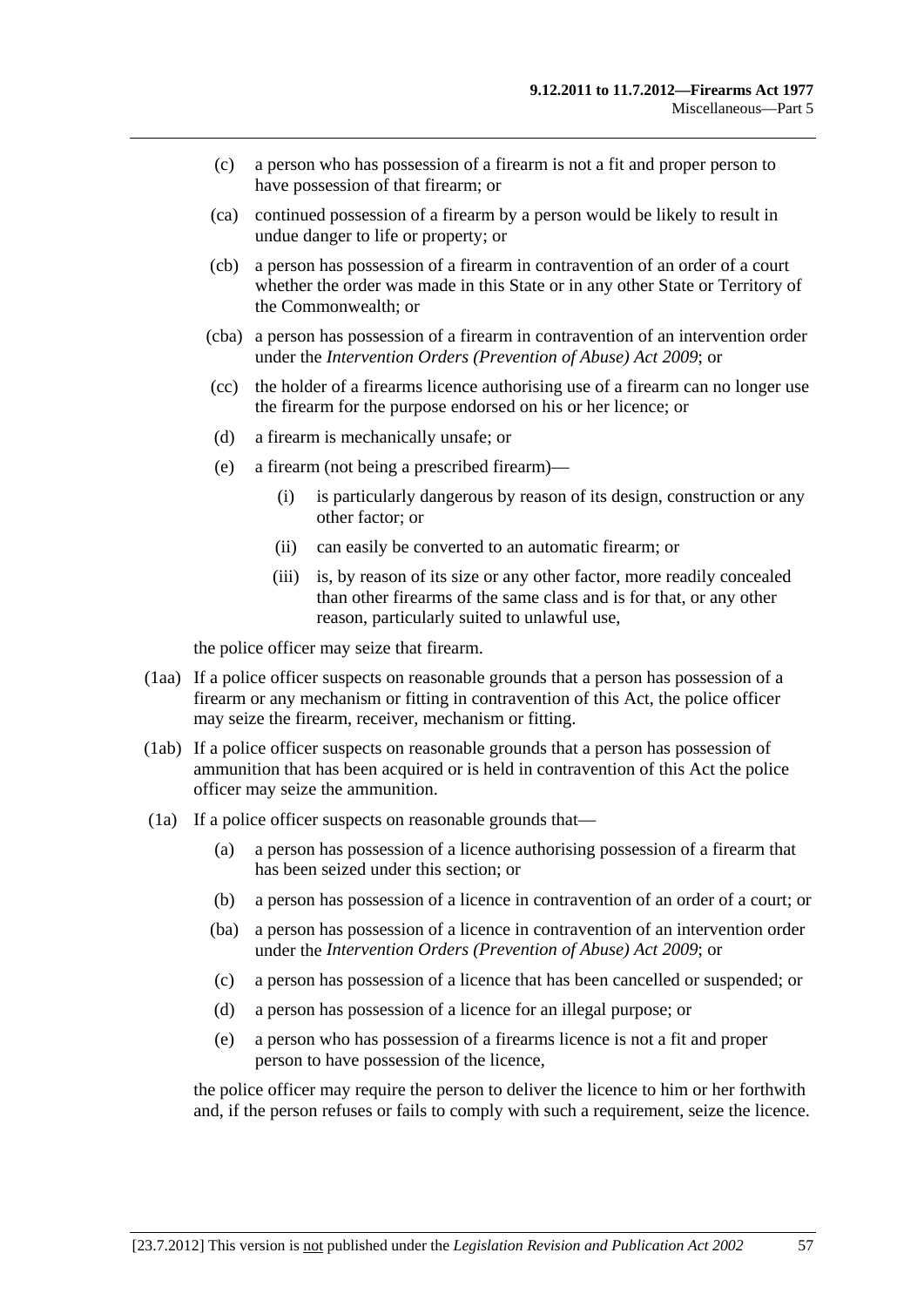(c) a person who has possession of a firearm is not a fit and proper person to have possession of that firearm; or

(ca) continued possession of a firearm by a person would be likely to result in undue danger to life or property; or

(cb) a person has possession of a firearm in contravention of an order of a court whether the order was made in this State or in any other State or Territory of the Commonwealth; or

(cba) a person has possession of a firearm in contravention of an intervention order under the *Intervention Orders (Prevention of Abuse) Act 2009*; or

(cc) the holder of a firearms licence authorising use of a firearm can no longer use the firearm for the purpose endorsed on his or her licence; or

(d) a firearm is mechanically unsafe; or

(e) a firearm (not being a prescribed firearm)—

(i) is particularly dangerous by reason of its design, construction or any other factor; or

(ii) can easily be converted to an automatic firearm; or

(iii) is, by reason of its size or any other factor, more readily concealed than other firearms of the same class and is for that, or any other reason, particularly suited to unlawful use,

the police officer may seize that firearm.

(1aa) If a police officer suspects on reasonable grounds that a person has possession of a firearm or any mechanism or fitting in contravention of this Act, the police officer may seize the firearm, receiver, mechanism or fitting.

(1ab) If a police officer suspects on reasonable grounds that a person has possession of ammunition that has been acquired or is held in contravention of this Act the police officer may seize the ammunition.

(1a) If a police officer suspects on reasonable grounds that—

(a) a person has possession of a licence authorising possession of a firearm that has been seized under this section; or

(b) a person has possession of a licence in contravention of an order of a court; or

(ba) a person has possession of a licence in contravention of an intervention order under the *Intervention Orders (Prevention of Abuse) Act 2009*; or

(c) a person has possession of a licence that has been cancelled or suspended; or

(d) a person has possession of a licence for an illegal purpose; or

(e) a person who has possession of a firearms licence is not a fit and proper person to have possession of the licence,

the police officer may require the person to deliver the licence to him or her forthwith and, if the person refuses or fails to comply with such a requirement, seize the licence.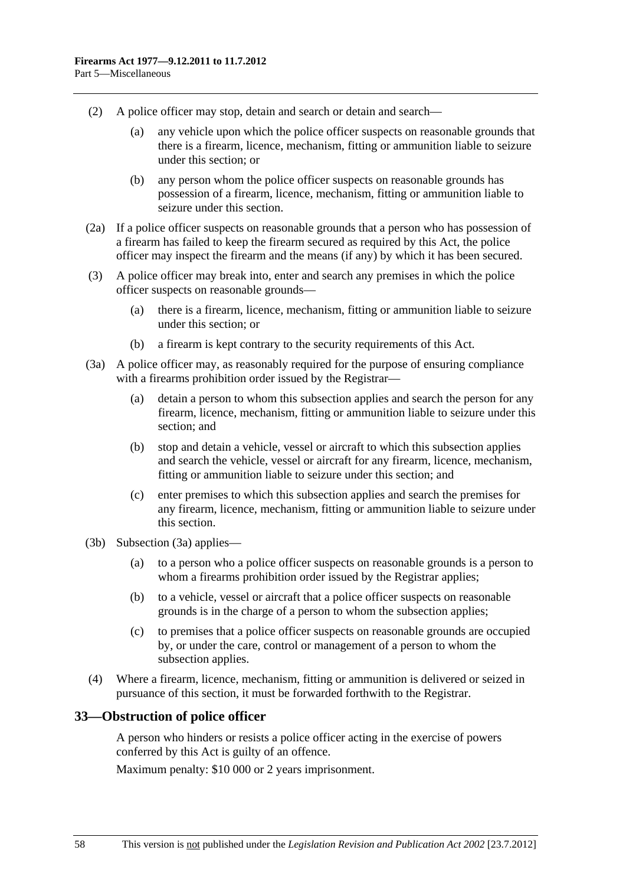(2) A police officer may stop, detain and search or detain and search—

(a) any vehicle upon which the police officer suspects on reasonable grounds that there is a firearm, licence, mechanism, fitting or ammunition liable to seizure under this section; or

(b) any person whom the police officer suspects on reasonable grounds has possession of a firearm, licence, mechanism, fitting or ammunition liable to seizure under this section.

(2a) If a police officer suspects on reasonable grounds that a person who has possession of a firearm has failed to keep the firearm secured as required by this Act, the police officer may inspect the firearm and the means (if any) by which it has been secured.

(3) A police officer may break into, enter and search any premises in which the police officer suspects on reasonable grounds—

(a) there is a firearm, licence, mechanism, fitting or ammunition liable to seizure under this section; or

(b) a firearm is kept contrary to the security requirements of this Act.

(3a) A police officer may, as reasonably required for the purpose of ensuring compliance with a firearms prohibition order issued by the Registrar—

(a) detain a person to whom this subsection applies and search the person for any firearm, licence, mechanism, fitting or ammunition liable to seizure under this section; and

(b) stop and detain a vehicle, vessel or aircraft to which this subsection applies and search the vehicle, vessel or aircraft for any firearm, licence, mechanism, fitting or ammunition liable to seizure under this section; and

(c) enter premises to which this subsection applies and search the premises for any firearm, licence, mechanism, fitting or ammunition liable to seizure under this section.

(3b) Subsection (3a) applies—

(a) to a person who a police officer suspects on reasonable grounds is a person to whom a firearms prohibition order issued by the Registrar applies;

(b) to a vehicle, vessel or aircraft that a police officer suspects on reasonable grounds is in the charge of a person to whom the subsection applies;

(c) to premises that a police officer suspects on reasonable grounds are occupied by, or under the care, control or management of a person to whom the subsection applies.

(4) Where a firearm, licence, mechanism, fitting or ammunition is delivered or seized in pursuance of this section, it must be forwarded forthwith to the Registrar.

## 33—Obstruction of police officer

A person who hinders or resists a police officer acting in the exercise of powers conferred by this Act is guilty of an offence.

Maximum penalty: $10 000 or 2 years imprisonment.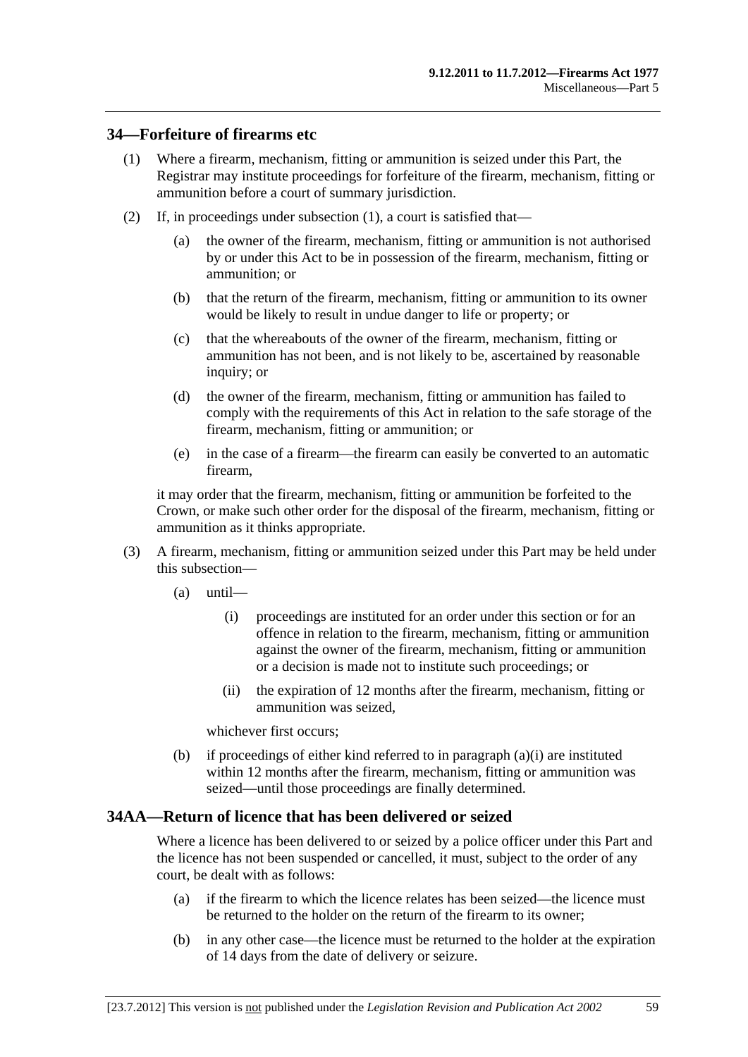## 34—Forfeiture of firearms etc

(1) Where a firearm, mechanism, fitting or ammunition is seized under this Part, the Registrar may institute proceedings for forfeiture of the firearm, mechanism, fitting or ammunition before a court of summary jurisdiction.

(2) If, in proceedings under subsection (1), a court is satisfied that—

  (a) the owner of the firearm, mechanism, fitting or ammunition is not authorised by or under this Act to be in possession of the firearm, mechanism, fitting or ammunition; or

  (b) that the return of the firearm, mechanism, fitting or ammunition to its owner would be likely to result in undue danger to life or property; or

  (c) that the whereabouts of the owner of the firearm, mechanism, fitting or ammunition has not been, and is not likely to be, ascertained by reasonable inquiry; or

  (d) the owner of the firearm, mechanism, fitting or ammunition has failed to comply with the requirements of this Act in relation to the safe storage of the firearm, mechanism, fitting or ammunition; or

  (e) in the case of a firearm—the firearm can easily be converted to an automatic firearm,

it may order that the firearm, mechanism, fitting or ammunition be forfeited to the Crown, or make such other order for the disposal of the firearm, mechanism, fitting or ammunition as it thinks appropriate.

(3) A firearm, mechanism, fitting or ammunition seized under this Part may be held under this subsection—

  (a) until—

    (i) proceedings are instituted for an order under this section or for an offence in relation to the firearm, mechanism, fitting or ammunition against the owner of the firearm, mechanism, fitting or ammunition or a decision is made not to institute such proceedings; or

    (ii) the expiration of 12 months after the firearm, mechanism, fitting or ammunition was seized,

  whichever first occurs;

  (b) if proceedings of either kind referred to in paragraph (a)(i) are instituted within 12 months after the firearm, mechanism, fitting or ammunition was seized—until those proceedings are finally determined.

## 34AA—Return of licence that has been delivered or seized

Where a licence has been delivered to or seized by a police officer under this Part and the licence has not been suspended or cancelled, it must, subject to the order of any court, be dealt with as follows:

  (a) if the firearm to which the licence relates has been seized—the licence must be returned to the holder on the return of the firearm to its owner;

  (b) in any other case—the licence must be returned to the holder at the expiration of 14 days from the date of delivery or seizure.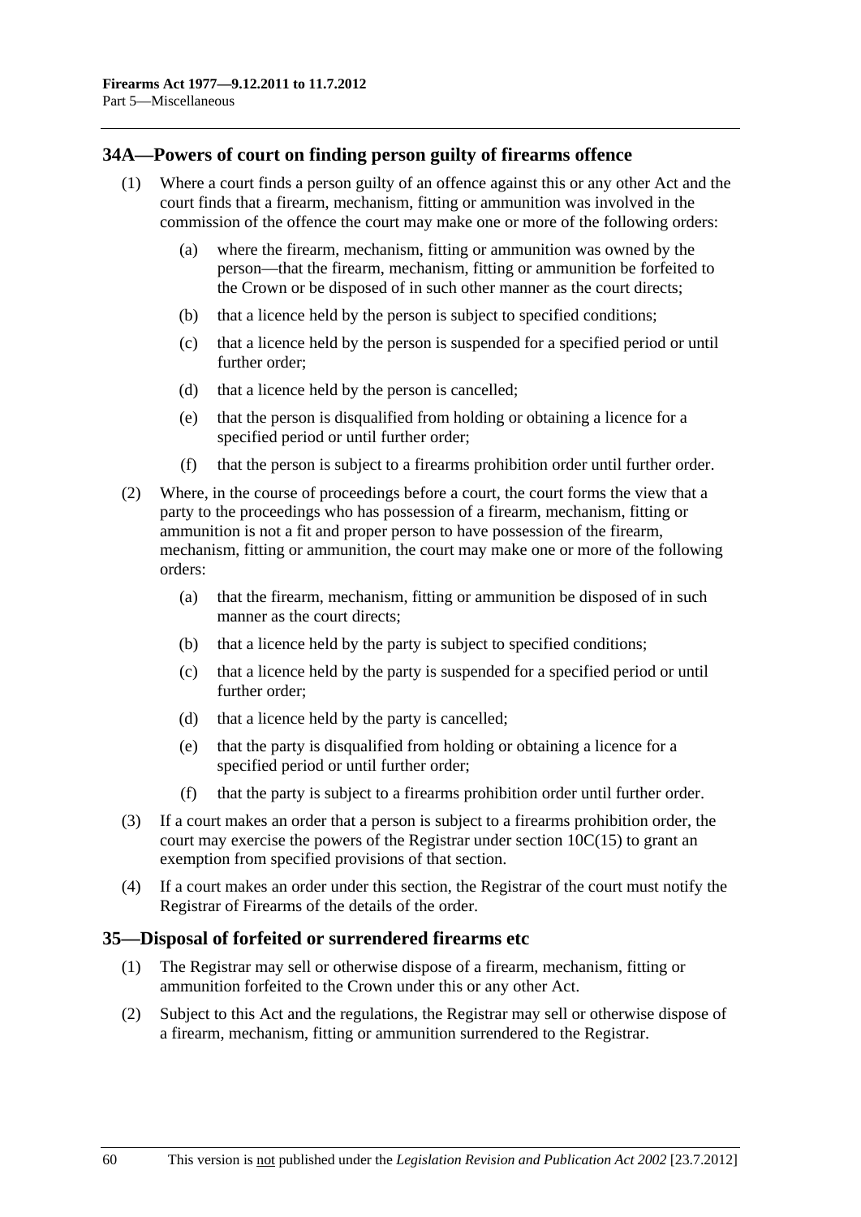## 34A—Powers of court on finding person guilty of firearms offence

(1) Where a court finds a person guilty of an offence against this or any other Act and the court finds that a firearm, mechanism, fitting or ammunition was involved in the commission of the offence the court may make one or more of the following orders:

(a) where the firearm, mechanism, fitting or ammunition was owned by the person—that the firearm, mechanism, fitting or ammunition be forfeited to the Crown or be disposed of in such other manner as the court directs;

(b) that a licence held by the person is subject to specified conditions;

(c) that a licence held by the person is suspended for a specified period or until further order;

(d) that a licence held by the person is cancelled;

(e) that the person is disqualified from holding or obtaining a licence for a specified period or until further order;

(f) that the person is subject to a firearms prohibition order until further order.

(2) Where, in the course of proceedings before a court, the court forms the view that a party to the proceedings who has possession of a firearm, mechanism, fitting or ammunition is not a fit and proper person to have possession of the firearm, mechanism, fitting or ammunition, the court may make one or more of the following orders:

(a) that the firearm, mechanism, fitting or ammunition be disposed of in such manner as the court directs;

(b) that a licence held by the party is subject to specified conditions;

(c) that a licence held by the party is suspended for a specified period or until further order;

(d) that a licence held by the party is cancelled;

(e) that the party is disqualified from holding or obtaining a licence for a specified period or until further order;

(f) that the party is subject to a firearms prohibition order until further order.

(3) If a court makes an order that a person is subject to a firearms prohibition order, the court may exercise the powers of the Registrar under section 10C(15) to grant an exemption from specified provisions of that section.

(4) If a court makes an order under this section, the Registrar of the court must notify the Registrar of Firearms of the details of the order.

## 35—Disposal of forfeited or surrendered firearms etc

(1) The Registrar may sell or otherwise dispose of a firearm, mechanism, fitting or ammunition forfeited to the Crown under this or any other Act.

(2) Subject to this Act and the regulations, the Registrar may sell or otherwise dispose of a firearm, mechanism, fitting or ammunition surrendered to the Registrar.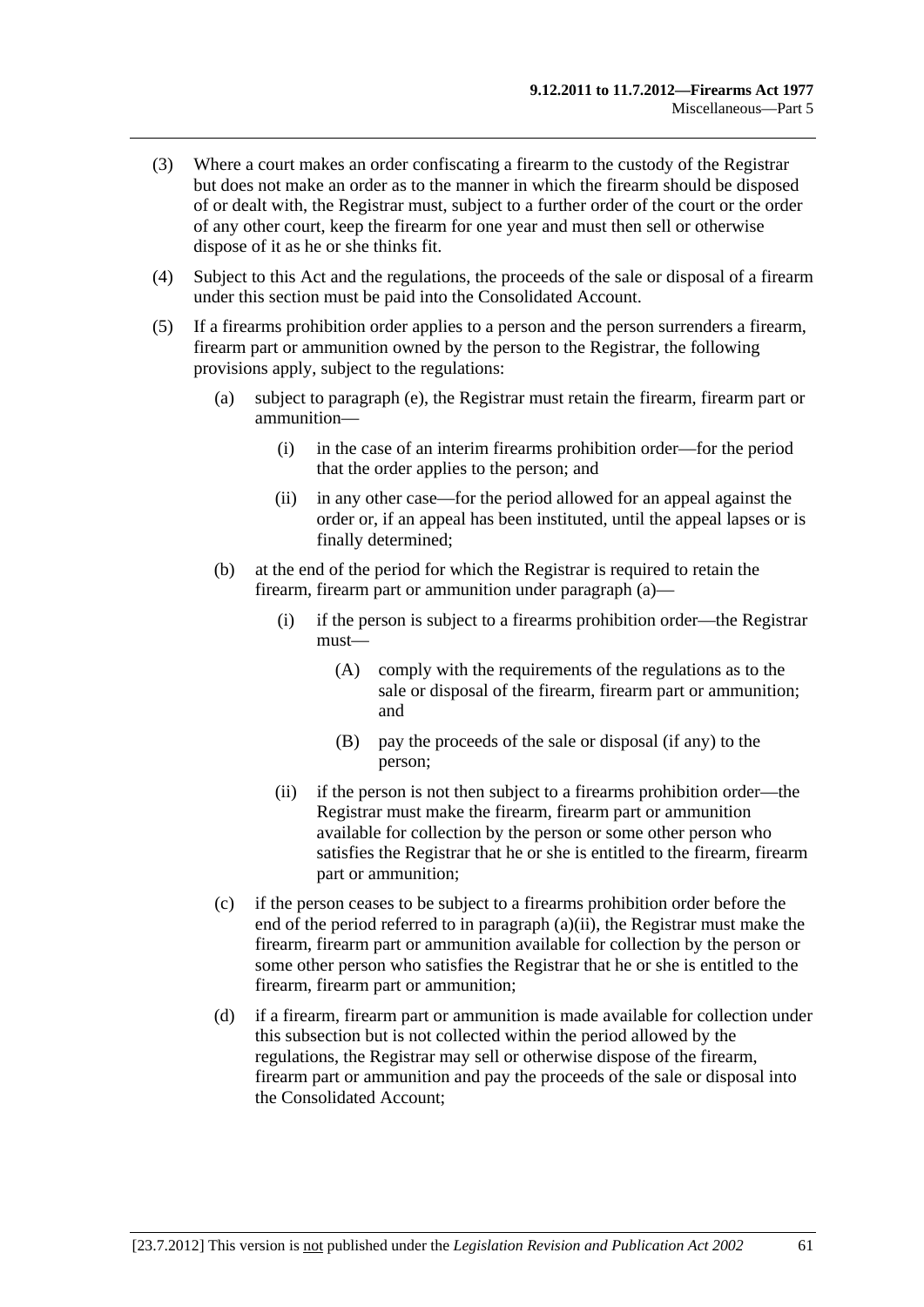(3) Where a court makes an order confiscating a firearm to the custody of the Registrar but does not make an order as to the manner in which the firearm should be disposed of or dealt with, the Registrar must, subject to a further order of the court or the order of any other court, keep the firearm for one year and must then sell or otherwise dispose of it as he or she thinks fit.

(4) Subject to this Act and the regulations, the proceeds of the sale or disposal of a firearm under this section must be paid into the Consolidated Account.

(5) If a firearms prohibition order applies to a person and the person surrenders a firearm, firearm part or ammunition owned by the person to the Registrar, the following provisions apply, subject to the regulations:

- (a) subject to paragraph (e), the Registrar must retain the firearm, firearm part or ammunition—
  - (i) in the case of an interim firearms prohibition order—for the period that the order applies to the person; and
  - (ii) in any other case—for the period allowed for an appeal against the order or, if an appeal has been instituted, until the appeal lapses or is finally determined;
- (b) at the end of the period for which the Registrar is required to retain the firearm, firearm part or ammunition under paragraph (a)—
  - (i) if the person is subject to a firearms prohibition order—the Registrar must—
    - (A) comply with the requirements of the regulations as to the sale or disposal of the firearm, firearm part or ammunition; and
    - (B) pay the proceeds of the sale or disposal (if any) to the person;
  - (ii) if the person is not then subject to a firearms prohibition order—the Registrar must make the firearm, firearm part or ammunition available for collection by the person or some other person who satisfies the Registrar that he or she is entitled to the firearm, firearm part or ammunition;
- (c) if the person ceases to be subject to a firearms prohibition order before the end of the period referred to in paragraph (a)(ii), the Registrar must make the firearm, firearm part or ammunition available for collection by the person or some other person who satisfies the Registrar that he or she is entitled to the firearm, firearm part or ammunition;
- (d) if a firearm, firearm part or ammunition is made available for collection under this subsection but is not collected within the period allowed by the regulations, the Registrar may sell or otherwise dispose of the firearm, firearm part or ammunition and pay the proceeds of the sale or disposal into the Consolidated Account;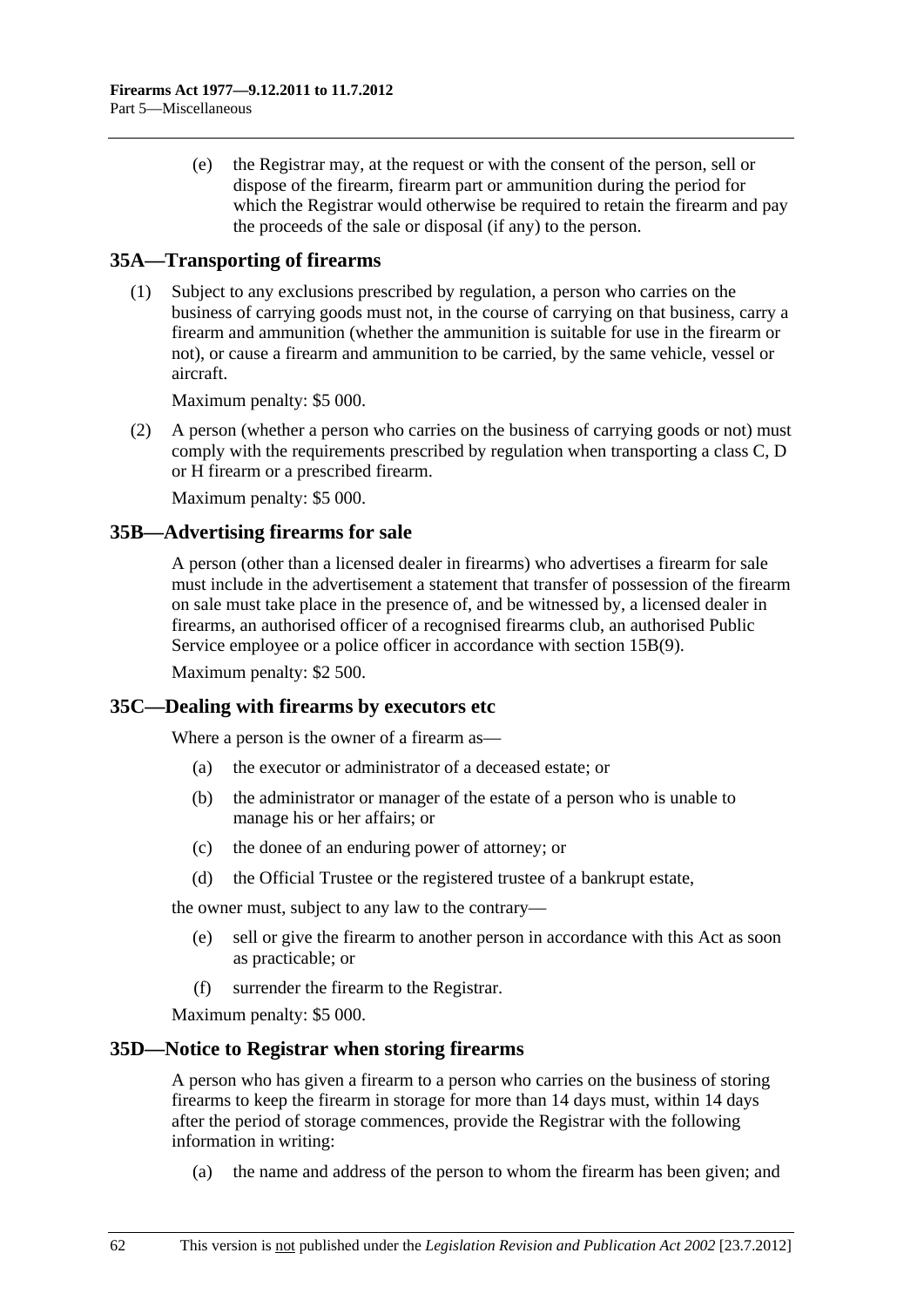(e) the Registrar may, at the request or with the consent of the person, sell or dispose of the firearm, firearm part or ammunition during the period for which the Registrar would otherwise be required to retain the firearm and pay the proceeds of the sale or disposal (if any) to the person.

## 35A—Transporting of firearms

(1) Subject to any exclusions prescribed by regulation, a person who carries on the business of carrying goods must not, in the course of carrying on that business, carry a firearm and ammunition (whether the ammunition is suitable for use in the firearm or not), or cause a firearm and ammunition to be carried, by the same vehicle, vessel or aircraft.

Maximum penalty: $5 000.

(2) A person (whether a person who carries on the business of carrying goods or not) must comply with the requirements prescribed by regulation when transporting a class C, D or H firearm or a prescribed firearm.

Maximum penalty: $5 000.

## 35B—Advertising firearms for sale

A person (other than a licensed dealer in firearms) who advertises a firearm for sale must include in the advertisement a statement that transfer of possession of the firearm on sale must take place in the presence of, and be witnessed by, a licensed dealer in firearms, an authorised officer of a recognised firearms club, an authorised Public Service employee or a police officer in accordance with section 15B(9).

Maximum penalty: $2 500.

## 35C—Dealing with firearms by executors etc

Where a person is the owner of a firearm as—

(a) the executor or administrator of a deceased estate; or

(b) the administrator or manager of the estate of a person who is unable to manage his or her affairs; or

(c) the donee of an enduring power of attorney; or

(d) the Official Trustee or the registered trustee of a bankrupt estate,

the owner must, subject to any law to the contrary—

(e) sell or give the firearm to another person in accordance with this Act as soon as practicable; or

(f) surrender the firearm to the Registrar.

Maximum penalty: $5 000.

## 35D—Notice to Registrar when storing firearms

A person who has given a firearm to a person who carries on the business of storing firearms to keep the firearm in storage for more than 14 days must, within 14 days after the period of storage commences, provide the Registrar with the following information in writing:

(a) the name and address of the person to whom the firearm has been given; and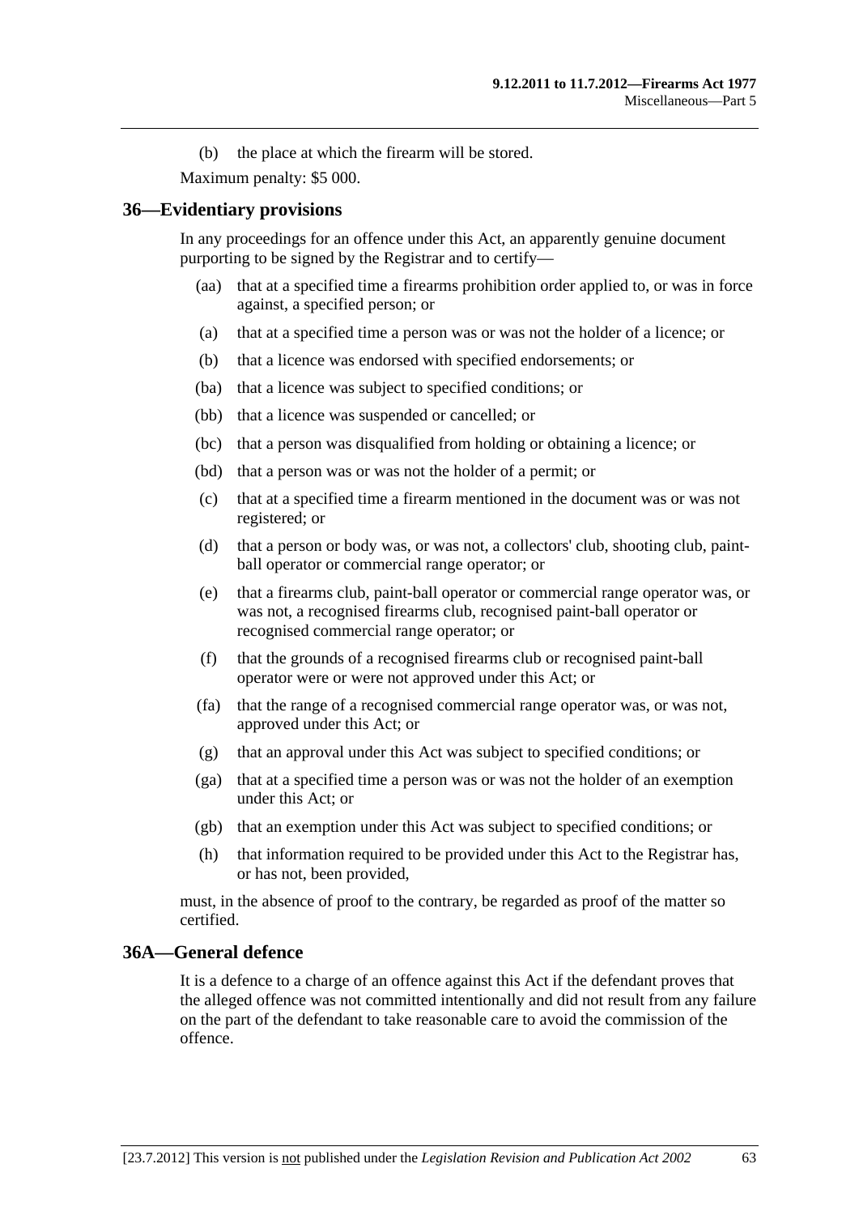(b) the place at which the firearm will be stored.

Maximum penalty: $5 000.

## 36—Evidentiary provisions

In any proceedings for an offence under this Act, an apparently genuine document purporting to be signed by the Registrar and to certify—

(aa) that at a specified time a firearms prohibition order applied to, or was in force against, a specified person; or

(a) that at a specified time a person was or was not the holder of a licence; or

(b) that a licence was endorsed with specified endorsements; or

(ba) that a licence was subject to specified conditions; or

(bb) that a licence was suspended or cancelled; or

(bc) that a person was disqualified from holding or obtaining a licence; or

(bd) that a person was or was not the holder of a permit; or

(c) that at a specified time a firearm mentioned in the document was or was not registered; or

(d) that a person or body was, or was not, a collectors' club, shooting club, paint-ball operator or commercial range operator; or

(e) that a firearms club, paint-ball operator or commercial range operator was, or was not, a recognised firearms club, recognised paint-ball operator or recognised commercial range operator; or

(f) that the grounds of a recognised firearms club or recognised paint-ball operator were or were not approved under this Act; or

(fa) that the range of a recognised commercial range operator was, or was not, approved under this Act; or

(g) that an approval under this Act was subject to specified conditions; or

(ga) that at a specified time a person was or was not the holder of an exemption under this Act; or

(gb) that an exemption under this Act was subject to specified conditions; or

(h) that information required to be provided under this Act to the Registrar has, or has not, been provided,

must, in the absence of proof to the contrary, be regarded as proof of the matter so certified.

## 36A—General defence

It is a defence to a charge of an offence against this Act if the defendant proves that the alleged offence was not committed intentionally and did not result from any failure on the part of the defendant to take reasonable care to avoid the commission of the offence.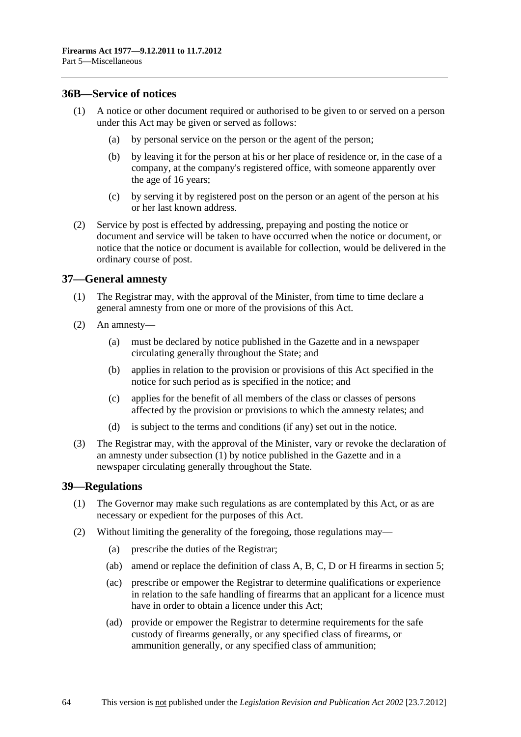## 36B—Service of notices

(1) A notice or other document required or authorised to be given to or served on a person under this Act may be given or served as follows:

(a) by personal service on the person or the agent of the person;

(b) by leaving it for the person at his or her place of residence or, in the case of a company, at the company's registered office, with someone apparently over the age of 16 years;

(c) by serving it by registered post on the person or an agent of the person at his or her last known address.

(2) Service by post is effected by addressing, prepaying and posting the notice or document and service will be taken to have occurred when the notice or document, or notice that the notice or document is available for collection, would be delivered in the ordinary course of post.

## 37—General amnesty

(1) The Registrar may, with the approval of the Minister, from time to time declare a general amnesty from one or more of the provisions of this Act.

(2) An amnesty—

(a) must be declared by notice published in the Gazette and in a newspaper circulating generally throughout the State; and

(b) applies in relation to the provision or provisions of this Act specified in the notice for such period as is specified in the notice; and

(c) applies for the benefit of all members of the class or classes of persons affected by the provision or provisions to which the amnesty relates; and

(d) is subject to the terms and conditions (if any) set out in the notice.

(3) The Registrar may, with the approval of the Minister, vary or revoke the declaration of an amnesty under subsection (1) by notice published in the Gazette and in a newspaper circulating generally throughout the State.

## 39—Regulations

(1) The Governor may make such regulations as are contemplated by this Act, or as are necessary or expedient for the purposes of this Act.

(2) Without limiting the generality of the foregoing, those regulations may—

(a) prescribe the duties of the Registrar;

(ab) amend or replace the definition of class A, B, C, D or H firearms in section 5;

(ac) prescribe or empower the Registrar to determine qualifications or experience in relation to the safe handling of firearms that an applicant for a licence must have in order to obtain a licence under this Act;

(ad) provide or empower the Registrar to determine requirements for the safe custody of firearms generally, or any specified class of firearms, or ammunition generally, or any specified class of ammunition;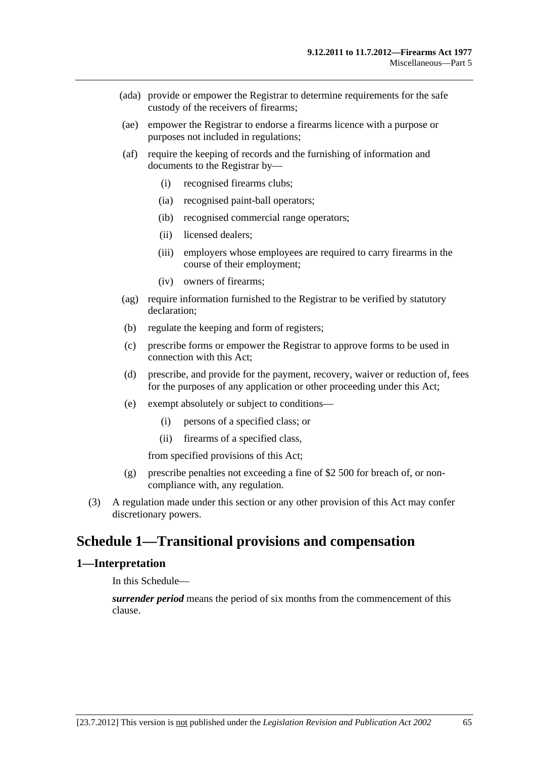(ada) provide or empower the Registrar to determine requirements for the safe custody of the receivers of firearms;

(ae) empower the Registrar to endorse a firearms licence with a purpose or purposes not included in regulations;

(af) require the keeping of records and the furnishing of information and documents to the Registrar by—

(i) recognised firearms clubs;

(ia) recognised paint-ball operators;

(ib) recognised commercial range operators;

(ii) licensed dealers;

(iii) employers whose employees are required to carry firearms in the course of their employment;

(iv) owners of firearms;

(ag) require information furnished to the Registrar to be verified by statutory declaration;

(b) regulate the keeping and form of registers;

(c) prescribe forms or empower the Registrar to approve forms to be used in connection with this Act;

(d) prescribe, and provide for the payment, recovery, waiver or reduction of, fees for the purposes of any application or other proceeding under this Act;

(e) exempt absolutely or subject to conditions—

(i) persons of a specified class; or

(ii) firearms of a specified class,

from specified provisions of this Act;

(g) prescribe penalties not exceeding a fine of $2 500 for breach of, or non-compliance with, any regulation.

(3) A regulation made under this section or any other provision of this Act may confer discretionary powers.

# Schedule 1—Transitional provisions and compensation

## 1—Interpretation

In this Schedule—

***surrender period*** means the period of six months from the commencement of this clause.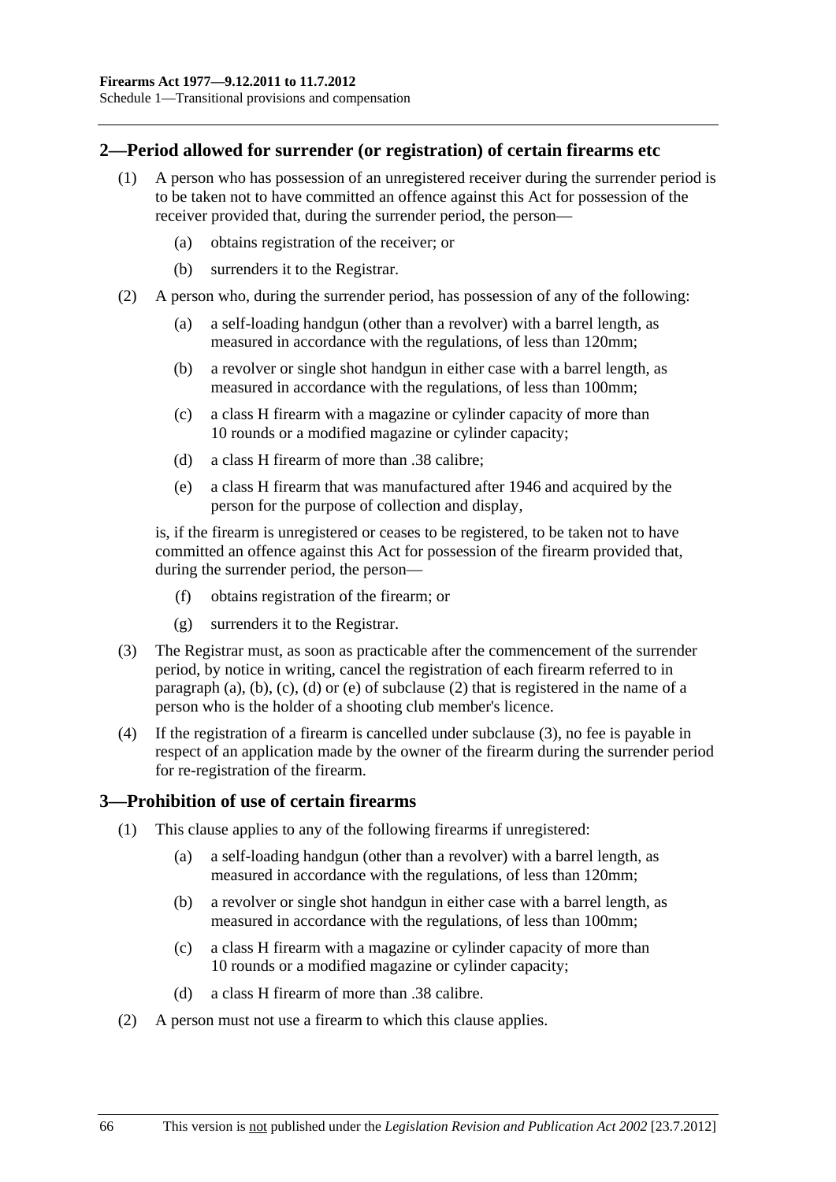## 2—Period allowed for surrender (or registration) of certain firearms etc

(1) A person who has possession of an unregistered receiver during the surrender period is to be taken not to have committed an offence against this Act for possession of the receiver provided that, during the surrender period, the person—

- (a) obtains registration of the receiver; or
- (b) surrenders it to the Registrar.

(2) A person who, during the surrender period, has possession of any of the following:

- (a) a self-loading handgun (other than a revolver) with a barrel length, as measured in accordance with the regulations, of less than 120mm;
- (b) a revolver or single shot handgun in either case with a barrel length, as measured in accordance with the regulations, of less than 100mm;
- (c) a class H firearm with a magazine or cylinder capacity of more than 10 rounds or a modified magazine or cylinder capacity;
- (d) a class H firearm of more than .38 calibre;
- (e) a class H firearm that was manufactured after 1946 and acquired by the person for the purpose of collection and display,

is, if the firearm is unregistered or ceases to be registered, to be taken not to have committed an offence against this Act for possession of the firearm provided that, during the surrender period, the person—

- (f) obtains registration of the firearm; or
- (g) surrenders it to the Registrar.

(3) The Registrar must, as soon as practicable after the commencement of the surrender period, by notice in writing, cancel the registration of each firearm referred to in paragraph (a), (b), (c), (d) or (e) of subclause (2) that is registered in the name of a person who is the holder of a shooting club member's licence.

(4) If the registration of a firearm is cancelled under subclause (3), no fee is payable in respect of an application made by the owner of the firearm during the surrender period for re-registration of the firearm.

## 3—Prohibition of use of certain firearms

(1) This clause applies to any of the following firearms if unregistered:

- (a) a self-loading handgun (other than a revolver) with a barrel length, as measured in accordance with the regulations, of less than 120mm;
- (b) a revolver or single shot handgun in either case with a barrel length, as measured in accordance with the regulations, of less than 100mm;
- (c) a class H firearm with a magazine or cylinder capacity of more than 10 rounds or a modified magazine or cylinder capacity;
- (d) a class H firearm of more than .38 calibre.

(2) A person must not use a firearm to which this clause applies.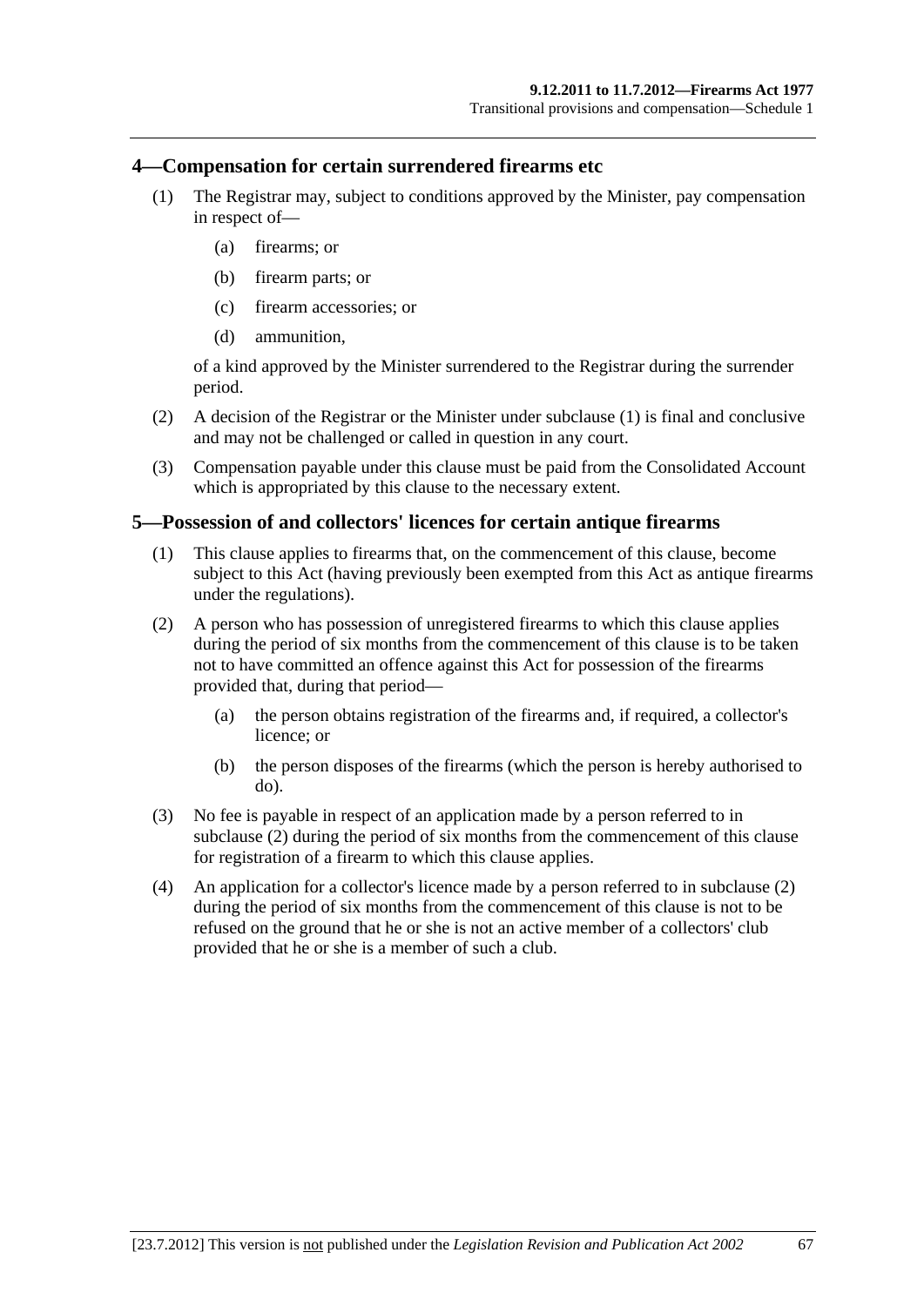## 4—Compensation for certain surrendered firearms etc

(1) The Registrar may, subject to conditions approved by the Minister, pay compensation in respect of—

- (a) firearms; or
- (b) firearm parts; or
- (c) firearm accessories; or
- (d) ammunition,

of a kind approved by the Minister surrendered to the Registrar during the surrender period.

(2) A decision of the Registrar or the Minister under subclause (1) is final and conclusive and may not be challenged or called in question in any court.

(3) Compensation payable under this clause must be paid from the Consolidated Account which is appropriated by this clause to the necessary extent.

## 5—Possession of and collectors' licences for certain antique firearms

(1) This clause applies to firearms that, on the commencement of this clause, become subject to this Act (having previously been exempted from this Act as antique firearms under the regulations).

(2) A person who has possession of unregistered firearms to which this clause applies during the period of six months from the commencement of this clause is to be taken not to have committed an offence against this Act for possession of the firearms provided that, during that period—

- (a) the person obtains registration of the firearms and, if required, a collector's licence; or
- (b) the person disposes of the firearms (which the person is hereby authorised to do).

(3) No fee is payable in respect of an application made by a person referred to in subclause (2) during the period of six months from the commencement of this clause for registration of a firearm to which this clause applies.

(4) An application for a collector's licence made by a person referred to in subclause (2) during the period of six months from the commencement of this clause is not to be refused on the ground that he or she is not an active member of a collectors' club provided that he or she is a member of such a club.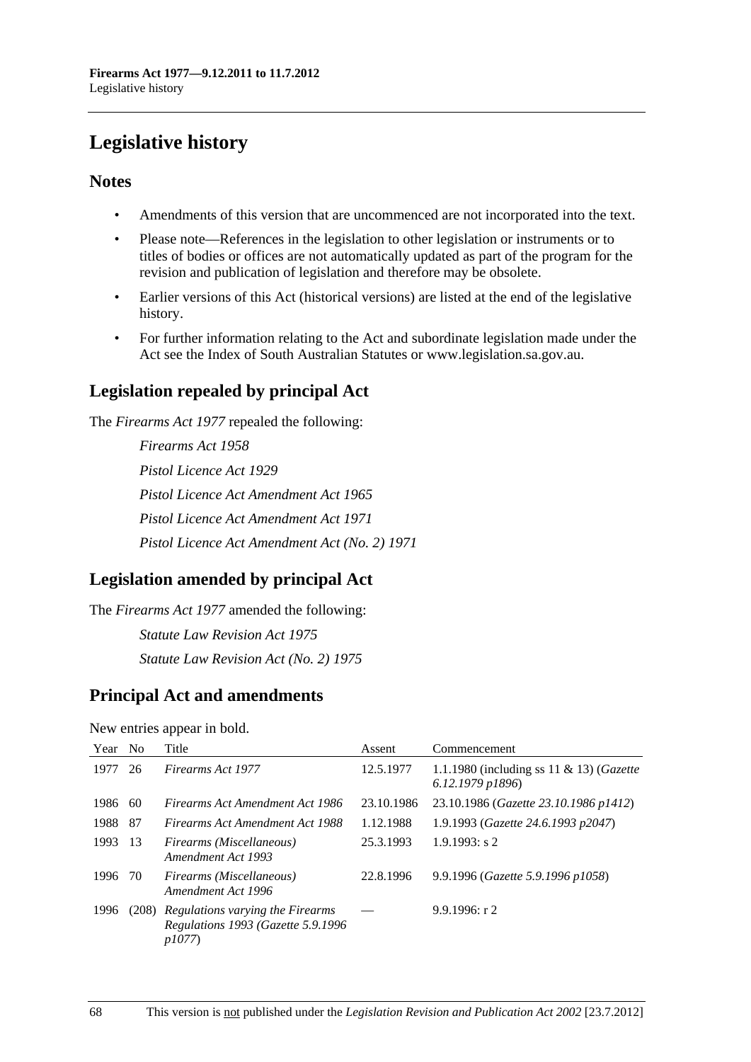# Legislative history

## Notes

- Amendments of this version that are uncommenced are not incorporated into the text.
- Please note—References in the legislation to other legislation or instruments or to titles of bodies or offices are not automatically updated as part of the program for the revision and publication of legislation and therefore may be obsolete.
- Earlier versions of this Act (historical versions) are listed at the end of the legislative history.
- For further information relating to the Act and subordinate legislation made under the Act see the Index of South Australian Statutes or www.legislation.sa.gov.au.

## Legislation repealed by principal Act

The *Firearms Act 1977* repealed the following:

*Firearms Act 1958*

*Pistol Licence Act 1929*

*Pistol Licence Act Amendment Act 1965*

*Pistol Licence Act Amendment Act 1971*

*Pistol Licence Act Amendment Act (No. 2) 1971*

## Legislation amended by principal Act

The *Firearms Act 1977* amended the following:

*Statute Law Revision Act 1975*

*Statute Law Revision Act (No. 2) 1975*

## Principal Act and amendments

New entries appear in bold.

| Year | No | Title | Assent | Commencement |
|---|---|---|---|---|
| 1977 | 26 | *Firearms Act 1977* | 12.5.1977 | 1.1.1980 (including ss 11 & 13) (*Gazette 6.12.1979 p1896*) |
| 1986 | 60 | *Firearms Act Amendment Act 1986* | 23.10.1986 | 23.10.1986 (*Gazette 23.10.1986 p1412*) |
| 1988 | 87 | *Firearms Act Amendment Act 1988* | 1.12.1988 | 1.9.1993 (*Gazette 24.6.1993 p2047*) |
| 1993 | 13 | *Firearms (Miscellaneous) Amendment Act 1993* | 25.3.1993 | 1.9.1993: s 2 |
| 1996 | 70 | *Firearms (Miscellaneous) Amendment Act 1996* | 22.8.1996 | 9.9.1996 (*Gazette 5.9.1996 p1058*) |
| 1996 | (208) | *Regulations varying the Firearms Regulations 1993 (Gazette 5.9.1996 p1077)* | — | 9.9.1996: r 2 |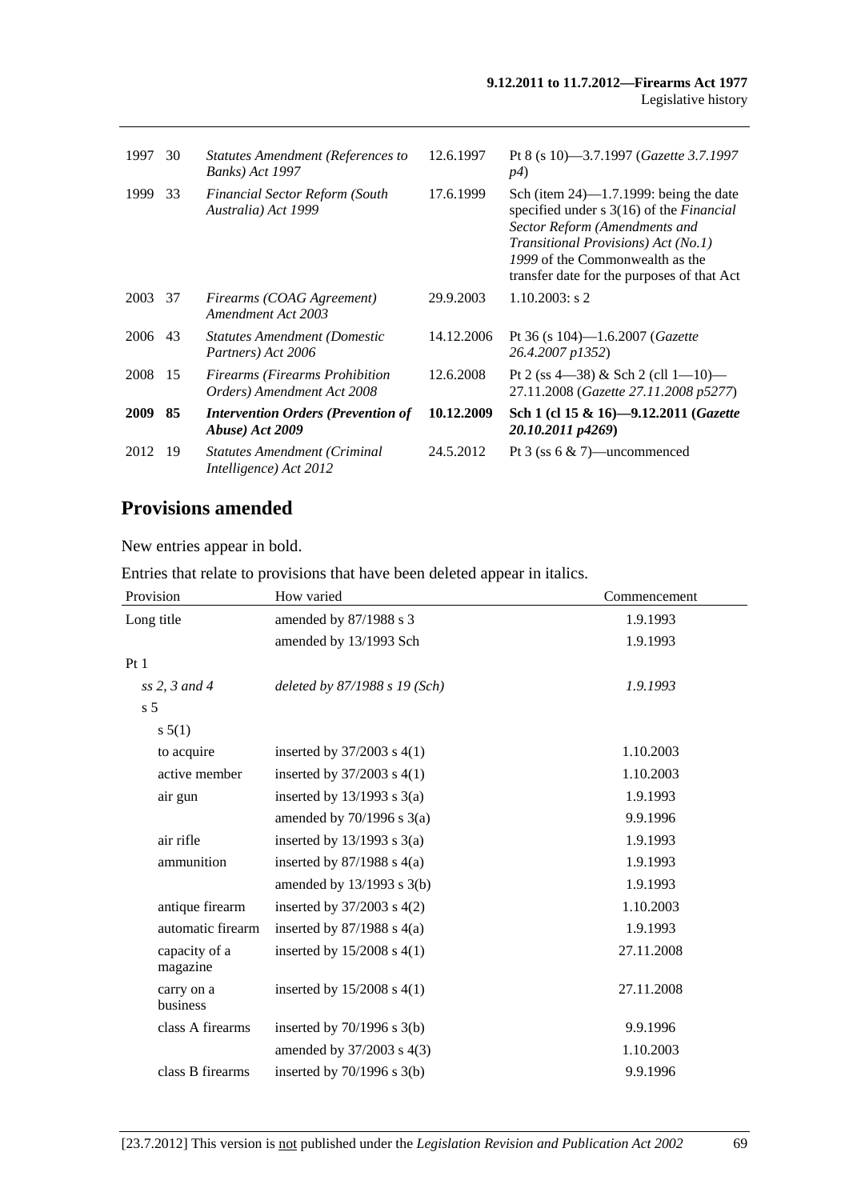| | | | | |
|---|---|---|---|---|
| 1997 | 30 | *Statutes Amendment (References to Banks) Act 1997* | 12.6.1997 | Pt 8 (s 10)—3.7.1997 (*Gazette 3.7.1997 p4*) |
| 1999 | 33 | *Financial Sector Reform (South Australia) Act 1999* | 17.6.1999 | Sch (item 24)—1.7.1999: being the date specified under s 3(16) of the *Financial Sector Reform (Amendments and Transitional Provisions) Act (No.1) 1999* of the Commonwealth as the transfer date for the purposes of that Act |
| 2003 | 37 | *Firearms (COAG Agreement) Amendment Act 2003* | 29.9.2003 | 1.10.2003: s 2 |
| 2006 | 43 | *Statutes Amendment (Domestic Partners) Act 2006* | 14.12.2006 | Pt 36 (s 104)—1.6.2007 (*Gazette 26.4.2007 p1352*) |
| 2008 | 15 | *Firearms (Firearms Prohibition Orders) Amendment Act 2008* | 12.6.2008 | Pt 2 (ss 4—38) & Sch 2 (cll 1—10)—27.11.2008 (*Gazette 27.11.2008 p5277*) |
| **2009** | **85** | ***Intervention Orders (Prevention of Abuse) Act 2009*** | **10.12.2009** | **Sch 1 (cl 15 & 16)—9.12.2011 (*Gazette 20.10.2011 p4269*)** |
| 2012 | 19 | *Statutes Amendment (Criminal Intelligence) Act 2012* | 24.5.2012 | Pt 3 (ss 6 & 7)—uncommenced |

## Provisions amended

New entries appear in bold.

Entries that relate to provisions that have been deleted appear in italics.

| Provision | How varied | Commencement |
|---|---|---|
| Long title | amended by 87/1988 s 3 | 1.9.1993 |
| | amended by 13/1993 Sch | 1.9.1993 |
| Pt 1 | | |
| *ss 2, 3 and 4* | *deleted by 87/1988 s 19 (Sch)* | *1.9.1993* |
| s 5 | | |
| s 5(1) | | |
| to acquire | inserted by 37/2003 s 4(1) | 1.10.2003 |
| active member | inserted by 37/2003 s 4(1) | 1.10.2003 |
| air gun | inserted by 13/1993 s 3(a) | 1.9.1993 |
| | amended by 70/1996 s 3(a) | 9.9.1996 |
| air rifle | inserted by 13/1993 s 3(a) | 1.9.1993 |
| ammunition | inserted by 87/1988 s 4(a) | 1.9.1993 |
| | amended by 13/1993 s 3(b) | 1.9.1993 |
| antique firearm | inserted by 37/2003 s 4(2) | 1.10.2003 |
| automatic firearm | inserted by 87/1988 s 4(a) | 1.9.1993 |
| capacity of a magazine | inserted by 15/2008 s 4(1) | 27.11.2008 |
| carry on a business | inserted by 15/2008 s 4(1) | 27.11.2008 |
| class A firearms | inserted by 70/1996 s 3(b) | 9.9.1996 |
| | amended by 37/2003 s 4(3) | 1.10.2003 |
| class B firearms | inserted by 70/1996 s 3(b) | 9.9.1996 |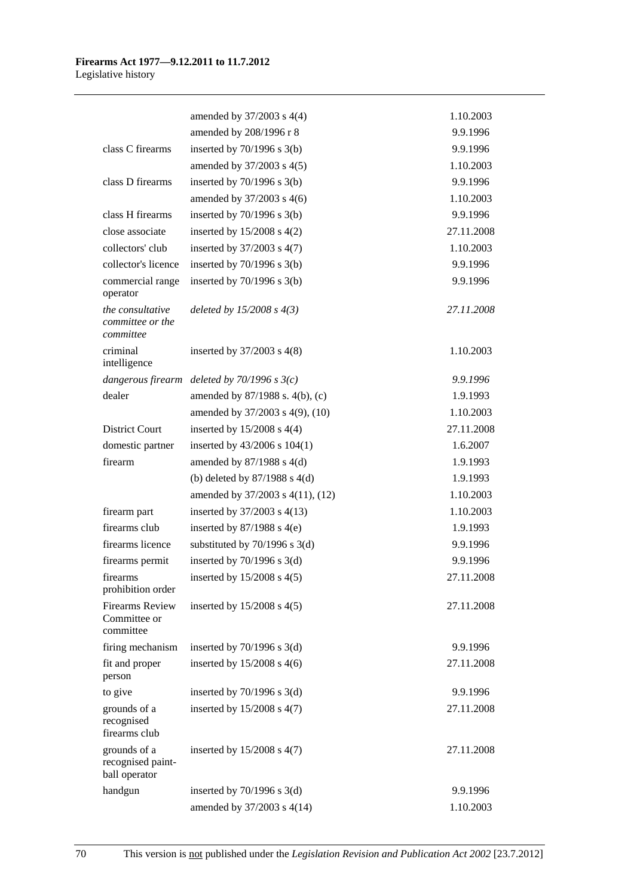| | | |
|---|---|---|
| | amended by 37/2003 s 4(4) | 1.10.2003 |
| | amended by 208/1996 r 8 | 9.9.1996 |
| class C firearms | inserted by 70/1996 s 3(b) | 9.9.1996 |
| | amended by 37/2003 s 4(5) | 1.10.2003 |
| class D firearms | inserted by 70/1996 s 3(b) | 9.9.1996 |
| | amended by 37/2003 s 4(6) | 1.10.2003 |
| class H firearms | inserted by 70/1996 s 3(b) | 9.9.1996 |
| close associate | inserted by 15/2008 s 4(2) | 27.11.2008 |
| collectors' club | inserted by 37/2003 s 4(7) | 1.10.2003 |
| collector's licence | inserted by 70/1996 s 3(b) | 9.9.1996 |
| commercial range operator | inserted by 70/1996 s 3(b) | 9.9.1996 |
| *the consultative committee or the committee* | *deleted by 15/2008 s 4(3)* | *27.11.2008* |
| criminal intelligence | inserted by 37/2003 s 4(8) | 1.10.2003 |
| *dangerous firearm* | *deleted by 70/1996 s 3(c)* | *9.9.1996* |
| dealer | amended by 87/1988 s. 4(b), (c) | 1.9.1993 |
| | amended by 37/2003 s 4(9), (10) | 1.10.2003 |
| District Court | inserted by 15/2008 s 4(4) | 27.11.2008 |
| domestic partner | inserted by 43/2006 s 104(1) | 1.6.2007 |
| firearm | amended by 87/1988 s 4(d) | 1.9.1993 |
| | (b) deleted by 87/1988 s 4(d) | 1.9.1993 |
| | amended by 37/2003 s 4(11), (12) | 1.10.2003 |
| firearm part | inserted by 37/2003 s 4(13) | 1.10.2003 |
| firearms club | inserted by 87/1988 s 4(e) | 1.9.1993 |
| firearms licence | substituted by 70/1996 s 3(d) | 9.9.1996 |
| firearms permit | inserted by 70/1996 s 3(d) | 9.9.1996 |
| firearms prohibition order | inserted by 15/2008 s 4(5) | 27.11.2008 |
| Firearms Review Committee or committee | inserted by 15/2008 s 4(5) | 27.11.2008 |
| firing mechanism | inserted by 70/1996 s 3(d) | 9.9.1996 |
| fit and proper person | inserted by 15/2008 s 4(6) | 27.11.2008 |
| to give | inserted by 70/1996 s 3(d) | 9.9.1996 |
| grounds of a recognised firearms club | inserted by 15/2008 s 4(7) | 27.11.2008 |
| grounds of a recognised paint-ball operator | inserted by 15/2008 s 4(7) | 27.11.2008 |
| handgun | inserted by 70/1996 s 3(d) | 9.9.1996 |
| | amended by 37/2003 s 4(14) | 1.10.2003 |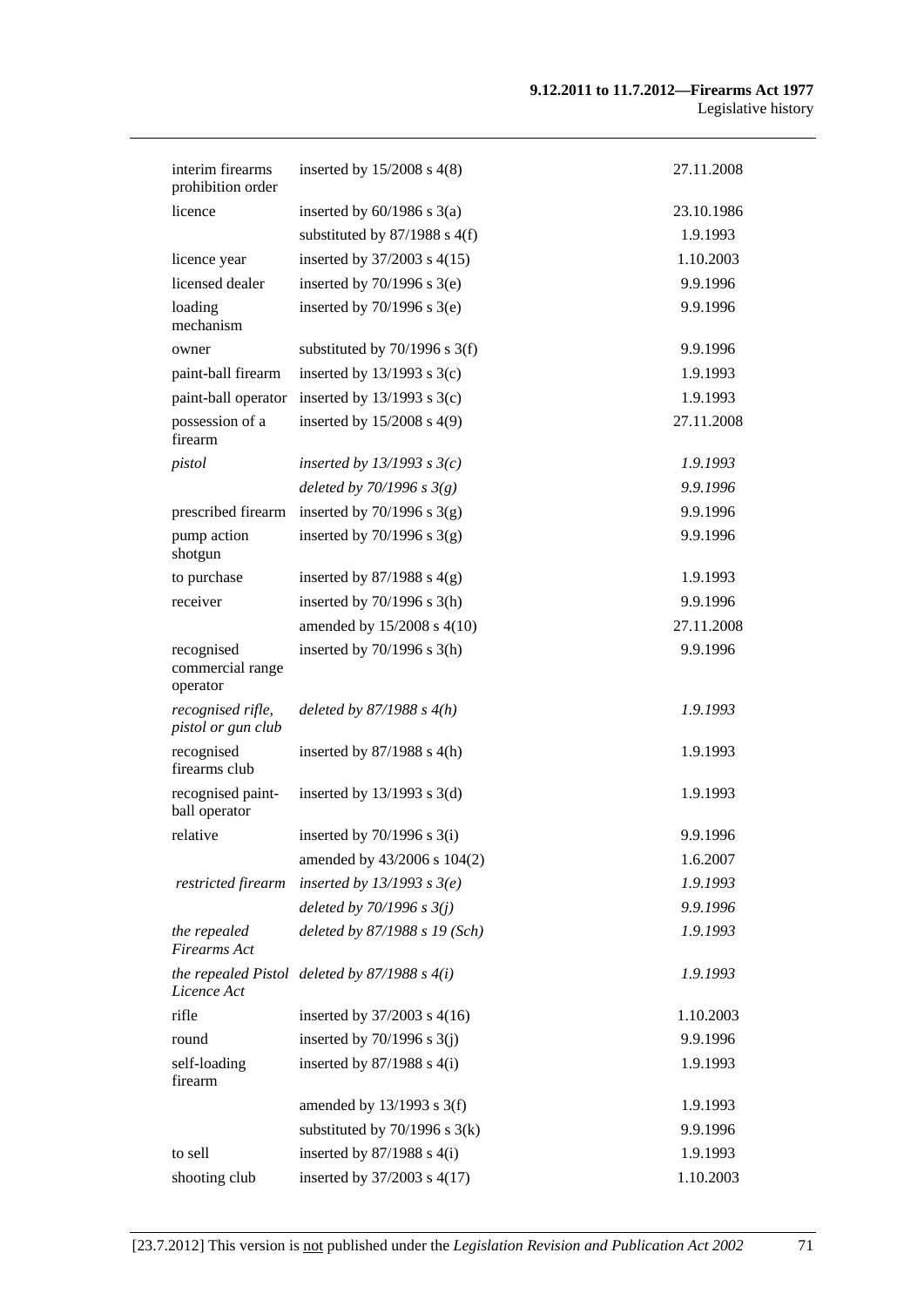| | | |
|---|---|---|
| interim firearms prohibition order | inserted by 15/2008 s 4(8) | 27.11.2008 |
| licence | inserted by 60/1986 s 3(a) | 23.10.1986 |
| | substituted by 87/1988 s 4(f) | 1.9.1993 |
| licence year | inserted by 37/2003 s 4(15) | 1.10.2003 |
| licensed dealer | inserted by 70/1996 s 3(e) | 9.9.1996 |
| loading mechanism | inserted by 70/1996 s 3(e) | 9.9.1996 |
| owner | substituted by 70/1996 s 3(f) | 9.9.1996 |
| paint-ball firearm | inserted by 13/1993 s 3(c) | 1.9.1993 |
| paint-ball operator | inserted by 13/1993 s 3(c) | 1.9.1993 |
| possession of a firearm | inserted by 15/2008 s 4(9) | 27.11.2008 |
| *pistol* | *inserted by 13/1993 s 3(c)* | *1.9.1993* |
| | *deleted by 70/1996 s 3(g)* | *9.9.1996* |
| prescribed firearm | inserted by 70/1996 s 3(g) | 9.9.1996 |
| pump action shotgun | inserted by 70/1996 s 3(g) | 9.9.1996 |
| to purchase | inserted by 87/1988 s 4(g) | 1.9.1993 |
| receiver | inserted by 70/1996 s 3(h) | 9.9.1996 |
| | amended by 15/2008 s 4(10) | 27.11.2008 |
| recognised commercial range operator | inserted by 70/1996 s 3(h) | 9.9.1996 |
| *recognised rifle, pistol or gun club* | *deleted by 87/1988 s 4(h)* | *1.9.1993* |
| recognised firearms club | inserted by 87/1988 s 4(h) | 1.9.1993 |
| recognised paint-ball operator | inserted by 13/1993 s 3(d) | 1.9.1993 |
| relative | inserted by 70/1996 s 3(i) | 9.9.1996 |
| | amended by 43/2006 s 104(2) | 1.6.2007 |
| *restricted firearm* | *inserted by 13/1993 s 3(e)* | *1.9.1993* |
| | *deleted by 70/1996 s 3(j)* | *9.9.1996* |
| *the repealed Firearms Act* | *deleted by 87/1988 s 19 (Sch)* | *1.9.1993* |
| *the repealed Pistol Licence Act* | *deleted by 87/1988 s 4(i)* | *1.9.1993* |
| rifle | inserted by 37/2003 s 4(16) | 1.10.2003 |
| round | inserted by 70/1996 s 3(j) | 9.9.1996 |
| self-loading firearm | inserted by 87/1988 s 4(i) | 1.9.1993 |
| | amended by 13/1993 s 3(f) | 1.9.1993 |
| | substituted by 70/1996 s 3(k) | 9.9.1996 |
| to sell | inserted by 87/1988 s 4(i) | 1.9.1993 |
| shooting club | inserted by 37/2003 s 4(17) | 1.10.2003 |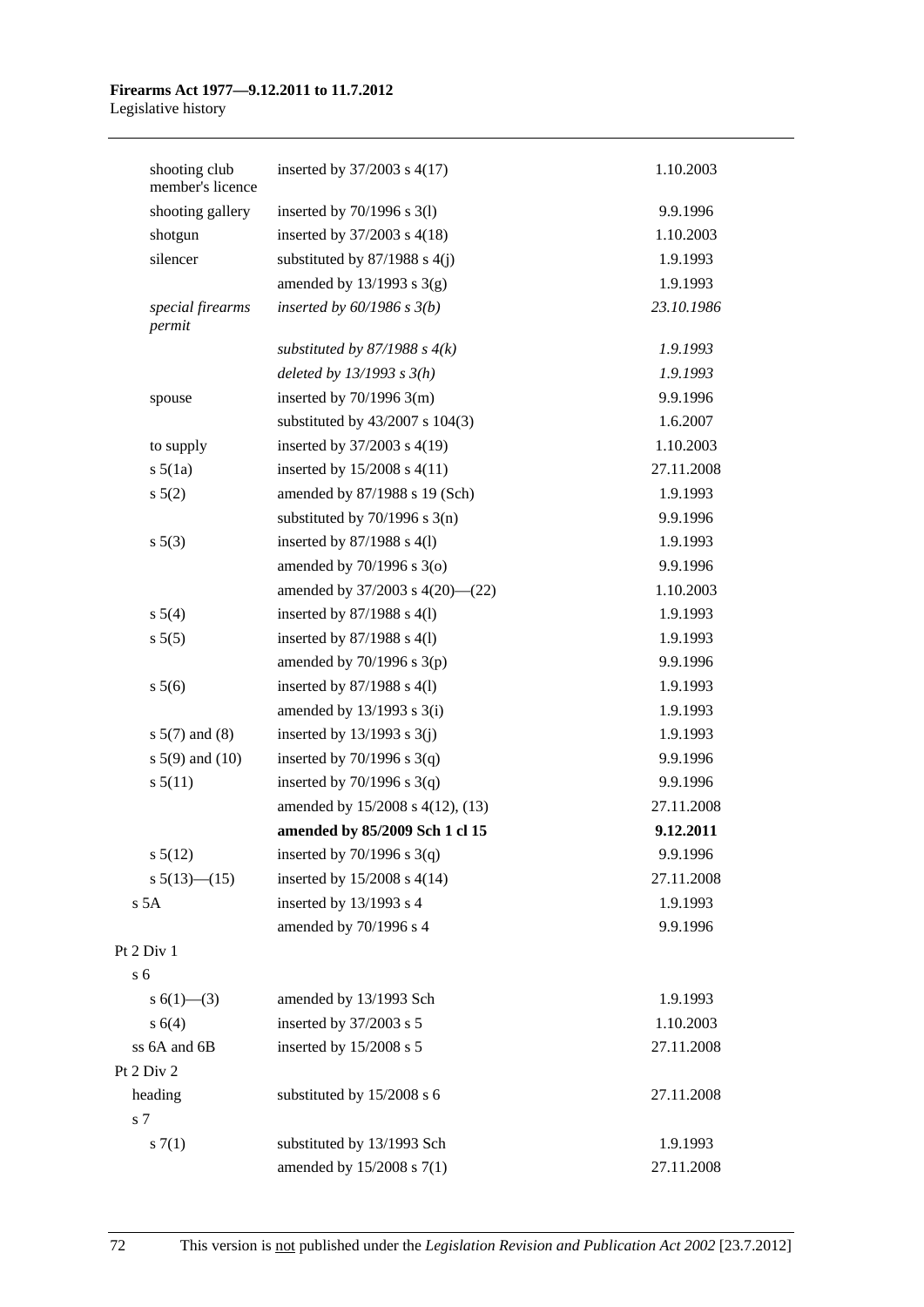| | | |
|---|---|---|
| shooting club member's licence | inserted by 37/2003 s 4(17) | 1.10.2003 |
| shooting gallery | inserted by 70/1996 s 3(l) | 9.9.1996 |
| shotgun | inserted by 37/2003 s 4(18) | 1.10.2003 |
| silencer | substituted by 87/1988 s 4(j) | 1.9.1993 |
| | amended by 13/1993 s 3(g) | 1.9.1993 |
| *special firearms permit* | *inserted by 60/1986 s 3(b)* | *23.10.1986* |
| | *substituted by 87/1988 s 4(k)* | *1.9.1993* |
| | *deleted by 13/1993 s 3(h)* | *1.9.1993* |
| spouse | inserted by 70/1996 3(m) | 9.9.1996 |
| | substituted by 43/2007 s 104(3) | 1.6.2007 |
| to supply | inserted by 37/2003 s 4(19) | 1.10.2003 |
| s 5(1a) | inserted by 15/2008 s 4(11) | 27.11.2008 |
| s 5(2) | amended by 87/1988 s 19 (Sch) | 1.9.1993 |
| | substituted by 70/1996 s 3(n) | 9.9.1996 |
| s 5(3) | inserted by 87/1988 s 4(l) | 1.9.1993 |
| | amended by 70/1996 s 3(o) | 9.9.1996 |
| | amended by 37/2003 s 4(20)—(22) | 1.10.2003 |
| s 5(4) | inserted by 87/1988 s 4(l) | 1.9.1993 |
| s 5(5) | inserted by 87/1988 s 4(l) | 1.9.1993 |
| | amended by 70/1996 s 3(p) | 9.9.1996 |
| s 5(6) | inserted by 87/1988 s 4(l) | 1.9.1993 |
| | amended by 13/1993 s 3(i) | 1.9.1993 |
| s 5(7) and (8) | inserted by 13/1993 s 3(j) | 1.9.1993 |
| s 5(9) and (10) | inserted by 70/1996 s 3(q) | 9.9.1996 |
| s 5(11) | inserted by 70/1996 s 3(q) | 9.9.1996 |
| | amended by 15/2008 s 4(12), (13) | 27.11.2008 |
| | **amended by 85/2009 Sch 1 cl 15** | **9.12.2011** |
| s 5(12) | inserted by 70/1996 s 3(q) | 9.9.1996 |
| s 5(13)—(15) | inserted by 15/2008 s 4(14) | 27.11.2008 |
| s 5A | inserted by 13/1993 s 4 | 1.9.1993 |
| | amended by 70/1996 s 4 | 9.9.1996 |
| Pt 2 Div 1 | | |
| s 6 | | |
| s 6(1)—(3) | amended by 13/1993 Sch | 1.9.1993 |
| s 6(4) | inserted by 37/2003 s 5 | 1.10.2003 |
| ss 6A and 6B | inserted by 15/2008 s 5 | 27.11.2008 |
| Pt 2 Div 2 | | |
| heading | substituted by 15/2008 s 6 | 27.11.2008 |
| s 7 | | |
| s 7(1) | substituted by 13/1993 Sch | 1.9.1993 |
| | amended by 15/2008 s 7(1) | 27.11.2008 |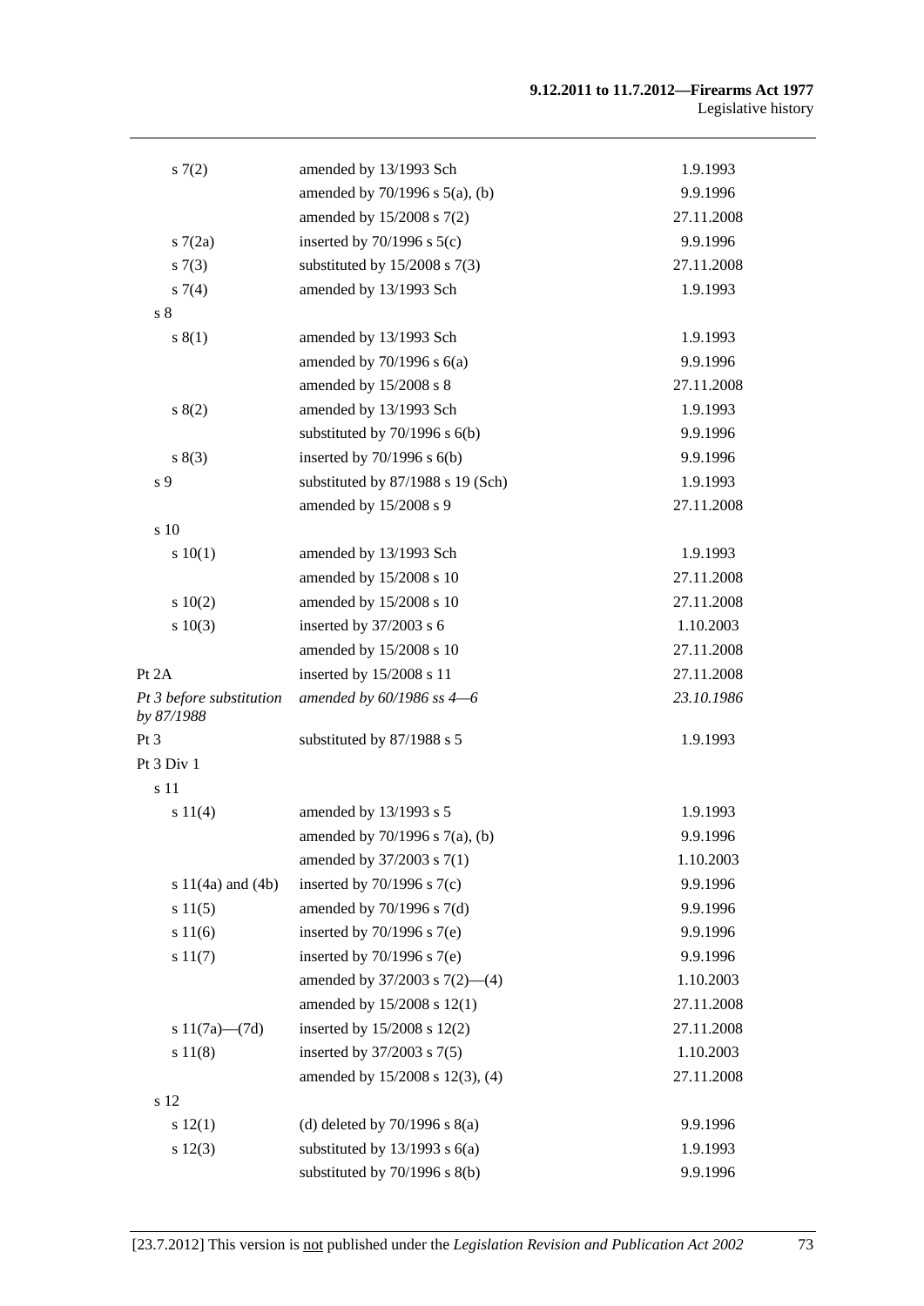| | | |
|---|---|---|
| s 7(2) | amended by 13/1993 Sch | 1.9.1993 |
| | amended by 70/1996 s 5(a), (b) | 9.9.1996 |
| | amended by 15/2008 s 7(2) | 27.11.2008 |
| s 7(2a) | inserted by 70/1996 s 5(c) | 9.9.1996 |
| s 7(3) | substituted by 15/2008 s 7(3) | 27.11.2008 |
| s 7(4) | amended by 13/1993 Sch | 1.9.1993 |
| s 8 | | |
| s 8(1) | amended by 13/1993 Sch | 1.9.1993 |
| | amended by 70/1996 s 6(a) | 9.9.1996 |
| | amended by 15/2008 s 8 | 27.11.2008 |
| s 8(2) | amended by 13/1993 Sch | 1.9.1993 |
| | substituted by 70/1996 s 6(b) | 9.9.1996 |
| s 8(3) | inserted by 70/1996 s 6(b) | 9.9.1996 |
| s 9 | substituted by 87/1988 s 19 (Sch) | 1.9.1993 |
| | amended by 15/2008 s 9 | 27.11.2008 |
| s 10 | | |
| s 10(1) | amended by 13/1993 Sch | 1.9.1993 |
| | amended by 15/2008 s 10 | 27.11.2008 |
| s 10(2) | amended by 15/2008 s 10 | 27.11.2008 |
| s 10(3) | inserted by 37/2003 s 6 | 1.10.2003 |
| | amended by 15/2008 s 10 | 27.11.2008 |
| Pt 2A | inserted by 15/2008 s 11 | 27.11.2008 |
| *Pt 3 before substitution by 87/1988* | *amended by 60/1986 ss 4—6* | *23.10.1986* |
| Pt 3 | substituted by 87/1988 s 5 | 1.9.1993 |
| Pt 3 Div 1 | | |
| s 11 | | |
| s 11(4) | amended by 13/1993 s 5 | 1.9.1993 |
| | amended by 70/1996 s 7(a), (b) | 9.9.1996 |
| | amended by 37/2003 s 7(1) | 1.10.2003 |
| s 11(4a) and (4b) | inserted by 70/1996 s 7(c) | 9.9.1996 |
| s 11(5) | amended by 70/1996 s 7(d) | 9.9.1996 |
| s 11(6) | inserted by 70/1996 s 7(e) | 9.9.1996 |
| s 11(7) | inserted by 70/1996 s 7(e) | 9.9.1996 |
| | amended by 37/2003 s 7(2)—(4) | 1.10.2003 |
| | amended by 15/2008 s 12(1) | 27.11.2008 |
| s 11(7a)—(7d) | inserted by 15/2008 s 12(2) | 27.11.2008 |
| s 11(8) | inserted by 37/2003 s 7(5) | 1.10.2003 |
| | amended by 15/2008 s 12(3), (4) | 27.11.2008 |
| s 12 | | |
| s 12(1) | (d) deleted by 70/1996 s 8(a) | 9.9.1996 |
| s 12(3) | substituted by 13/1993 s 6(a) | 1.9.1993 |
| | substituted by 70/1996 s 8(b) | 9.9.1996 |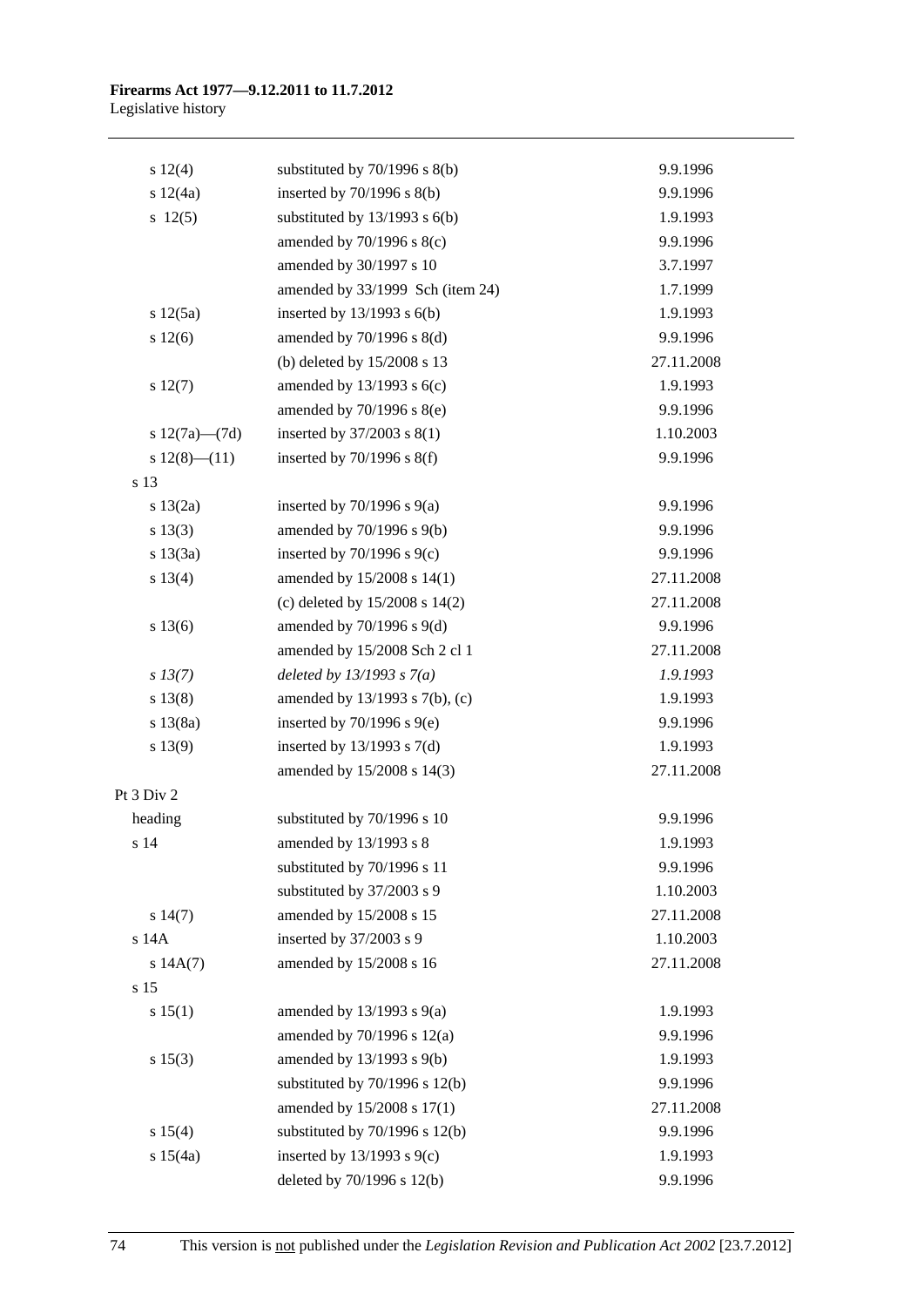| | | |
|---|---|---|
| s 12(4) | substituted by 70/1996 s 8(b) | 9.9.1996 |
| s 12(4a) | inserted by 70/1996 s 8(b) | 9.9.1996 |
| s 12(5) | substituted by 13/1993 s 6(b) | 1.9.1993 |
| | amended by 70/1996 s 8(c) | 9.9.1996 |
| | amended by 30/1997 s 10 | 3.7.1997 |
| | amended by 33/1999 Sch (item 24) | 1.7.1999 |
| s 12(5a) | inserted by 13/1993 s 6(b) | 1.9.1993 |
| s 12(6) | amended by 70/1996 s 8(d) | 9.9.1996 |
| | (b) deleted by 15/2008 s 13 | 27.11.2008 |
| s 12(7) | amended by 13/1993 s 6(c) | 1.9.1993 |
| | amended by 70/1996 s 8(e) | 9.9.1996 |
| s 12(7a)—(7d) | inserted by 37/2003 s 8(1) | 1.10.2003 |
| s 12(8)—(11) | inserted by 70/1996 s 8(f) | 9.9.1996 |
| s 13 | | |
| s 13(2a) | inserted by 70/1996 s 9(a) | 9.9.1996 |
| s 13(3) | amended by 70/1996 s 9(b) | 9.9.1996 |
| s 13(3a) | inserted by 70/1996 s 9(c) | 9.9.1996 |
| s 13(4) | amended by 15/2008 s 14(1) | 27.11.2008 |
| | (c) deleted by 15/2008 s 14(2) | 27.11.2008 |
| s 13(6) | amended by 70/1996 s 9(d) | 9.9.1996 |
| | amended by 15/2008 Sch 2 cl 1 | 27.11.2008 |
| *s 13(7)* | *deleted by 13/1993 s 7(a)* | *1.9.1993* |
| s 13(8) | amended by 13/1993 s 7(b), (c) | 1.9.1993 |
| s 13(8a) | inserted by 70/1996 s 9(e) | 9.9.1996 |
| s 13(9) | inserted by 13/1993 s 7(d) | 1.9.1993 |
| | amended by 15/2008 s 14(3) | 27.11.2008 |
| Pt 3 Div 2 | | |
| heading | substituted by 70/1996 s 10 | 9.9.1996 |
| s 14 | amended by 13/1993 s 8 | 1.9.1993 |
| | substituted by 70/1996 s 11 | 9.9.1996 |
| | substituted by 37/2003 s 9 | 1.10.2003 |
| s 14(7) | amended by 15/2008 s 15 | 27.11.2008 |
| s 14A | inserted by 37/2003 s 9 | 1.10.2003 |
| s 14A(7) | amended by 15/2008 s 16 | 27.11.2008 |
| s 15 | | |
| s 15(1) | amended by 13/1993 s 9(a) | 1.9.1993 |
| | amended by 70/1996 s 12(a) | 9.9.1996 |
| s 15(3) | amended by 13/1993 s 9(b) | 1.9.1993 |
| | substituted by 70/1996 s 12(b) | 9.9.1996 |
| | amended by 15/2008 s 17(1) | 27.11.2008 |
| s 15(4) | substituted by 70/1996 s 12(b) | 9.9.1996 |
| s 15(4a) | inserted by 13/1993 s 9(c) | 1.9.1993 |
| | deleted by 70/1996 s 12(b) | 9.9.1996 |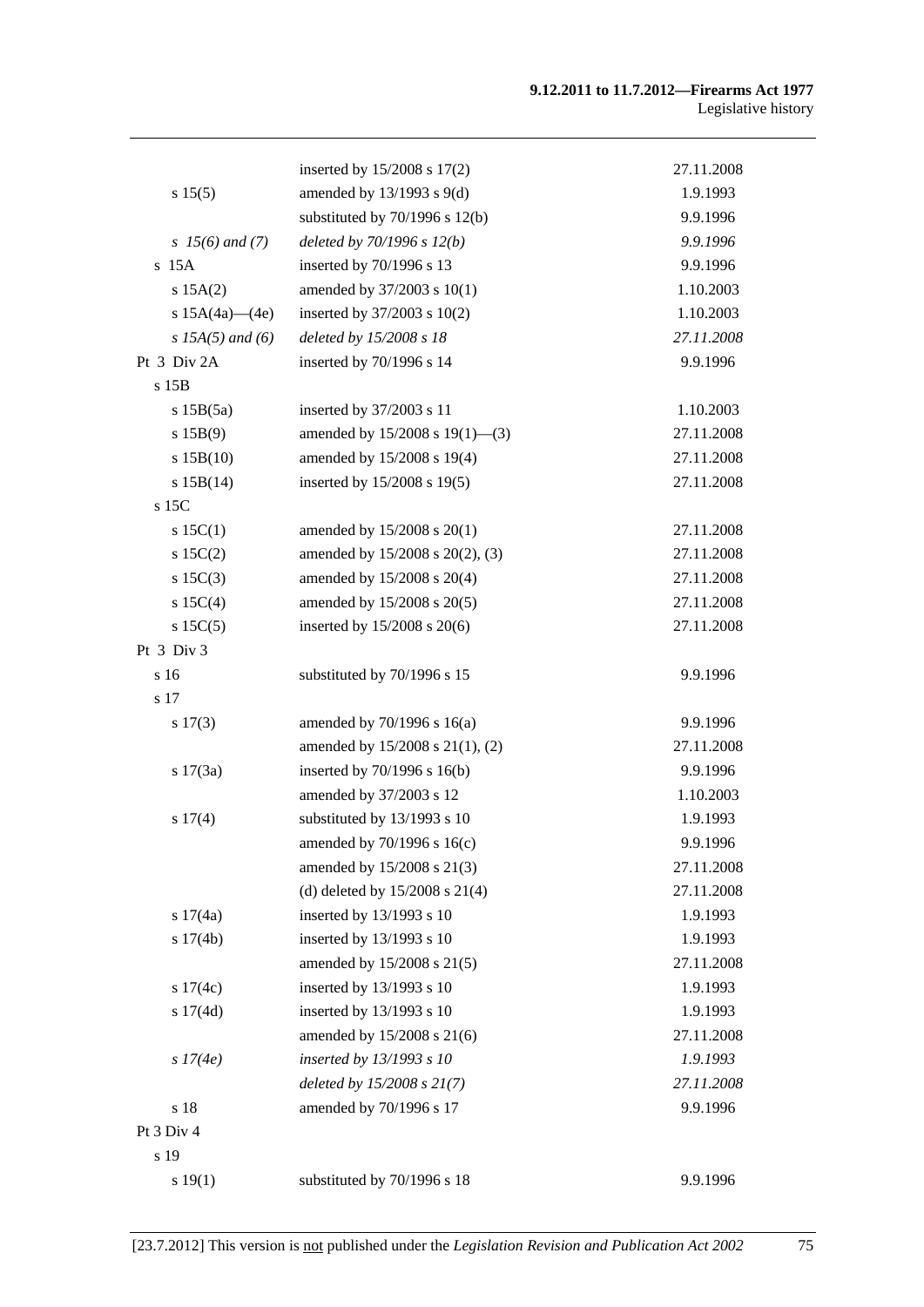| | | |
|---|---|---|
| | inserted by 15/2008 s 17(2) | 27.11.2008 |
| s 15(5) | amended by 13/1993 s 9(d) | 1.9.1993 |
| | substituted by 70/1996 s 12(b) | 9.9.1996 |
| *s 15(6) and (7)* | *deleted by 70/1996 s 12(b)* | *9.9.1996* |
| s 15A | inserted by 70/1996 s 13 | 9.9.1996 |
| s 15A(2) | amended by 37/2003 s 10(1) | 1.10.2003 |
| s 15A(4a)—(4e) | inserted by 37/2003 s 10(2) | 1.10.2003 |
| *s 15A(5) and (6)* | *deleted by 15/2008 s 18* | *27.11.2008* |
| Pt 3 Div 2A | inserted by 70/1996 s 14 | 9.9.1996 |
| s 15B | | |
| s 15B(5a) | inserted by 37/2003 s 11 | 1.10.2003 |
| s 15B(9) | amended by 15/2008 s 19(1)—(3) | 27.11.2008 |
| s 15B(10) | amended by 15/2008 s 19(4) | 27.11.2008 |
| s 15B(14) | inserted by 15/2008 s 19(5) | 27.11.2008 |
| s 15C | | |
| s 15C(1) | amended by 15/2008 s 20(1) | 27.11.2008 |
| s 15C(2) | amended by 15/2008 s 20(2), (3) | 27.11.2008 |
| s 15C(3) | amended by 15/2008 s 20(4) | 27.11.2008 |
| s 15C(4) | amended by 15/2008 s 20(5) | 27.11.2008 |
| s 15C(5) | inserted by 15/2008 s 20(6) | 27.11.2008 |
| Pt 3 Div 3 | | |
| s 16 | substituted by 70/1996 s 15 | 9.9.1996 |
| s 17 | | |
| s 17(3) | amended by 70/1996 s 16(a) | 9.9.1996 |
| | amended by 15/2008 s 21(1), (2) | 27.11.2008 |
| s 17(3a) | inserted by 70/1996 s 16(b) | 9.9.1996 |
| | amended by 37/2003 s 12 | 1.10.2003 |
| s 17(4) | substituted by 13/1993 s 10 | 1.9.1993 |
| | amended by 70/1996 s 16(c) | 9.9.1996 |
| | amended by 15/2008 s 21(3) | 27.11.2008 |
| | (d) deleted by 15/2008 s 21(4) | 27.11.2008 |
| s 17(4a) | inserted by 13/1993 s 10 | 1.9.1993 |
| s 17(4b) | inserted by 13/1993 s 10 | 1.9.1993 |
| | amended by 15/2008 s 21(5) | 27.11.2008 |
| s 17(4c) | inserted by 13/1993 s 10 | 1.9.1993 |
| s 17(4d) | inserted by 13/1993 s 10 | 1.9.1993 |
| | amended by 15/2008 s 21(6) | 27.11.2008 |
| *s 17(4e)* | *inserted by 13/1993 s 10* | *1.9.1993* |
| | *deleted by 15/2008 s 21(7)* | *27.11.2008* |
| s 18 | amended by 70/1996 s 17 | 9.9.1996 |
| Pt 3 Div 4 | | |
| s 19 | | |
| s 19(1) | substituted by 70/1996 s 18 | 9.9.1996 |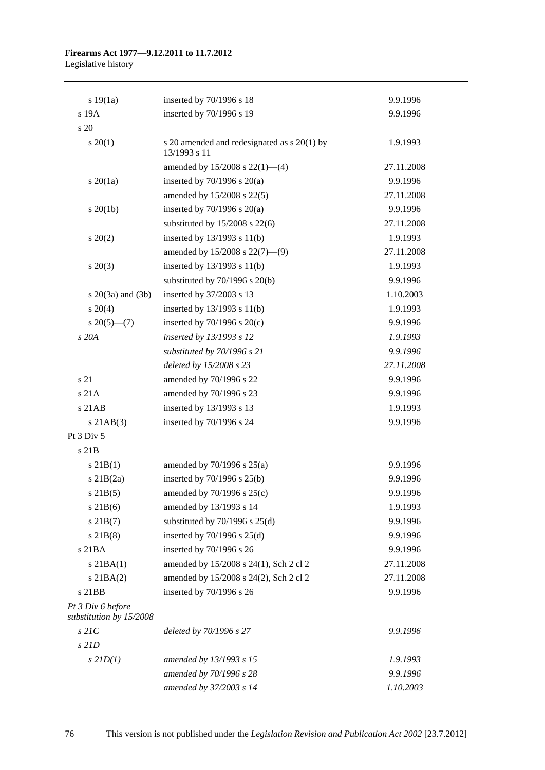| | | |
|---|---|---|
| s 19(1a) | inserted by 70/1996 s 18 | 9.9.1996 |
| s 19A | inserted by 70/1996 s 19 | 9.9.1996 |
| s 20 | | |
| s 20(1) | s 20 amended and redesignated as s 20(1) by 13/1993 s 11 | 1.9.1993 |
| | amended by 15/2008 s 22(1)—(4) | 27.11.2008 |
| s 20(1a) | inserted by 70/1996 s 20(a) | 9.9.1996 |
| | amended by 15/2008 s 22(5) | 27.11.2008 |
| s 20(1b) | inserted by 70/1996 s 20(a) | 9.9.1996 |
| | substituted by 15/2008 s 22(6) | 27.11.2008 |
| s 20(2) | inserted by 13/1993 s 11(b) | 1.9.1993 |
| | amended by 15/2008 s 22(7)—(9) | 27.11.2008 |
| s 20(3) | inserted by 13/1993 s 11(b) | 1.9.1993 |
| | substituted by 70/1996 s 20(b) | 9.9.1996 |
| s 20(3a) and (3b) | inserted by 37/2003 s 13 | 1.10.2003 |
| s 20(4) | inserted by 13/1993 s 11(b) | 1.9.1993 |
| s 20(5)—(7) | inserted by 70/1996 s 20(c) | 9.9.1996 |
| *s 20A* | *inserted by 13/1993 s 12* | *1.9.1993* |
| | *substituted by 70/1996 s 21* | *9.9.1996* |
| | *deleted by 15/2008 s 23* | *27.11.2008* |
| s 21 | amended by 70/1996 s 22 | 9.9.1996 |
| s 21A | amended by 70/1996 s 23 | 9.9.1996 |
| s 21AB | inserted by 13/1993 s 13 | 1.9.1993 |
| s 21AB(3) | inserted by 70/1996 s 24 | 9.9.1996 |
| Pt 3 Div 5 | | |
| s 21B | | |
| s 21B(1) | amended by 70/1996 s 25(a) | 9.9.1996 |
| s 21B(2a) | inserted by 70/1996 s 25(b) | 9.9.1996 |
| s 21B(5) | amended by 70/1996 s 25(c) | 9.9.1996 |
| s 21B(6) | amended by 13/1993 s 14 | 1.9.1993 |
| s 21B(7) | substituted by 70/1996 s 25(d) | 9.9.1996 |
| s 21B(8) | inserted by 70/1996 s 25(d) | 9.9.1996 |
| s 21BA | inserted by 70/1996 s 26 | 9.9.1996 |
| s 21BA(1) | amended by 15/2008 s 24(1), Sch 2 cl 2 | 27.11.2008 |
| s 21BA(2) | amended by 15/2008 s 24(2), Sch 2 cl 2 | 27.11.2008 |
| s 21BB | inserted by 70/1996 s 26 | 9.9.1996 |
| *Pt 3 Div 6 before substitution by 15/2008* | | |
| *s 21C* | *deleted by 70/1996 s 27* | *9.9.1996* |
| *s 21D* | | |
| *s 21D(1)* | *amended by 13/1993 s 15* | *1.9.1993* |
| | *amended by 70/1996 s 28* | *9.9.1996* |
| | *amended by 37/2003 s 14* | *1.10.2003* |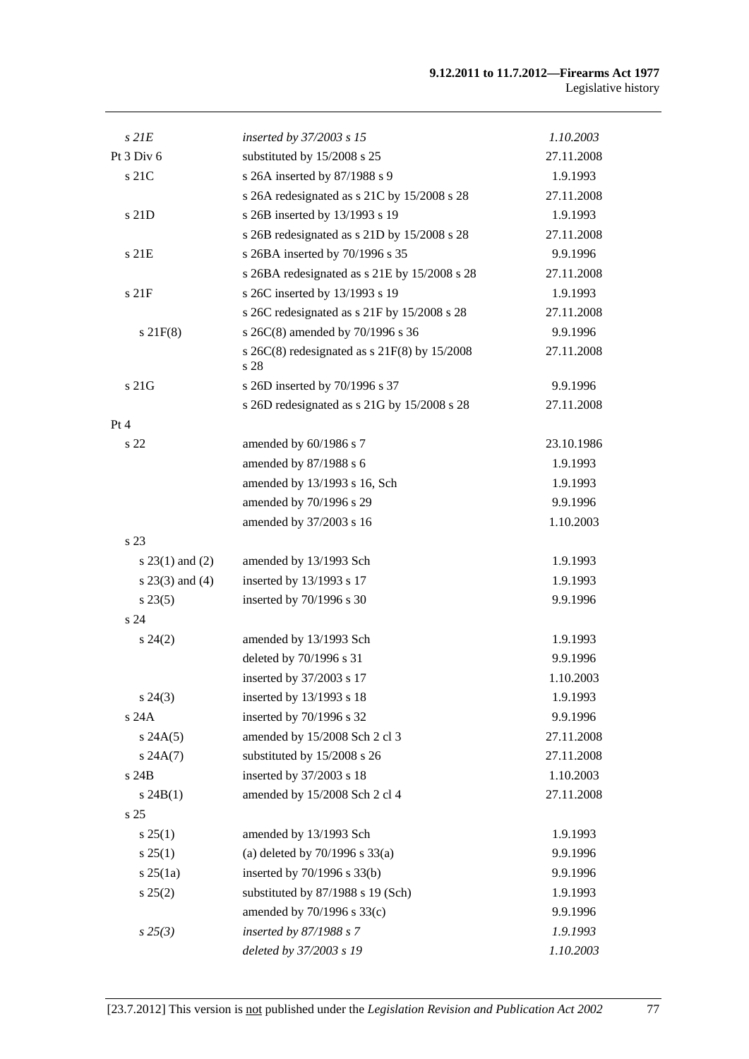| | | |
|---|---|---|
| *s 21E* | *inserted by 37/2003 s 15* | *1.10.2003* |
| Pt 3 Div 6 | substituted by 15/2008 s 25 | 27.11.2008 |
| s 21C | s 26A inserted by 87/1988 s 9 | 1.9.1993 |
| | s 26A redesignated as s 21C by 15/2008 s 28 | 27.11.2008 |
| s 21D | s 26B inserted by 13/1993 s 19 | 1.9.1993 |
| | s 26B redesignated as s 21D by 15/2008 s 28 | 27.11.2008 |
| s 21E | s 26BA inserted by 70/1996 s 35 | 9.9.1996 |
| | s 26BA redesignated as s 21E by 15/2008 s 28 | 27.11.2008 |
| s 21F | s 26C inserted by 13/1993 s 19 | 1.9.1993 |
| | s 26C redesignated as s 21F by 15/2008 s 28 | 27.11.2008 |
| s 21F(8) | s 26C(8) amended by 70/1996 s 36 | 9.9.1996 |
| | s 26C(8) redesignated as s 21F(8) by 15/2008 s 28 | 27.11.2008 |
| s 21G | s 26D inserted by 70/1996 s 37 | 9.9.1996 |
| | s 26D redesignated as s 21G by 15/2008 s 28 | 27.11.2008 |
| Pt 4 | | |
| s 22 | amended by 60/1986 s 7 | 23.10.1986 |
| | amended by 87/1988 s 6 | 1.9.1993 |
| | amended by 13/1993 s 16, Sch | 1.9.1993 |
| | amended by 70/1996 s 29 | 9.9.1996 |
| | amended by 37/2003 s 16 | 1.10.2003 |
| s 23 | | |
| s 23(1) and (2) | amended by 13/1993 Sch | 1.9.1993 |
| s 23(3) and (4) | inserted by 13/1993 s 17 | 1.9.1993 |
| s 23(5) | inserted by 70/1996 s 30 | 9.9.1996 |
| s 24 | | |
| s 24(2) | amended by 13/1993 Sch | 1.9.1993 |
| | deleted by 70/1996 s 31 | 9.9.1996 |
| | inserted by 37/2003 s 17 | 1.10.2003 |
| s 24(3) | inserted by 13/1993 s 18 | 1.9.1993 |
| s 24A | inserted by 70/1996 s 32 | 9.9.1996 |
| s 24A(5) | amended by 15/2008 Sch 2 cl 3 | 27.11.2008 |
| s 24A(7) | substituted by 15/2008 s 26 | 27.11.2008 |
| s 24B | inserted by 37/2003 s 18 | 1.10.2003 |
| s 24B(1) | amended by 15/2008 Sch 2 cl 4 | 27.11.2008 |
| s 25 | | |
| s 25(1) | amended by 13/1993 Sch | 1.9.1993 |
| s 25(1) | (a) deleted by 70/1996 s 33(a) | 9.9.1996 |
| s 25(1a) | inserted by 70/1996 s 33(b) | 9.9.1996 |
| s 25(2) | substituted by 87/1988 s 19 (Sch) | 1.9.1993 |
| | amended by 70/1996 s 33(c) | 9.9.1996 |
| *s 25(3)* | *inserted by 87/1988 s 7* | *1.9.1993* |
| | *deleted by 37/2003 s 19* | *1.10.2003* |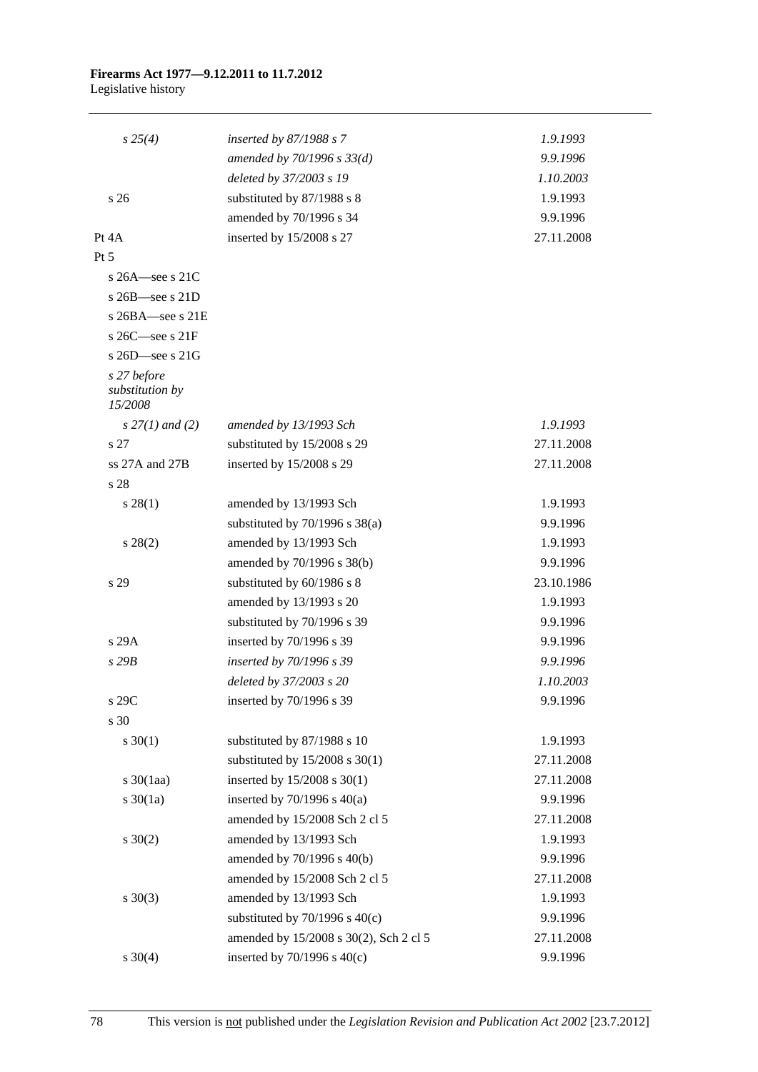| | | |
|---|---|---|
| *s 25(4)* | *inserted by 87/1988 s 7* | *1.9.1993* |
| | *amended by 70/1996 s 33(d)* | *9.9.1996* |
| | *deleted by 37/2003 s 19* | *1.10.2003* |
| s 26 | substituted by 87/1988 s 8 | 1.9.1993 |
| | amended by 70/1996 s 34 | 9.9.1996 |
| Pt 4A | inserted by 15/2008 s 27 | 27.11.2008 |
| Pt 5 | | |
| s 26A—see s 21C | | |
| s 26B—see s 21D | | |
| s 26BA—see s 21E | | |
| s 26C—see s 21F | | |
| s 26D—see s 21G | | |
| *s 27 before substitution by 15/2008* | | |
| *s 27(1) and (2)* | *amended by 13/1993 Sch* | *1.9.1993* |
| s 27 | substituted by 15/2008 s 29 | 27.11.2008 |
| ss 27A and 27B | inserted by 15/2008 s 29 | 27.11.2008 |
| s 28 | | |
| s 28(1) | amended by 13/1993 Sch | 1.9.1993 |
| | substituted by 70/1996 s 38(a) | 9.9.1996 |
| s 28(2) | amended by 13/1993 Sch | 1.9.1993 |
| | amended by 70/1996 s 38(b) | 9.9.1996 |
| s 29 | substituted by 60/1986 s 8 | 23.10.1986 |
| | amended by 13/1993 s 20 | 1.9.1993 |
| | substituted by 70/1996 s 39 | 9.9.1996 |
| s 29A | inserted by 70/1996 s 39 | 9.9.1996 |
| *s 29B* | *inserted by 70/1996 s 39* | *9.9.1996* |
| | *deleted by 37/2003 s 20* | *1.10.2003* |
| s 29C | inserted by 70/1996 s 39 | 9.9.1996 |
| s 30 | | |
| s 30(1) | substituted by 87/1988 s 10 | 1.9.1993 |
| | substituted by 15/2008 s 30(1) | 27.11.2008 |
| s 30(1aa) | inserted by 15/2008 s 30(1) | 27.11.2008 |
| s 30(1a) | inserted by 70/1996 s 40(a) | 9.9.1996 |
| | amended by 15/2008 Sch 2 cl 5 | 27.11.2008 |
| s 30(2) | amended by 13/1993 Sch | 1.9.1993 |
| | amended by 70/1996 s 40(b) | 9.9.1996 |
| | amended by 15/2008 Sch 2 cl 5 | 27.11.2008 |
| s 30(3) | amended by 13/1993 Sch | 1.9.1993 |
| | substituted by 70/1996 s 40(c) | 9.9.1996 |
| | amended by 15/2008 s 30(2), Sch 2 cl 5 | 27.11.2008 |
| s 30(4) | inserted by 70/1996 s 40(c) | 9.9.1996 |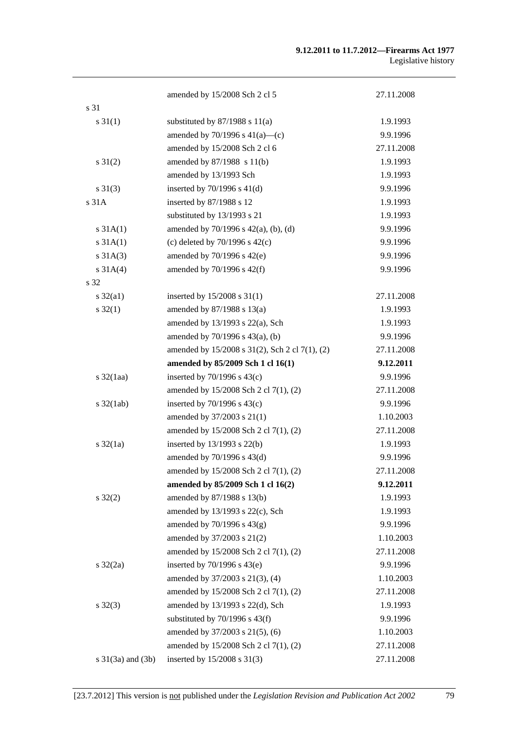| | | |
|---|---|---|
| | amended by 15/2008 Sch 2 cl 5 | 27.11.2008 |
| s 31 | | |
| s 31(1) | substituted by 87/1988 s 11(a) | 1.9.1993 |
| | amended by 70/1996 s 41(a)—(c) | 9.9.1996 |
| | amended by 15/2008 Sch 2 cl 6 | 27.11.2008 |
| s 31(2) | amended by 87/1988 s 11(b) | 1.9.1993 |
| | amended by 13/1993 Sch | 1.9.1993 |
| s 31(3) | inserted by 70/1996 s 41(d) | 9.9.1996 |
| s 31A | inserted by 87/1988 s 12 | 1.9.1993 |
| | substituted by 13/1993 s 21 | 1.9.1993 |
| s 31A(1) | amended by 70/1996 s 42(a), (b), (d) | 9.9.1996 |
| s 31A(1) | (c) deleted by 70/1996 s 42(c) | 9.9.1996 |
| s 31A(3) | amended by 70/1996 s 42(e) | 9.9.1996 |
| s 31A(4) | amended by 70/1996 s 42(f) | 9.9.1996 |
| s 32 | | |
| s 32(a1) | inserted by 15/2008 s 31(1) | 27.11.2008 |
| s 32(1) | amended by 87/1988 s 13(a) | 1.9.1993 |
| | amended by 13/1993 s 22(a), Sch | 1.9.1993 |
| | amended by 70/1996 s 43(a), (b) | 9.9.1996 |
| | amended by 15/2008 s 31(2), Sch 2 cl 7(1), (2) | 27.11.2008 |
| | **amended by 85/2009 Sch 1 cl 16(1)** | **9.12.2011** |
| s 32(1aa) | inserted by 70/1996 s 43(c) | 9.9.1996 |
| | amended by 15/2008 Sch 2 cl 7(1), (2) | 27.11.2008 |
| s 32(1ab) | inserted by 70/1996 s 43(c) | 9.9.1996 |
| | amended by 37/2003 s 21(1) | 1.10.2003 |
| | amended by 15/2008 Sch 2 cl 7(1), (2) | 27.11.2008 |
| s 32(1a) | inserted by 13/1993 s 22(b) | 1.9.1993 |
| | amended by 70/1996 s 43(d) | 9.9.1996 |
| | amended by 15/2008 Sch 2 cl 7(1), (2) | 27.11.2008 |
| | **amended by 85/2009 Sch 1 cl 16(2)** | **9.12.2011** |
| s 32(2) | amended by 87/1988 s 13(b) | 1.9.1993 |
| | amended by 13/1993 s 22(c), Sch | 1.9.1993 |
| | amended by 70/1996 s 43(g) | 9.9.1996 |
| | amended by 37/2003 s 21(2) | 1.10.2003 |
| | amended by 15/2008 Sch 2 cl 7(1), (2) | 27.11.2008 |
| s 32(2a) | inserted by 70/1996 s 43(e) | 9.9.1996 |
| | amended by 37/2003 s 21(3), (4) | 1.10.2003 |
| | amended by 15/2008 Sch 2 cl 7(1), (2) | 27.11.2008 |
| s 32(3) | amended by 13/1993 s 22(d), Sch | 1.9.1993 |
| | substituted by 70/1996 s 43(f) | 9.9.1996 |
| | amended by 37/2003 s 21(5), (6) | 1.10.2003 |
| | amended by 15/2008 Sch 2 cl 7(1), (2) | 27.11.2008 |
| s 31(3a) and (3b) | inserted by 15/2008 s 31(3) | 27.11.2008 |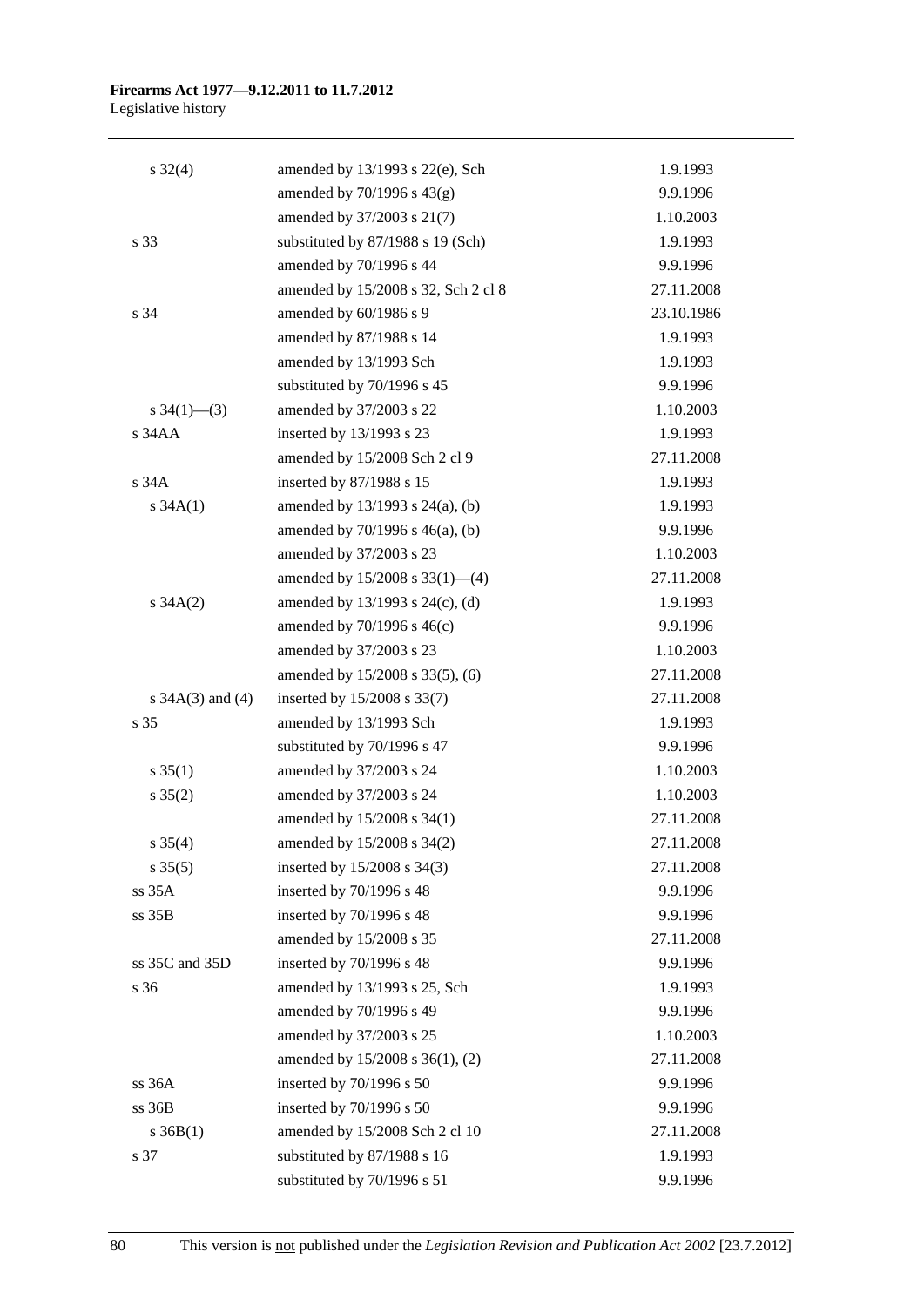| | | |
|---|---|---|
| s 32(4) | amended by 13/1993 s 22(e), Sch | 1.9.1993 |
| | amended by 70/1996 s 43(g) | 9.9.1996 |
| | amended by 37/2003 s 21(7) | 1.10.2003 |
| s 33 | substituted by 87/1988 s 19 (Sch) | 1.9.1993 |
| | amended by 70/1996 s 44 | 9.9.1996 |
| | amended by 15/2008 s 32, Sch 2 cl 8 | 27.11.2008 |
| s 34 | amended by 60/1986 s 9 | 23.10.1986 |
| | amended by 87/1988 s 14 | 1.9.1993 |
| | amended by 13/1993 Sch | 1.9.1993 |
| | substituted by 70/1996 s 45 | 9.9.1996 |
| s 34(1)—(3) | amended by 37/2003 s 22 | 1.10.2003 |
| s 34AA | inserted by 13/1993 s 23 | 1.9.1993 |
| | amended by 15/2008 Sch 2 cl 9 | 27.11.2008 |
| s 34A | inserted by 87/1988 s 15 | 1.9.1993 |
| s 34A(1) | amended by 13/1993 s 24(a), (b) | 1.9.1993 |
| | amended by 70/1996 s 46(a), (b) | 9.9.1996 |
| | amended by 37/2003 s 23 | 1.10.2003 |
| | amended by 15/2008 s 33(1)—(4) | 27.11.2008 |
| s 34A(2) | amended by 13/1993 s 24(c), (d) | 1.9.1993 |
| | amended by 70/1996 s 46(c) | 9.9.1996 |
| | amended by 37/2003 s 23 | 1.10.2003 |
| | amended by 15/2008 s 33(5), (6) | 27.11.2008 |
| s 34A(3) and (4) | inserted by 15/2008 s 33(7) | 27.11.2008 |
| s 35 | amended by 13/1993 Sch | 1.9.1993 |
| | substituted by 70/1996 s 47 | 9.9.1996 |
| s 35(1) | amended by 37/2003 s 24 | 1.10.2003 |
| s 35(2) | amended by 37/2003 s 24 | 1.10.2003 |
| | amended by 15/2008 s 34(1) | 27.11.2008 |
| s 35(4) | amended by 15/2008 s 34(2) | 27.11.2008 |
| s 35(5) | inserted by 15/2008 s 34(3) | 27.11.2008 |
| ss 35A | inserted by 70/1996 s 48 | 9.9.1996 |
| ss 35B | inserted by 70/1996 s 48 | 9.9.1996 |
| | amended by 15/2008 s 35 | 27.11.2008 |
| ss 35C and 35D | inserted by 70/1996 s 48 | 9.9.1996 |
| s 36 | amended by 13/1993 s 25, Sch | 1.9.1993 |
| | amended by 70/1996 s 49 | 9.9.1996 |
| | amended by 37/2003 s 25 | 1.10.2003 |
| | amended by 15/2008 s 36(1), (2) | 27.11.2008 |
| ss 36A | inserted by 70/1996 s 50 | 9.9.1996 |
| ss 36B | inserted by 70/1996 s 50 | 9.9.1996 |
| s 36B(1) | amended by 15/2008 Sch 2 cl 10 | 27.11.2008 |
| s 37 | substituted by 87/1988 s 16 | 1.9.1993 |
| | substituted by 70/1996 s 51 | 9.9.1996 |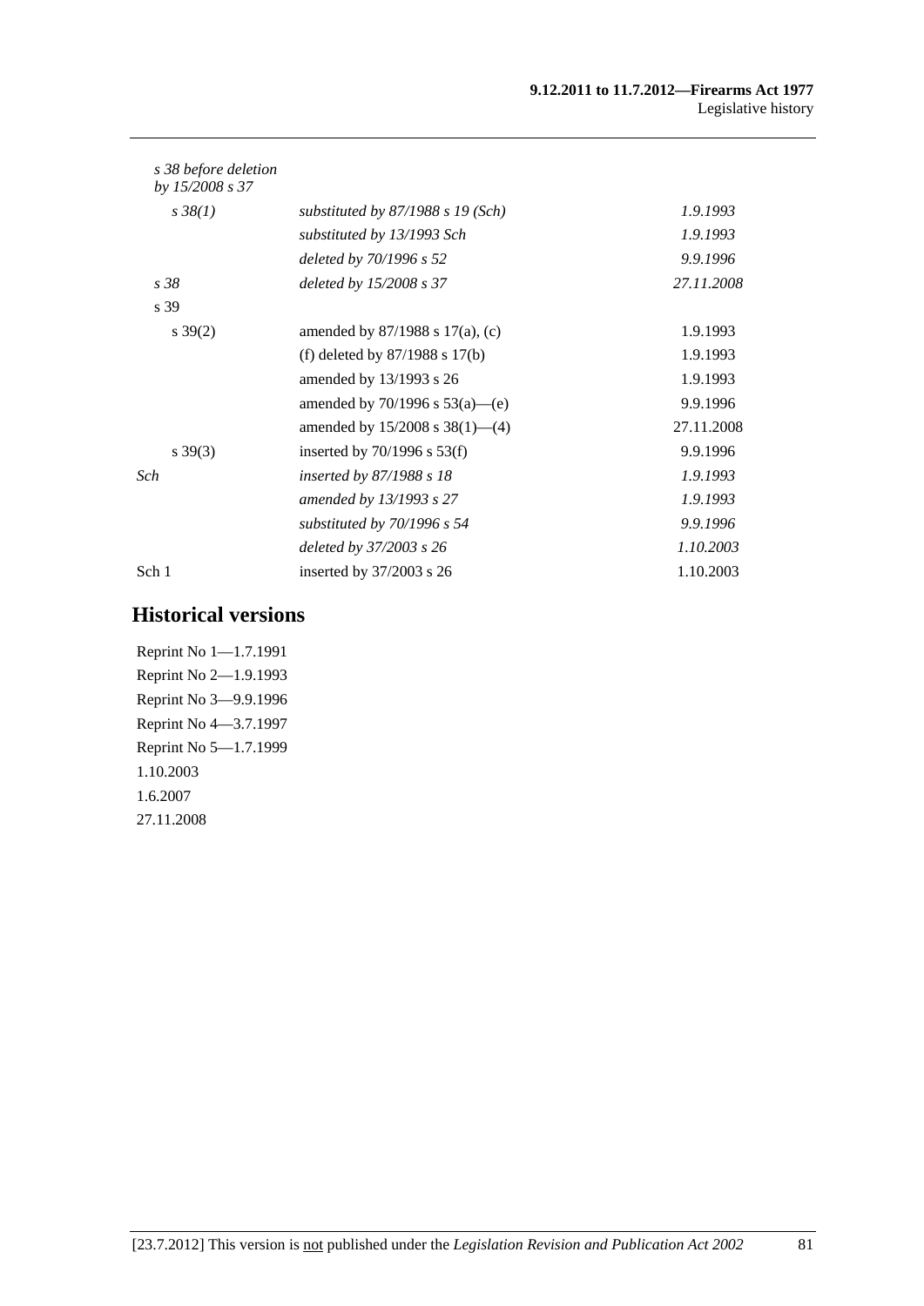| | | |
|---|---|---|
| *s 38 before deletion by 15/2008 s 37* | | |
| *s 38(1)* | *substituted by 87/1988 s 19 (Sch)* | *1.9.1993* |
| | *substituted by 13/1993 Sch* | *1.9.1993* |
| | *deleted by 70/1996 s 52* | *9.9.1996* |
| *s 38* | *deleted by 15/2008 s 37* | *27.11.2008* |
| s 39 | | |
| s 39(2) | amended by 87/1988 s 17(a), (c) | 1.9.1993 |
| | (f) deleted by 87/1988 s 17(b) | 1.9.1993 |
| | amended by 13/1993 s 26 | 1.9.1993 |
| | amended by 70/1996 s 53(a)—(e) | 9.9.1996 |
| | amended by 15/2008 s 38(1)—(4) | 27.11.2008 |
| s 39(3) | inserted by 70/1996 s 53(f) | 9.9.1996 |
| *Sch* | *inserted by 87/1988 s 18* | *1.9.1993* |
| | *amended by 13/1993 s 27* | *1.9.1993* |
| | *substituted by 70/1996 s 54* | *9.9.1996* |
| | *deleted by 37/2003 s 26* | *1.10.2003* |
| Sch 1 | inserted by 37/2003 s 26 | 1.10.2003 |

## Historical versions

Reprint No 1—1.7.1991
Reprint No 2—1.9.1993
Reprint No 3—9.9.1996
Reprint No 4—3.7.1997
Reprint No 5—1.7.1999
1.10.2003
1.6.2007
27.11.2008